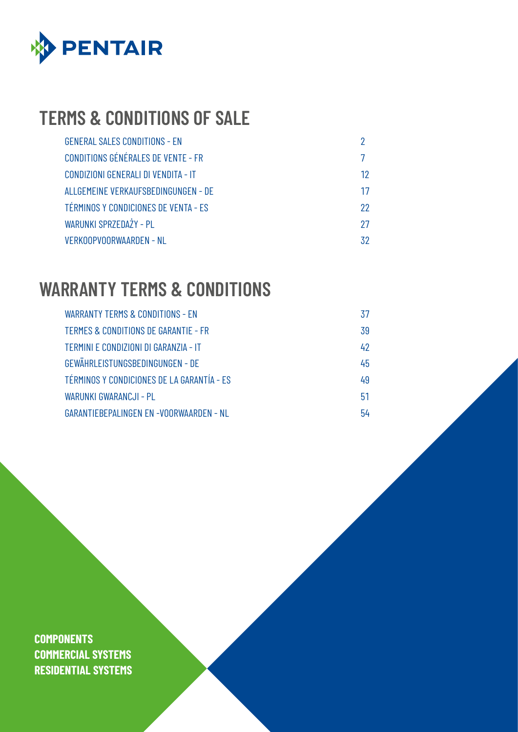PENTAIR

# TERMS & CONDITIONS OF SALE

| | |
|---|---|
| GENERAL SALES CONDITIONS - EN | 2 |
| CONDITIONS GÉNÉRALES DE VENTE - FR | 7 |
| CONDIZIONI GENERALI DI VENDITA - IT | 12 |
| ALLGEMEINE VERKAUFSBEDINGUNGEN - DE | 17 |
| TÉRMINOS Y CONDICIONES DE VENTA - ES | 22 |
| WARUNKI SPRZEDAŻY - PL | 27 |
| VERKOOPVOORWAARDEN - NL | 32 |

# WARRANTY TERMS & CONDITIONS

| | |
|---|---|
| WARRANTY TERMS & CONDITIONS - EN | 37 |
| TERMES & CONDITIONS DE GARANTIE - FR | 39 |
| TERMINI E CONDIZIONI DI GARANZIA - IT | 42 |
| GEWÄHRLEISTUNGSBEDINGUNGEN - DE | 45 |
| TÉRMINOS Y CONDICIONES DE LA GARANTÍA - ES | 49 |
| WARUNKI GWARANCJI - PL | 51 |
| GARANTIEBEPALINGEN EN -VOORWAARDEN - NL | 54 |

**COMPONENTS**
**COMMERCIAL SYSTEMS**
**RESIDENTIAL SYSTEMS**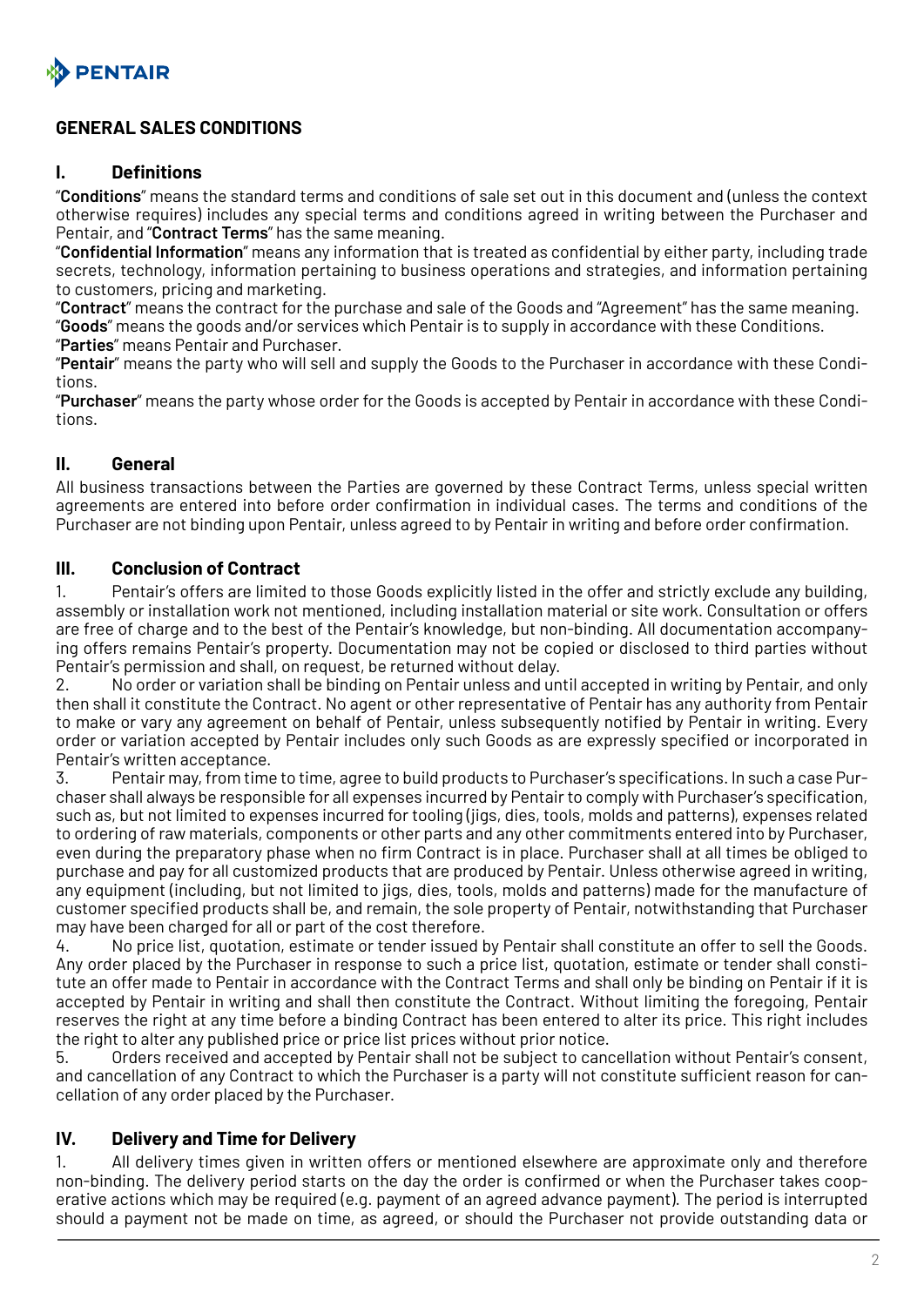## GENERAL SALES CONDITIONS

### I. Definitions

"**Conditions**" means the standard terms and conditions of sale set out in this document and (unless the context otherwise requires) includes any special terms and conditions agreed in writing between the Purchaser and Pentair, and "**Contract Terms**" has the same meaning.

"**Confidential Information**" means any information that is treated as confidential by either party, including trade secrets, technology, information pertaining to business operations and strategies, and information pertaining to customers, pricing and marketing.

"**Contract**" means the contract for the purchase and sale of the Goods and "Agreement" has the same meaning.

"**Goods**" means the goods and/or services which Pentair is to supply in accordance with these Conditions.

"**Parties**" means Pentair and Purchaser.

"**Pentair**" means the party who will sell and supply the Goods to the Purchaser in accordance with these Conditions.

"**Purchaser**" means the party whose order for the Goods is accepted by Pentair in accordance with these Conditions.

### II. General

All business transactions between the Parties are governed by these Contract Terms, unless special written agreements are entered into before order confirmation in individual cases. The terms and conditions of the Purchaser are not binding upon Pentair, unless agreed to by Pentair in writing and before order confirmation.

### III. Conclusion of Contract

1. Pentair's offers are limited to those Goods explicitly listed in the offer and strictly exclude any building, assembly or installation work not mentioned, including installation material or site work. Consultation or offers are free of charge and to the best of the Pentair's knowledge, but non-binding. All documentation accompanying offers remains Pentair's property. Documentation may not be copied or disclosed to third parties without Pentair's permission and shall, on request, be returned without delay.
2. No order or variation shall be binding on Pentair unless and until accepted in writing by Pentair, and only then shall it constitute the Contract. No agent or other representative of Pentair has any authority from Pentair to make or vary any agreement on behalf of Pentair, unless subsequently notified by Pentair in writing. Every order or variation accepted by Pentair includes only such Goods as are expressly specified or incorporated in Pentair's written acceptance.
3. Pentair may, from time to time, agree to build products to Purchaser's specifications. In such a case Purchaser shall always be responsible for all expenses incurred by Pentair to comply with Purchaser's specification, such as, but not limited to expenses incurred for tooling (jigs, dies, tools, molds and patterns), expenses related to ordering of raw materials, components or other parts and any other commitments entered into by Purchaser, even during the preparatory phase when no firm Contract is in place. Purchaser shall at all times be obliged to purchase and pay for all customized products that are produced by Pentair. Unless otherwise agreed in writing, any equipment (including, but not limited to jigs, dies, tools, molds and patterns) made for the manufacture of customer specified products shall be, and remain, the sole property of Pentair, notwithstanding that Purchaser may have been charged for all or part of the cost therefore.
4. No price list, quotation, estimate or tender issued by Pentair shall constitute an offer to sell the Goods. Any order placed by the Purchaser in response to such a price list, quotation, estimate or tender shall constitute an offer made to Pentair in accordance with the Contract Terms and shall only be binding on Pentair if it is accepted by Pentair in writing and shall then constitute the Contract. Without limiting the foregoing, Pentair reserves the right at any time before a binding Contract has been entered to alter its price. This right includes the right to alter any published price or price list prices without prior notice.
5. Orders received and accepted by Pentair shall not be subject to cancellation without Pentair's consent, and cancellation of any Contract to which the Purchaser is a party will not constitute sufficient reason for cancellation of any order placed by the Purchaser.

### IV. Delivery and Time for Delivery

1. All delivery times given in written offers or mentioned elsewhere are approximate only and therefore non-binding. The delivery period starts on the day the order is confirmed or when the Purchaser takes cooperative actions which may be required (e.g. payment of an agreed advance payment). The period is interrupted should a payment not be made on time, as agreed, or should the Purchaser not provide outstanding data or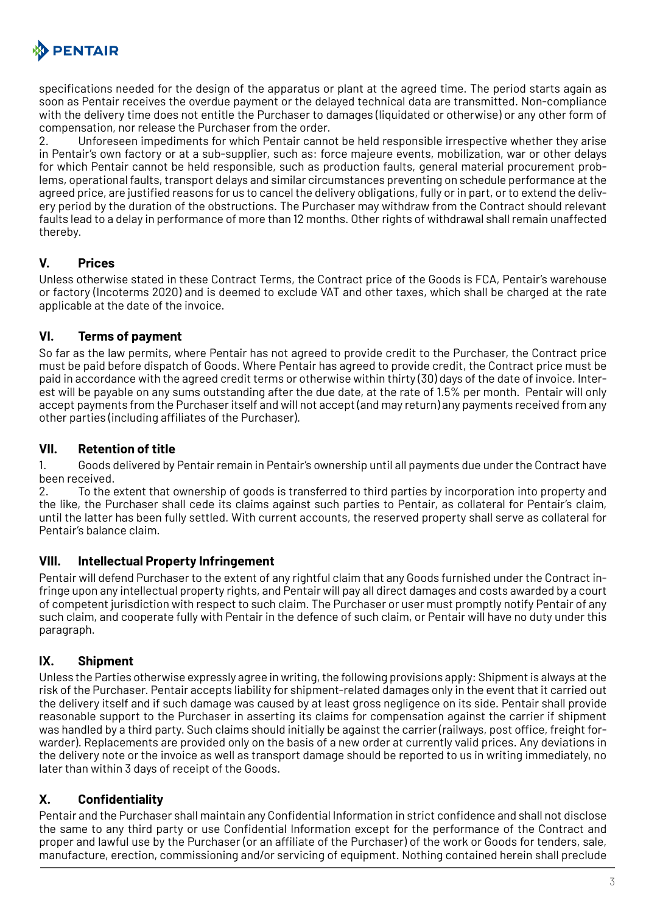specifications needed for the design of the apparatus or plant at the agreed time. The period starts again as soon as Pentair receives the overdue payment or the delayed technical data are transmitted. Non-compliance with the delivery time does not entitle the Purchaser to damages (liquidated or otherwise) or any other form of compensation, nor release the Purchaser from the order.

2. Unforeseen impediments for which Pentair cannot be held responsible irrespective whether they arise in Pentair's own factory or at a sub-supplier, such as: force majeure events, mobilization, war or other delays for which Pentair cannot be held responsible, such as production faults, general material procurement problems, operational faults, transport delays and similar circumstances preventing on schedule performance at the agreed price, are justified reasons for us to cancel the delivery obligations, fully or in part, or to extend the delivery period by the duration of the obstructions. The Purchaser may withdraw from the Contract should relevant faults lead to a delay in performance of more than 12 months. Other rights of withdrawal shall remain unaffected thereby.

## V. Prices

Unless otherwise stated in these Contract Terms, the Contract price of the Goods is FCA, Pentair's warehouse or factory (Incoterms 2020) and is deemed to exclude VAT and other taxes, which shall be charged at the rate applicable at the date of the invoice.

## VI. Terms of payment

So far as the law permits, where Pentair has not agreed to provide credit to the Purchaser, the Contract price must be paid before dispatch of Goods. Where Pentair has agreed to provide credit, the Contract price must be paid in accordance with the agreed credit terms or otherwise within thirty (30) days of the date of invoice. Interest will be payable on any sums outstanding after the due date, at the rate of 1.5% per month. Pentair will only accept payments from the Purchaser itself and will not accept (and may return) any payments received from any other parties (including affiliates of the Purchaser).

## VII. Retention of title

1. Goods delivered by Pentair remain in Pentair's ownership until all payments due under the Contract have been received.

2. To the extent that ownership of goods is transferred to third parties by incorporation into property and the like, the Purchaser shall cede its claims against such parties to Pentair, as collateral for Pentair's claim, until the latter has been fully settled. With current accounts, the reserved property shall serve as collateral for Pentair's balance claim.

## VIII. Intellectual Property Infringement

Pentair will defend Purchaser to the extent of any rightful claim that any Goods furnished under the Contract infringe upon any intellectual property rights, and Pentair will pay all direct damages and costs awarded by a court of competent jurisdiction with respect to such claim. The Purchaser or user must promptly notify Pentair of any such claim, and cooperate fully with Pentair in the defence of such claim, or Pentair will have no duty under this paragraph.

## IX. Shipment

Unless the Parties otherwise expressly agree in writing, the following provisions apply: Shipment is always at the risk of the Purchaser. Pentair accepts liability for shipment-related damages only in the event that it carried out the delivery itself and if such damage was caused by at least gross negligence on its side. Pentair shall provide reasonable support to the Purchaser in asserting its claims for compensation against the carrier if shipment was handled by a third party. Such claims should initially be against the carrier (railways, post office, freight forwarder). Replacements are provided only on the basis of a new order at currently valid prices. Any deviations in the delivery note or the invoice as well as transport damage should be reported to us in writing immediately, no later than within 3 days of receipt of the Goods.

## X. Confidentiality

Pentair and the Purchaser shall maintain any Confidential Information in strict confidence and shall not disclose the same to any third party or use Confidential Information except for the performance of the Contract and proper and lawful use by the Purchaser (or an affiliate of the Purchaser) of the work or Goods for tenders, sale, manufacture, erection, commissioning and/or servicing of equipment. Nothing contained herein shall preclude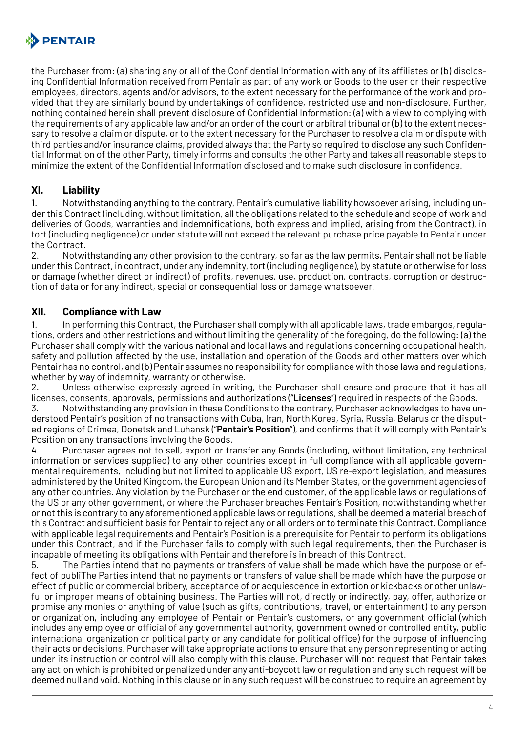the Purchaser from: (a) sharing any or all of the Confidential Information with any of its affiliates or (b) disclosing Confidential Information received from Pentair as part of any work or Goods to the user or their respective employees, directors, agents and/or advisors, to the extent necessary for the performance of the work and provided that they are similarly bound by undertakings of confidence, restricted use and non-disclosure. Further, nothing contained herein shall prevent disclosure of Confidential Information: (a) with a view to complying with the requirements of any applicable law and/or an order of the court or arbitral tribunal or (b) to the extent necessary to resolve a claim or dispute, or to the extent necessary for the Purchaser to resolve a claim or dispute with third parties and/or insurance claims, provided always that the Party so required to disclose any such Confidential Information of the other Party, timely informs and consults the other Party and takes all reasonable steps to minimize the extent of the Confidential Information disclosed and to make such disclosure in confidence.

## XI. Liability

1. Notwithstanding anything to the contrary, Pentair's cumulative liability howsoever arising, including under this Contract (including, without limitation, all the obligations related to the schedule and scope of work and deliveries of Goods, warranties and indemnifications, both express and implied, arising from the Contract), in tort (including negligence) or under statute will not exceed the relevant purchase price payable to Pentair under the Contract.
2. Notwithstanding any other provision to the contrary, so far as the law permits, Pentair shall not be liable under this Contract, in contract, under any indemnity, tort (including negligence), by statute or otherwise for loss or damage (whether direct or indirect) of profits, revenues, use, production, contracts, corruption or destruction of data or for any indirect, special or consequential loss or damage whatsoever.

## XII. Compliance with Law

1. In performing this Contract, the Purchaser shall comply with all applicable laws, trade embargos, regulations, orders and other restrictions and without limiting the generality of the foregoing, do the following: (a) the Purchaser shall comply with the various national and local laws and regulations concerning occupational health, safety and pollution affected by the use, installation and operation of the Goods and other matters over which Pentair has no control, and (b) Pentair assumes no responsibility for compliance with those laws and regulations, whether by way of indemnity, warranty or otherwise.
2. Unless otherwise expressly agreed in writing, the Purchaser shall ensure and procure that it has all licenses, consents, approvals, permissions and authorizations ("**Licenses**") required in respects of the Goods.
3. Notwithstanding any provision in these Conditions to the contrary, Purchaser acknowledges to have understood Pentair's position of no transactions with Cuba, Iran, North Korea, Syria, Russia, Belarus or the disputed regions of Crimea, Donetsk and Luhansk ("**Pentair's Position**"), and confirms that it will comply with Pentair's Position on any transactions involving the Goods.
4. Purchaser agrees not to sell, export or transfer any Goods (including, without limitation, any technical information or services supplied) to any other countries except in full compliance with all applicable governmental requirements, including but not limited to applicable US export, US re-export legislation, and measures administered by the United Kingdom, the European Union and its Member States, or the government agencies of any other countries. Any violation by the Purchaser or the end customer, of the applicable laws or regulations of the US or any other government, or where the Purchaser breaches Pentair's Position, notwithstanding whether or not this is contrary to any aforementioned applicable laws or regulations, shall be deemed a material breach of this Contract and sufficient basis for Pentair to reject any or all orders or to terminate this Contract. Compliance with applicable legal requirements and Pentair's Position is a prerequisite for Pentair to perform its obligations under this Contract, and if the Purchaser fails to comply with such legal requirements, then the Purchaser is incapable of meeting its obligations with Pentair and therefore is in breach of this Contract.
5. The Parties intend that no payments or transfers of value shall be made which have the purpose or effect of publiThe Parties intend that no payments or transfers of value shall be made which have the purpose or effect of public or commercial bribery, acceptance of or acquiescence in extortion or kickbacks or other unlawful or improper means of obtaining business. The Parties will not, directly or indirectly, pay, offer, authorize or promise any monies or anything of value (such as gifts, contributions, travel, or entertainment) to any person or organization, including any employee of Pentair or Pentair's customers, or any government official (which includes any employee or official of any governmental authority, government owned or controlled entity, public international organization or political party or any candidate for political office) for the purpose of influencing their acts or decisions. Purchaser will take appropriate actions to ensure that any person representing or acting under its instruction or control will also comply with this clause. Purchaser will not request that Pentair takes any action which is prohibited or penalized under any anti-boycott law or regulation and any such request will be deemed null and void. Nothing in this clause or in any such request will be construed to require an agreement by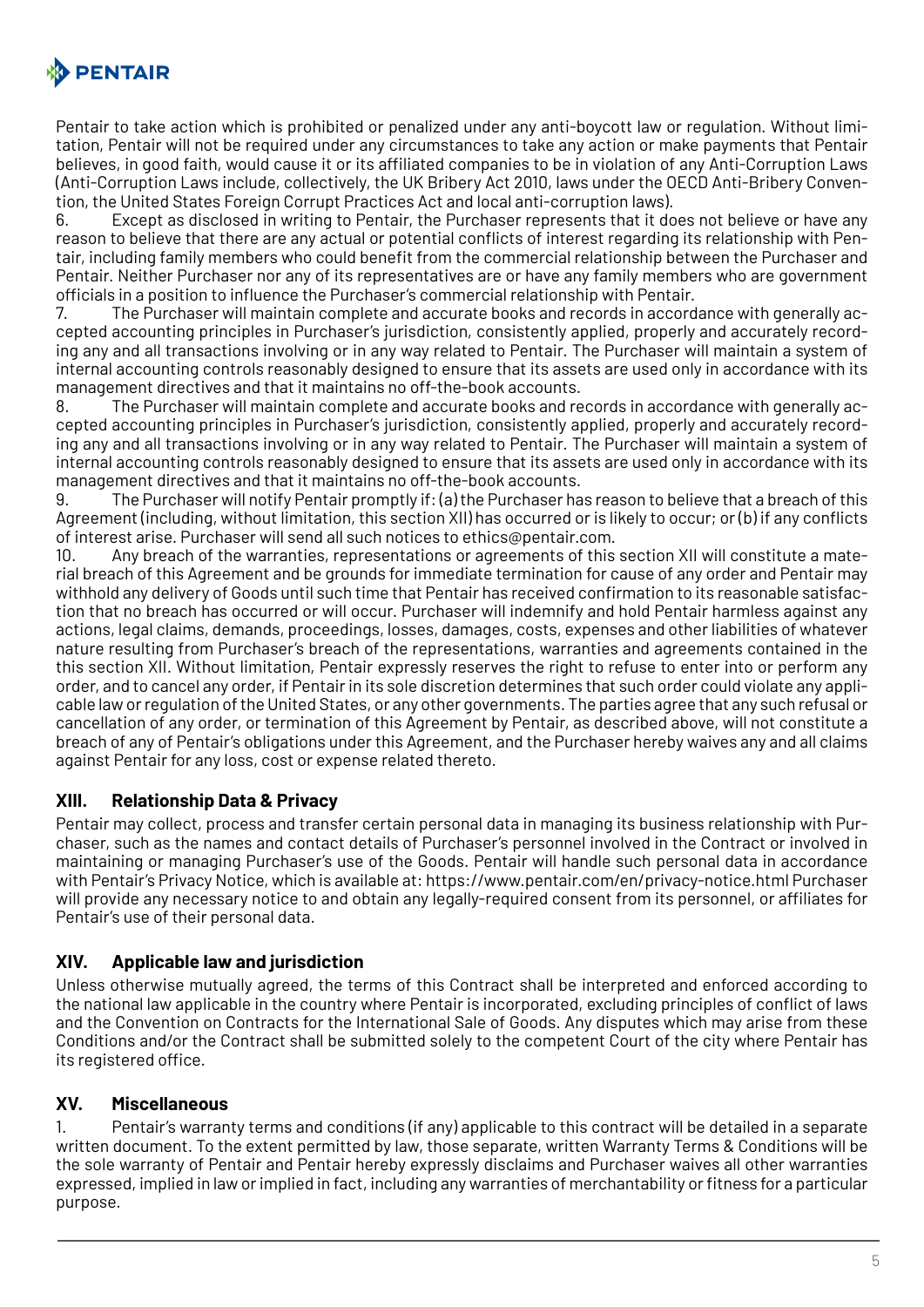Pentair to take action which is prohibited or penalized under any anti-boycott law or regulation. Without limitation, Pentair will not be required under any circumstances to take any action or make payments that Pentair believes, in good faith, would cause it or its affiliated companies to be in violation of any Anti-Corruption Laws (Anti-Corruption Laws include, collectively, the UK Bribery Act 2010, laws under the OECD Anti-Bribery Convention, the United States Foreign Corrupt Practices Act and local anti-corruption laws).

6. Except as disclosed in writing to Pentair, the Purchaser represents that it does not believe or have any reason to believe that there are any actual or potential conflicts of interest regarding its relationship with Pentair, including family members who could benefit from the commercial relationship between the Purchaser and Pentair. Neither Purchaser nor any of its representatives are or have any family members who are government officials in a position to influence the Purchaser's commercial relationship with Pentair.

7. The Purchaser will maintain complete and accurate books and records in accordance with generally accepted accounting principles in Purchaser's jurisdiction, consistently applied, properly and accurately recording any and all transactions involving or in any way related to Pentair. The Purchaser will maintain a system of internal accounting controls reasonably designed to ensure that its assets are used only in accordance with its management directives and that it maintains no off-the-book accounts.

8. The Purchaser will maintain complete and accurate books and records in accordance with generally accepted accounting principles in Purchaser's jurisdiction, consistently applied, properly and accurately recording any and all transactions involving or in any way related to Pentair. The Purchaser will maintain a system of internal accounting controls reasonably designed to ensure that its assets are used only in accordance with its management directives and that it maintains no off-the-book accounts.

9. The Purchaser will notify Pentair promptly if: (a) the Purchaser has reason to believe that a breach of this Agreement (including, without limitation, this section XII) has occurred or is likely to occur; or (b) if any conflicts of interest arise. Purchaser will send all such notices to ethics@pentair.com.

10. Any breach of the warranties, representations or agreements of this section XII will constitute a material breach of this Agreement and be grounds for immediate termination for cause of any order and Pentair may withhold any delivery of Goods until such time that Pentair has received confirmation to its reasonable satisfaction that no breach has occurred or will occur. Purchaser will indemnify and hold Pentair harmless against any actions, legal claims, demands, proceedings, losses, damages, costs, expenses and other liabilities of whatever nature resulting from Purchaser's breach of the representations, warranties and agreements contained in the this section XII. Without limitation, Pentair expressly reserves the right to refuse to enter into or perform any order, and to cancel any order, if Pentair in its sole discretion determines that such order could violate any applicable law or regulation of the United States, or any other governments. The parties agree that any such refusal or cancellation of any order, or termination of this Agreement by Pentair, as described above, will not constitute a breach of any of Pentair's obligations under this Agreement, and the Purchaser hereby waives any and all claims against Pentair for any loss, cost or expense related thereto.

## XIII. Relationship Data & Privacy

Pentair may collect, process and transfer certain personal data in managing its business relationship with Purchaser, such as the names and contact details of Purchaser's personnel involved in the Contract or involved in maintaining or managing Purchaser's use of the Goods. Pentair will handle such personal data in accordance with Pentair's Privacy Notice, which is available at: https://www.pentair.com/en/privacy-notice.html Purchaser will provide any necessary notice to and obtain any legally-required consent from its personnel, or affiliates for Pentair's use of their personal data.

## XIV. Applicable law and jurisdiction

Unless otherwise mutually agreed, the terms of this Contract shall be interpreted and enforced according to the national law applicable in the country where Pentair is incorporated, excluding principles of conflict of laws and the Convention on Contracts for the International Sale of Goods. Any disputes which may arise from these Conditions and/or the Contract shall be submitted solely to the competent Court of the city where Pentair has its registered office.

## XV. Miscellaneous

1. Pentair's warranty terms and conditions (if any) applicable to this contract will be detailed in a separate written document. To the extent permitted by law, those separate, written Warranty Terms & Conditions will be the sole warranty of Pentair and Pentair hereby expressly disclaims and Purchaser waives all other warranties expressed, implied in law or implied in fact, including any warranties of merchantability or fitness for a particular purpose.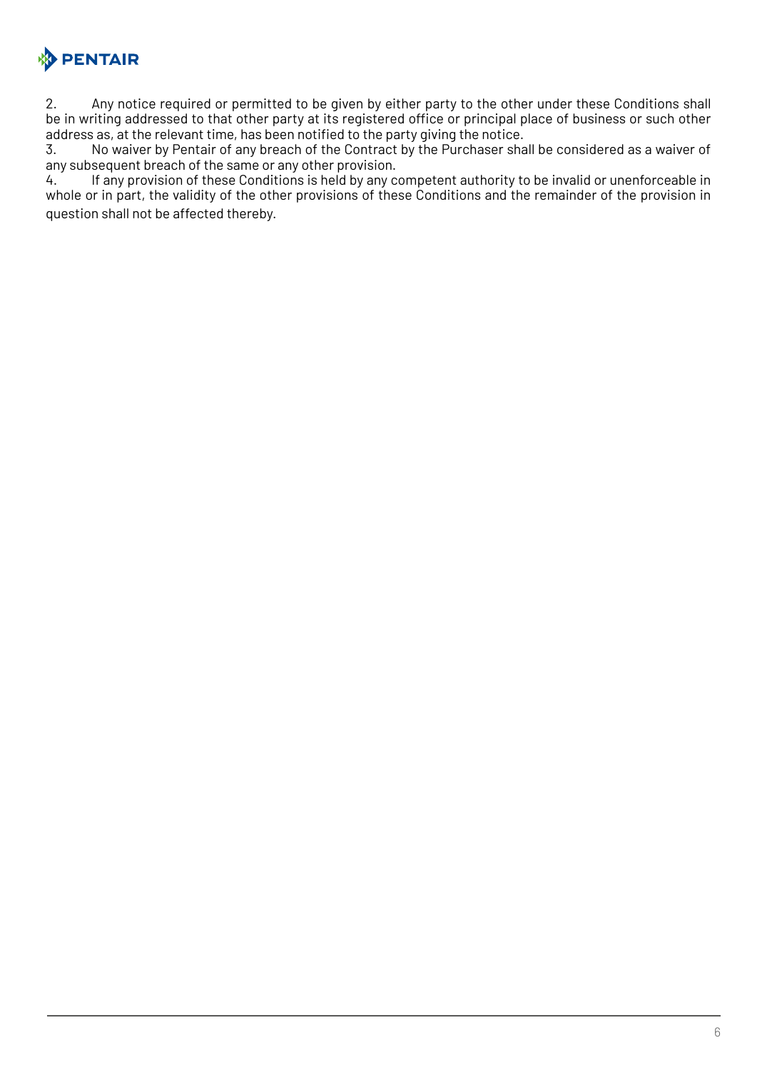2. Any notice required or permitted to be given by either party to the other under these Conditions shall be in writing addressed to that other party at its registered office or principal place of business or such other address as, at the relevant time, has been notified to the party giving the notice.

3. No waiver by Pentair of any breach of the Contract by the Purchaser shall be considered as a waiver of any subsequent breach of the same or any other provision.

4. If any provision of these Conditions is held by any competent authority to be invalid or unenforceable in whole or in part, the validity of the other provisions of these Conditions and the remainder of the provision in question shall not be affected thereby.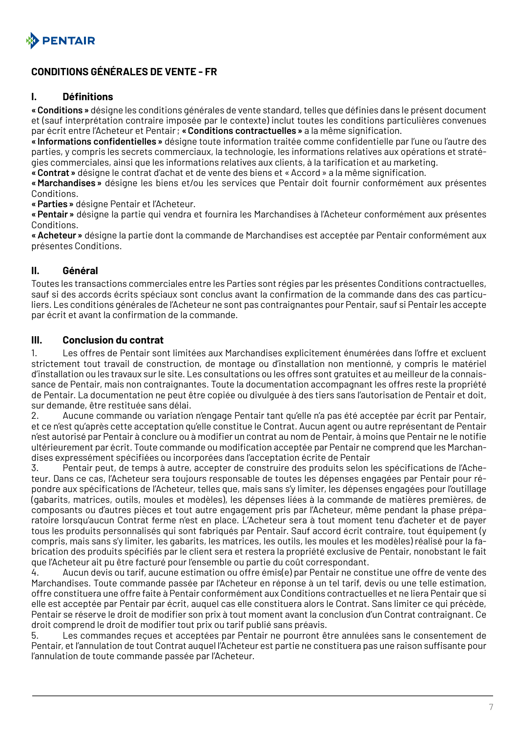# CONDITIONS GÉNÉRALES DE VENTE - FR

## I. Définitions

**« Conditions »** désigne les conditions générales de vente standard, telles que définies dans le présent document et (sauf interprétation contraire imposée par le contexte) inclut toutes les conditions particulières convenues par écrit entre l'Acheteur et Pentair ; **« Conditions contractuelles »** a la même signification.

**« Informations confidentielles »** désigne toute information traitée comme confidentielle par l'une ou l'autre des parties, y compris les secrets commerciaux, la technologie, les informations relatives aux opérations et stratégies commerciales, ainsi que les informations relatives aux clients, à la tarification et au marketing.

**« Contrat »** désigne le contrat d'achat et de vente des biens et « Accord » a la même signification.

**« Marchandises »** désigne les biens et/ou les services que Pentair doit fournir conformément aux présentes Conditions.

**« Parties »** désigne Pentair et l'Acheteur.

**« Pentair »** désigne la partie qui vendra et fournira les Marchandises à l'Acheteur conformément aux présentes Conditions.

**« Acheteur »** désigne la partie dont la commande de Marchandises est acceptée par Pentair conformément aux présentes Conditions.

## II. Général

Toutes les transactions commerciales entre les Parties sont régies par les présentes Conditions contractuelles, sauf si des accords écrits spéciaux sont conclus avant la confirmation de la commande dans des cas particuliers. Les conditions générales de l'Acheteur ne sont pas contraignantes pour Pentair, sauf si Pentair les accepte par écrit et avant la confirmation de la commande.

## III. Conclusion du contrat

1. Les offres de Pentair sont limitées aux Marchandises explicitement énumérées dans l'offre et excluent strictement tout travail de construction, de montage ou d'installation non mentionné, y compris le matériel d'installation ou les travaux sur le site. Les consultations ou les offres sont gratuites et au meilleur de la connaissance de Pentair, mais non contraignantes. Toute la documentation accompagnant les offres reste la propriété de Pentair. La documentation ne peut être copiée ou divulguée à des tiers sans l'autorisation de Pentair et doit, sur demande, être restituée sans délai.
2. Aucune commande ou variation n'engage Pentair tant qu'elle n'a pas été acceptée par écrit par Pentair, et ce n'est qu'après cette acceptation qu'elle constitue le Contrat. Aucun agent ou autre représentant de Pentair n'est autorisé par Pentair à conclure ou à modifier un contrat au nom de Pentair, à moins que Pentair ne le notifie ultérieurement par écrit. Toute commande ou modification acceptée par Pentair ne comprend que les Marchandises expressément spécifiées ou incorporées dans l'acceptation écrite de Pentair
3. Pentair peut, de temps à autre, accepter de construire des produits selon les spécifications de l'Acheteur. Dans ce cas, l'Acheteur sera toujours responsable de toutes les dépenses engagées par Pentair pour répondre aux spécifications de l'Acheteur, telles que, mais sans s'y limiter, les dépenses engagées pour l'outillage (gabarits, matrices, outils, moules et modèles), les dépenses liées à la commande de matières premières, de composants ou d'autres pièces et tout autre engagement pris par l'Acheteur, même pendant la phase préparatoire lorsqu'aucun Contrat ferme n'est en place. L'Acheteur sera à tout moment tenu d'acheter et de payer tous les produits personnalisés qui sont fabriqués par Pentair. Sauf accord écrit contraire, tout équipement (y compris, mais sans s'y limiter, les gabarits, les matrices, les outils, les moules et les modèles) réalisé pour la fabrication des produits spécifiés par le client sera et restera la propriété exclusive de Pentair, nonobstant le fait que l'Acheteur ait pu être facturé pour l'ensemble ou partie du coût correspondant.
4. Aucun devis ou tarif, aucune estimation ou offre émis(e) par Pentair ne constitue une offre de vente des Marchandises. Toute commande passée par l'Acheteur en réponse à un tel tarif, devis ou une telle estimation, offre constituera une offre faite à Pentair conformément aux Conditions contractuelles et ne liera Pentair que si elle est acceptée par Pentair par écrit, auquel cas elle constituera alors le Contrat. Sans limiter ce qui précède, Pentair se réserve le droit de modifier son prix à tout moment avant la conclusion d'un Contrat contraignant. Ce droit comprend le droit de modifier tout prix ou tarif publié sans préavis.
5. Les commandes reçues et acceptées par Pentair ne pourront être annulées sans le consentement de Pentair, et l'annulation de tout Contrat auquel l'Acheteur est partie ne constituera pas une raison suffisante pour l'annulation de toute commande passée par l'Acheteur.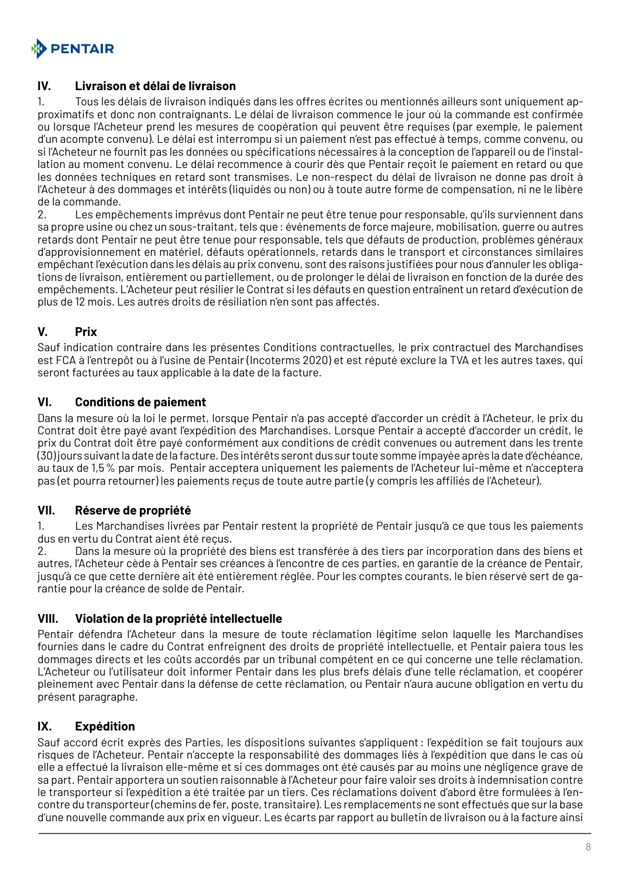## IV. Livraison et délai de livraison

1. Tous les délais de livraison indiqués dans les offres écrites ou mentionnés ailleurs sont uniquement approximatifs et donc non contraignants. Le délai de livraison commence le jour où la commande est confirmée ou lorsque l'Acheteur prend les mesures de coopération qui peuvent être requises (par exemple, le paiement d'un acompte convenu). Le délai est interrompu si un paiement n'est pas effectué à temps, comme convenu, ou si l'Acheteur ne fournit pas les données ou spécifications nécessaires à la conception de l'appareil ou de l'installation au moment convenu. Le délai recommence à courir dès que Pentair reçoit le paiement en retard ou que les données techniques en retard sont transmises. Le non-respect du délai de livraison ne donne pas droit à l'Acheteur à des dommages et intérêts (liquidés ou non) ou à toute autre forme de compensation, ni ne le libère de la commande.
2. Les empêchements imprévus dont Pentair ne peut être tenue pour responsable, qu'ils surviennent dans sa propre usine ou chez un sous-traitant, tels que : événements de force majeure, mobilisation, guerre ou autres retards dont Pentair ne peut être tenue pour responsable, tels que défauts de production, problèmes généraux d'approvisionnement en matériel, défauts opérationnels, retards dans le transport et circonstances similaires empêchant l'exécution dans les délais au prix convenu, sont des raisons justifiées pour nous d'annuler les obligations de livraison, entièrement ou partiellement, ou de prolonger le délai de livraison en fonction de la durée des empêchements. L'Acheteur peut résilier le Contrat si les défauts en question entraînent un retard d'exécution de plus de 12 mois. Les autres droits de résiliation n'en sont pas affectés.

## V. Prix

Sauf indication contraire dans les présentes Conditions contractuelles, le prix contractuel des Marchandises est FCA à l'entrepôt ou à l'usine de Pentair (Incoterms 2020) et est réputé exclure la TVA et les autres taxes, qui seront facturées au taux applicable à la date de la facture.

## VI. Conditions de paiement

Dans la mesure où la loi le permet, lorsque Pentair n'a pas accepté d'accorder un crédit à l'Acheteur, le prix du Contrat doit être payé avant l'expédition des Marchandises. Lorsque Pentair a accepté d'accorder un crédit, le prix du Contrat doit être payé conformément aux conditions de crédit convenues ou autrement dans les trente (30) jours suivant la date de la facture. Des intérêts seront dus sur toute somme impayée après la date d'échéance, au taux de 1,5 % par mois. Pentair acceptera uniquement les paiements de l'Acheteur lui-même et n'acceptera pas (et pourra retourner) les paiements reçus de toute autre partie (y compris les affiliés de l'Acheteur).

## VII. Réserve de propriété

1. Les Marchandises livrées par Pentair restent la propriété de Pentair jusqu'à ce que tous les paiements dus en vertu du Contrat aient été reçus.
2. Dans la mesure où la propriété des biens est transférée à des tiers par incorporation dans des biens et autres, l'Acheteur cède à Pentair ses créances à l'encontre de ces parties, en garantie de la créance de Pentair, jusqu'à ce que cette dernière ait été entièrement réglée. Pour les comptes courants, le bien réservé sert de garantie pour la créance de solde de Pentair.

## VIII. Violation de la propriété intellectuelle

Pentair défendra l'Acheteur dans la mesure de toute réclamation légitime selon laquelle les Marchandises fournies dans le cadre du Contrat enfreignent des droits de propriété intellectuelle, et Pentair paiera tous les dommages directs et les coûts accordés par un tribunal compétent en ce qui concerne une telle réclamation. L'Acheteur ou l'utilisateur doit informer Pentair dans les plus brefs délais d'une telle réclamation, et coopérer pleinement avec Pentair dans la défense de cette réclamation, ou Pentair n'aura aucune obligation en vertu du présent paragraphe.

## IX. Expédition

Sauf accord écrit exprès des Parties, les dispositions suivantes s'appliquent : l'expédition se fait toujours aux risques de l'Acheteur. Pentair n'accepte la responsabilité des dommages liés à l'expédition que dans le cas où elle a effectué la livraison elle-même et si ces dommages ont été causés par au moins une négligence grave de sa part. Pentair apportera un soutien raisonnable à l'Acheteur pour faire valoir ses droits à indemnisation contre le transporteur si l'expédition a été traitée par un tiers. Ces réclamations doivent d'abord être formulées à l'encontre du transporteur (chemins de fer, poste, transitaire). Les remplacements ne sont effectués que sur la base d'une nouvelle commande aux prix en vigueur. Les écarts par rapport au bulletin de livraison ou à la facture ainsi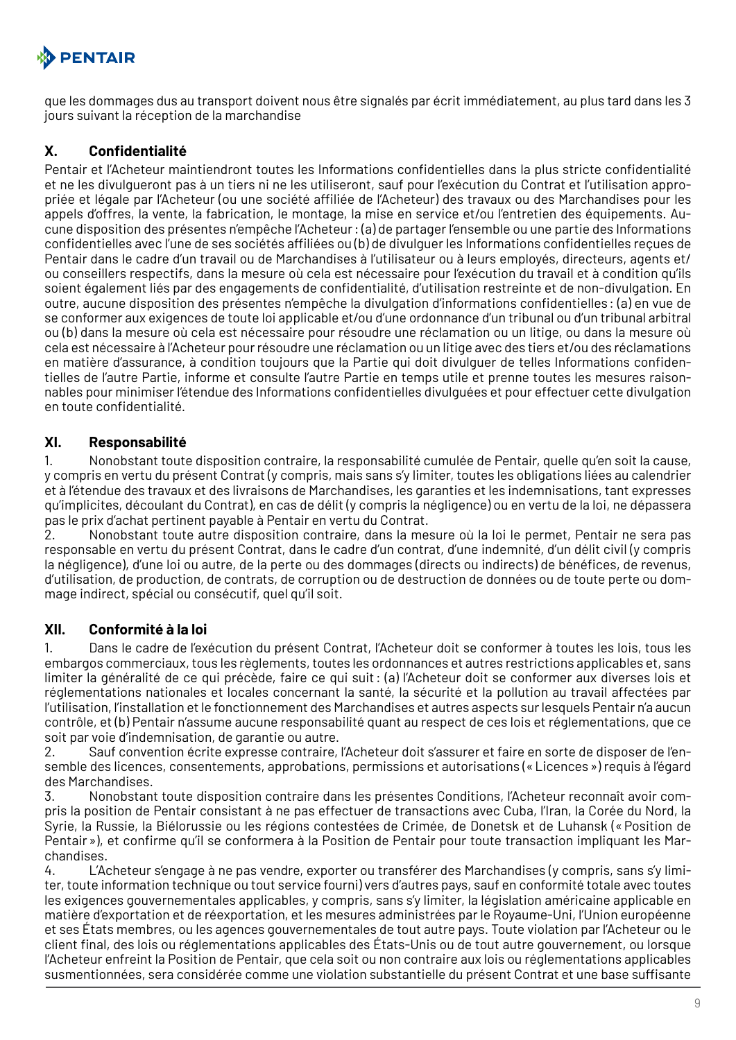que les dommages dus au transport doivent nous être signalés par écrit immédiatement, au plus tard dans les 3 jours suivant la réception de la marchandise

## X. Confidentialité

Pentair et l'Acheteur maintiendront toutes les Informations confidentielles dans la plus stricte confidentialité et ne les divulgueront pas à un tiers ni ne les utiliseront, sauf pour l'exécution du Contrat et l'utilisation appropriée et légale par l'Acheteur (ou une société affiliée de l'Acheteur) des travaux ou des Marchandises pour les appels d'offres, la vente, la fabrication, le montage, la mise en service et/ou l'entretien des équipements. Aucune disposition des présentes n'empêche l'Acheteur : (a) de partager l'ensemble ou une partie des Informations confidentielles avec l'une de ses sociétés affiliées ou (b) de divulguer les Informations confidentielles reçues de Pentair dans le cadre d'un travail ou de Marchandises à l'utilisateur ou à leurs employés, directeurs, agents et/ou conseillers respectifs, dans la mesure où cela est nécessaire pour l'exécution du travail et à condition qu'ils soient également liés par des engagements de confidentialité, d'utilisation restreinte et de non-divulgation. En outre, aucune disposition des présentes n'empêche la divulgation d'informations confidentielles : (a) en vue de se conformer aux exigences de toute loi applicable et/ou d'une ordonnance d'un tribunal ou d'un tribunal arbitral ou (b) dans la mesure où cela est nécessaire pour résoudre une réclamation ou un litige, ou dans la mesure où cela est nécessaire à l'Acheteur pour résoudre une réclamation ou un litige avec des tiers et/ou des réclamations en matière d'assurance, à condition toujours que la Partie qui doit divulguer de telles Informations confidentielles de l'autre Partie, informe et consulte l'autre Partie en temps utile et prenne toutes les mesures raisonnables pour minimiser l'étendue des Informations confidentielles divulguées et pour effectuer cette divulgation en toute confidentialité.

## XI. Responsabilité

1. Nonobstant toute disposition contraire, la responsabilité cumulée de Pentair, quelle qu'en soit la cause, y compris en vertu du présent Contrat (y compris, mais sans s'y limiter, toutes les obligations liées au calendrier et à l'étendue des travaux et des livraisons de Marchandises, les garanties et les indemnisations, tant expresses qu'implicites, découlant du Contrat), en cas de délit (y compris la négligence) ou en vertu de la loi, ne dépassera pas le prix d'achat pertinent payable à Pentair en vertu du Contrat.
2. Nonobstant toute autre disposition contraire, dans la mesure où la loi le permet, Pentair ne sera pas responsable en vertu du présent Contrat, dans le cadre d'un contrat, d'une indemnité, d'un délit civil (y compris la négligence), d'une loi ou autre, de la perte ou des dommages (directs ou indirects) de bénéfices, de revenus, d'utilisation, de production, de contrats, de corruption ou de destruction de données ou de toute perte ou dommage indirect, spécial ou consécutif, quel qu'il soit.

## XII. Conformité à la loi

1. Dans le cadre de l'exécution du présent Contrat, l'Acheteur doit se conformer à toutes les lois, tous les embargos commerciaux, tous les règlements, toutes les ordonnances et autres restrictions applicables et, sans limiter la généralité de ce qui précède, faire ce qui suit : (a) l'Acheteur doit se conformer aux diverses lois et réglementations nationales et locales concernant la santé, la sécurité et la pollution au travail affectées par l'utilisation, l'installation et le fonctionnement des Marchandises et autres aspects sur lesquels Pentair n'a aucun contrôle, et (b) Pentair n'assume aucune responsabilité quant au respect de ces lois et réglementations, que ce soit par voie d'indemnisation, de garantie ou autre.
2. Sauf convention écrite expresse contraire, l'Acheteur doit s'assurer et faire en sorte de disposer de l'ensemble des licences, consentements, approbations, permissions et autorisations (« Licences ») requis à l'égard des Marchandises.
3. Nonobstant toute disposition contraire dans les présentes Conditions, l'Acheteur reconnaît avoir compris la position de Pentair consistant à ne pas effectuer de transactions avec Cuba, l'Iran, la Corée du Nord, la Syrie, la Russie, la Biélorussie ou les régions contestées de Crimée, de Donetsk et de Luhansk (« Position de Pentair »), et confirme qu'il se conformera à la Position de Pentair pour toute transaction impliquant les Marchandises.
4. L'Acheteur s'engage à ne pas vendre, exporter ou transférer des Marchandises (y compris, sans s'y limiter, toute information technique ou tout service fourni) vers d'autres pays, sauf en conformité totale avec toutes les exigences gouvernementales applicables, y compris, sans s'y limiter, la législation américaine applicable en matière d'exportation et de réexportation, et les mesures administrées par le Royaume-Uni, l'Union européenne et ses États membres, ou les agences gouvernementales de tout autre pays. Toute violation par l'Acheteur ou le client final, des lois ou réglementations applicables des États-Unis ou de tout autre gouvernement, ou lorsque l'Acheteur enfreint la Position de Pentair, que cela soit ou non contraire aux lois ou réglementations applicables susmentionnées, sera considérée comme une violation substantielle du présent Contrat et une base suffisante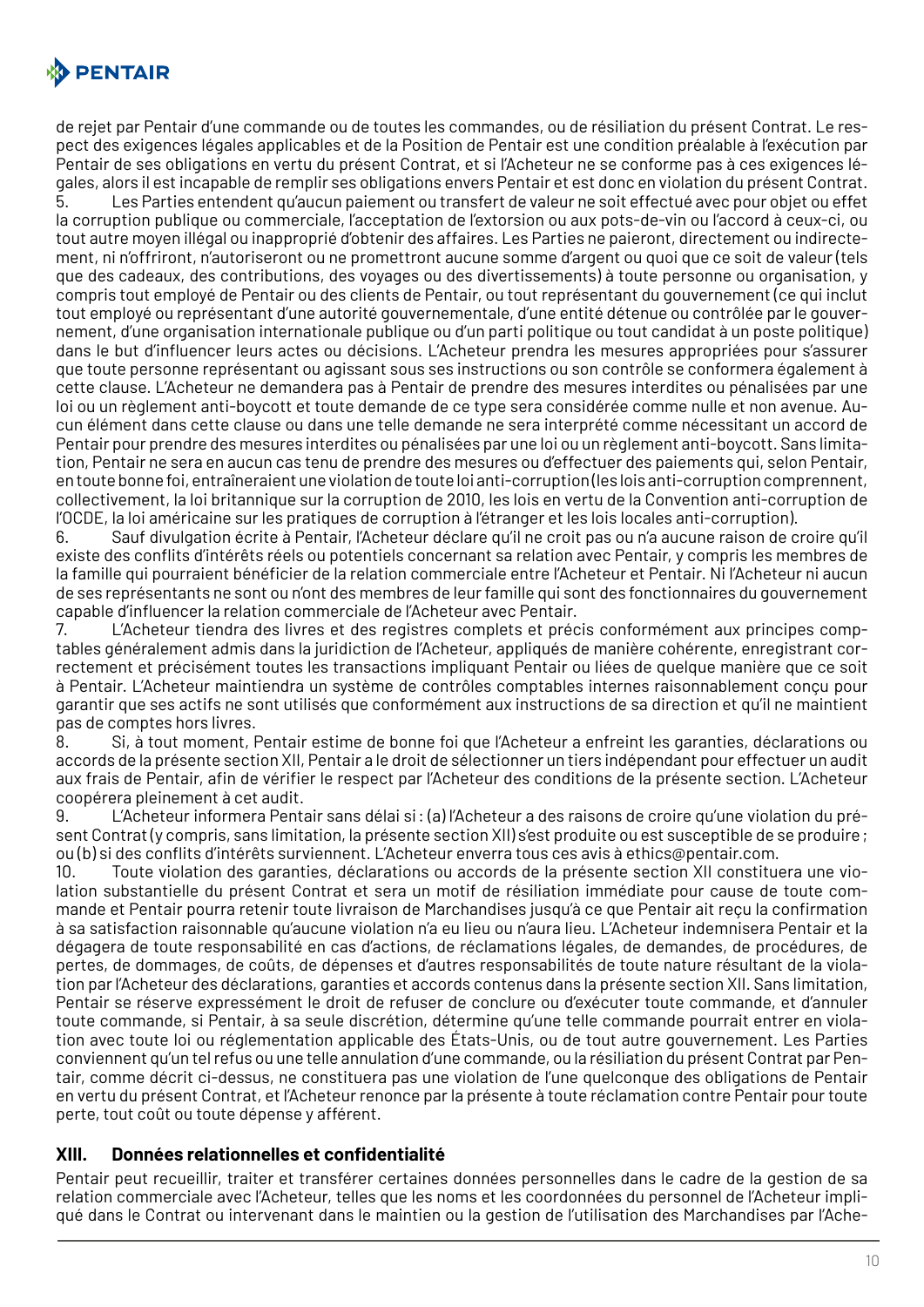de rejet par Pentair d'une commande ou de toutes les commandes, ou de résiliation du présent Contrat. Le respect des exigences légales applicables et de la Position de Pentair est une condition préalable à l'exécution par Pentair de ses obligations en vertu du présent Contrat, et si l'Acheteur ne se conforme pas à ces exigences légales, alors il est incapable de remplir ses obligations envers Pentair et est donc en violation du présent Contrat.

5. Les Parties entendent qu'aucun paiement ou transfert de valeur ne soit effectué avec pour objet ou effet la corruption publique ou commerciale, l'acceptation de l'extorsion ou aux pots-de-vin ou l'accord à ceux-ci, ou tout autre moyen illégal ou inapproprié d'obtenir des affaires. Les Parties ne paieront, directement ou indirectement, ni n'offriront, n'autoriseront ou ne promettront aucune somme d'argent ou quoi que ce soit de valeur (tels que des cadeaux, des contributions, des voyages ou des divertissements) à toute personne ou organisation, y compris tout employé de Pentair ou des clients de Pentair, ou tout représentant du gouvernement (ce qui inclut tout employé ou représentant d'une autorité gouvernementale, d'une entité détenue ou contrôlée par le gouvernement, d'une organisation internationale publique ou d'un parti politique ou tout candidat à un poste politique) dans le but d'influencer leurs actes ou décisions. L'Acheteur prendra les mesures appropriées pour s'assurer que toute personne représentant ou agissant sous ses instructions ou son contrôle se conformera également à cette clause. L'Acheteur ne demandera pas à Pentair de prendre des mesures interdites ou pénalisées par une loi ou un règlement anti-boycott et toute demande de ce type sera considérée comme nulle et non avenue. Aucun élément dans cette clause ou dans une telle demande ne sera interprété comme nécessitant un accord de Pentair pour prendre des mesures interdites ou pénalisées par une loi ou un règlement anti-boycott. Sans limitation, Pentair ne sera en aucun cas tenu de prendre des mesures ou d'effectuer des paiements qui, selon Pentair, en toute bonne foi, entraîneraient une violation de toute loi anti-corruption (les lois anti-corruption comprennent, collectivement, la loi britannique sur la corruption de 2010, les lois en vertu de la Convention anti-corruption de l'OCDE, la loi américaine sur les pratiques de corruption à l'étranger et les lois locales anti-corruption).

6. Sauf divulgation écrite à Pentair, l'Acheteur déclare qu'il ne croit pas ou n'a aucune raison de croire qu'il existe des conflits d'intérêts réels ou potentiels concernant sa relation avec Pentair, y compris les membres de la famille qui pourraient bénéficier de la relation commerciale entre l'Acheteur et Pentair. Ni l'Acheteur ni aucun de ses représentants ne sont ou n'ont des membres de leur famille qui sont des fonctionnaires du gouvernement capable d'influencer la relation commerciale de l'Acheteur avec Pentair.

7. L'Acheteur tiendra des livres et des registres complets et précis conformément aux principes comptables généralement admis dans la juridiction de l'Acheteur, appliqués de manière cohérente, enregistrant correctement et précisément toutes les transactions impliquant Pentair ou liées de quelque manière que ce soit à Pentair. L'Acheteur maintiendra un système de contrôles comptables internes raisonnablement conçu pour garantir que ses actifs ne sont utilisés que conformément aux instructions de sa direction et qu'il ne maintient pas de comptes hors livres.

8. Si, à tout moment, Pentair estime de bonne foi que l'Acheteur a enfreint les garanties, déclarations ou accords de la présente section XII, Pentair a le droit de sélectionner un tiers indépendant pour effectuer un audit aux frais de Pentair, afin de vérifier le respect par l'Acheteur des conditions de la présente section. L'Acheteur coopérera pleinement à cet audit.

9. L'Acheteur informera Pentair sans délai si : (a) l'Acheteur a des raisons de croire qu'une violation du présent Contrat (y compris, sans limitation, la présente section XII) s'est produite ou est susceptible de se produire ; ou (b) si des conflits d'intérêts surviennent. L'Acheteur enverra tous ces avis à ethics@pentair.com.

10. Toute violation des garanties, déclarations ou accords de la présente section XII constituera une violation substantielle du présent Contrat et sera un motif de résiliation immédiate pour cause de toute commande et Pentair pourra retenir toute livraison de Marchandises jusqu'à ce que Pentair ait reçu la confirmation à sa satisfaction raisonnable qu'aucune violation n'a eu lieu ou n'aura lieu. L'Acheteur indemnisera Pentair et la dégagera de toute responsabilité en cas d'actions, de réclamations légales, de demandes, de procédures, de pertes, de dommages, de coûts, de dépenses et d'autres responsabilités de toute nature résultant de la violation par l'Acheteur des déclarations, garanties et accords contenus dans la présente section XII. Sans limitation, Pentair se réserve expressément le droit de refuser de conclure ou d'exécuter toute commande, et d'annuler toute commande, si Pentair, à sa seule discrétion, détermine qu'une telle commande pourrait entrer en violation avec toute loi ou réglementation applicable des États-Unis, ou de tout autre gouvernement. Les Parties conviennent qu'un tel refus ou une telle annulation d'une commande, ou la résiliation du présent Contrat par Pentair, comme décrit ci-dessus, ne constituera pas une violation de l'une quelconque des obligations de Pentair en vertu du présent Contrat, et l'Acheteur renonce par la présente à toute réclamation contre Pentair pour toute perte, tout coût ou toute dépense y afférent.

## XIII. Données relationnelles et confidentialité

Pentair peut recueillir, traiter et transférer certaines données personnelles dans le cadre de la gestion de sa relation commerciale avec l'Acheteur, telles que les noms et les coordonnées du personnel de l'Acheteur impliqué dans le Contrat ou intervenant dans le maintien ou la gestion de l'utilisation des Marchandises par l'Ache-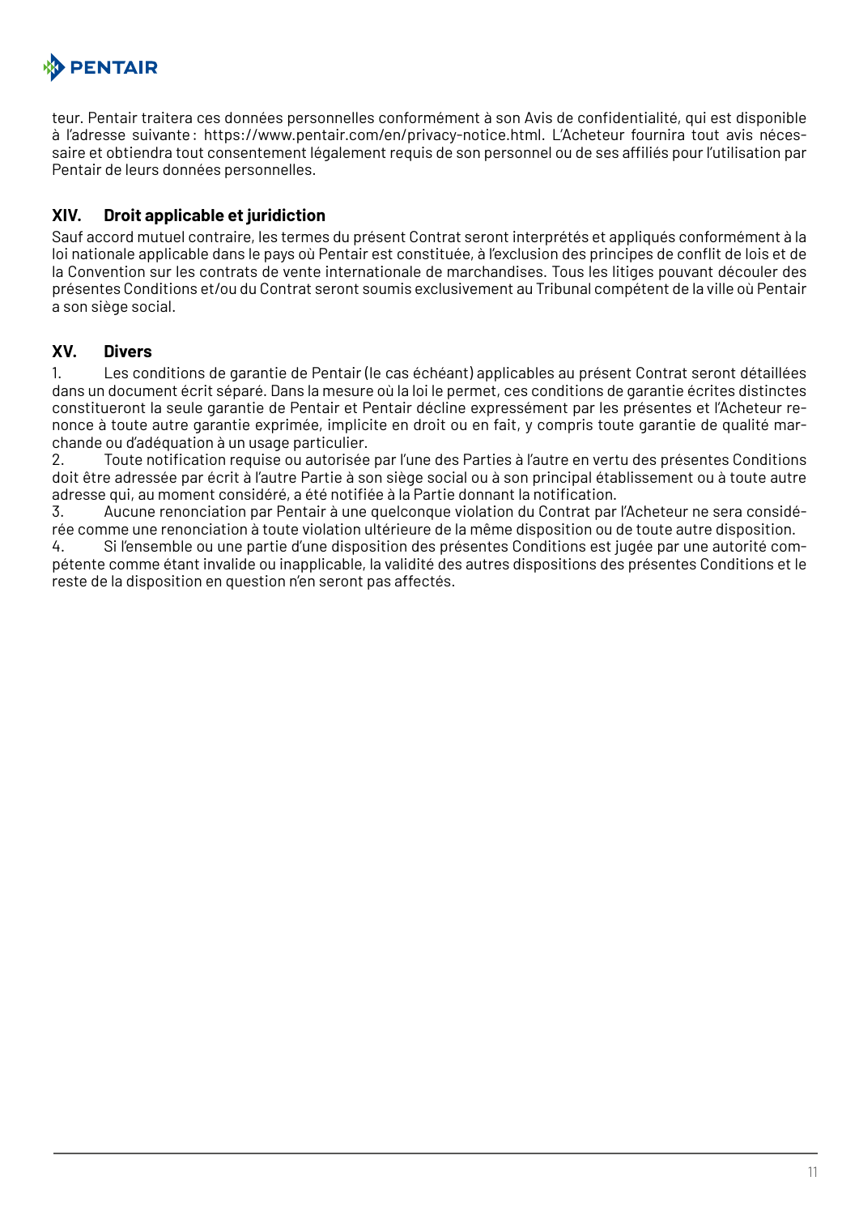teur. Pentair traitera ces données personnelles conformément à son Avis de confidentialité, qui est disponible à l'adresse suivante : https://www.pentair.com/en/privacy-notice.html. L'Acheteur fournira tout avis nécessaire et obtiendra tout consentement légalement requis de son personnel ou de ses affiliés pour l'utilisation par Pentair de leurs données personnelles.

## XIV. Droit applicable et juridiction

Sauf accord mutuel contraire, les termes du présent Contrat seront interprétés et appliqués conformément à la loi nationale applicable dans le pays où Pentair est constituée, à l'exclusion des principes de conflit de lois et de la Convention sur les contrats de vente internationale de marchandises. Tous les litiges pouvant découler des présentes Conditions et/ou du Contrat seront soumis exclusivement au Tribunal compétent de la ville où Pentair a son siège social.

## XV. Divers

1. Les conditions de garantie de Pentair (le cas échéant) applicables au présent Contrat seront détaillées dans un document écrit séparé. Dans la mesure où la loi le permet, ces conditions de garantie écrites distinctes constitueront la seule garantie de Pentair et Pentair décline expressément par les présentes et l'Acheteur renonce à toute autre garantie exprimée, implicite en droit ou en fait, y compris toute garantie de qualité marchande ou d'adéquation à un usage particulier.
2. Toute notification requise ou autorisée par l'une des Parties à l'autre en vertu des présentes Conditions doit être adressée par écrit à l'autre Partie à son siège social ou à son principal établissement ou à toute autre adresse qui, au moment considéré, a été notifiée à la Partie donnant la notification.
3. Aucune renonciation par Pentair à une quelconque violation du Contrat par l'Acheteur ne sera considérée comme une renonciation à toute violation ultérieure de la même disposition ou de toute autre disposition.
4. Si l'ensemble ou une partie d'une disposition des présentes Conditions est jugée par une autorité compétente comme étant invalide ou inapplicable, la validité des autres dispositions des présentes Conditions et le reste de la disposition en question n'en seront pas affectés.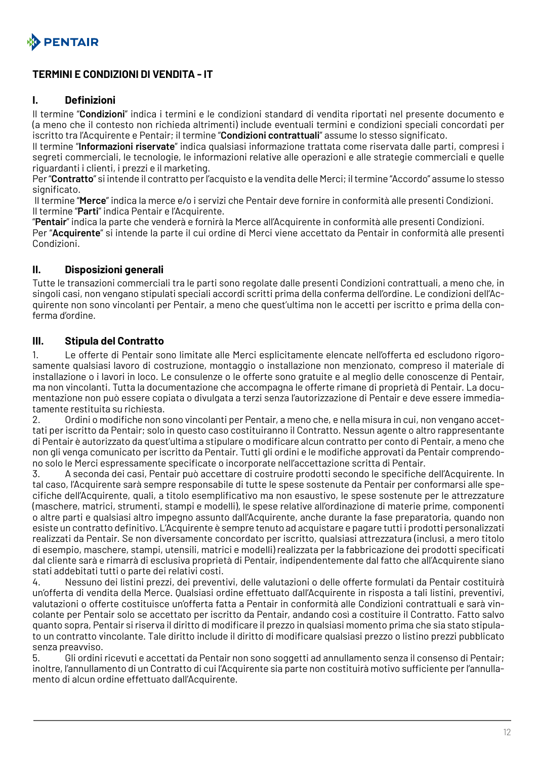## TERMINI E CONDIZIONI DI VENDITA - IT

### I. Definizioni

Il termine "**Condizioni**" indica i termini e le condizioni standard di vendita riportati nel presente documento e (a meno che il contesto non richieda altrimenti) include eventuali termini e condizioni speciali concordati per iscritto tra l'Acquirente e Pentair; il termine "**Condizioni contrattuali**" assume lo stesso significato.

Il termine "**Informazioni riservate**" indica qualsiasi informazione trattata come riservata dalle parti, compresi i segreti commerciali, le tecnologie, le informazioni relative alle operazioni e alle strategie commerciali e quelle riguardanti i clienti, i prezzi e il marketing.

Per "**Contratto**" si intende il contratto per l'acquisto e la vendita delle Merci; il termine "Accordo" assume lo stesso significato.

Il termine "**Merce**" indica la merce e/o i servizi che Pentair deve fornire in conformità alle presenti Condizioni.

Il termine "**Parti**" indica Pentair e l'Acquirente.

"**Pentair**" indica la parte che venderà e fornirà la Merce all'Acquirente in conformità alle presenti Condizioni.

Per "**Acquirente**" si intende la parte il cui ordine di Merci viene accettato da Pentair in conformità alle presenti Condizioni.

### II. Disposizioni generali

Tutte le transazioni commerciali tra le parti sono regolate dalle presenti Condizioni contrattuali, a meno che, in singoli casi, non vengano stipulati speciali accordi scritti prima della conferma dell'ordine. Le condizioni dell'Acquirente non sono vincolanti per Pentair, a meno che quest'ultima non le accetti per iscritto e prima della conferma d'ordine.

### III. Stipula del Contratto

1. Le offerte di Pentair sono limitate alle Merci esplicitamente elencate nell'offerta ed escludono rigorosamente qualsiasi lavoro di costruzione, montaggio o installazione non menzionato, compreso il materiale di installazione o i lavori in loco. Le consulenze o le offerte sono gratuite e al meglio delle conoscenze di Pentair, ma non vincolanti. Tutta la documentazione che accompagna le offerte rimane di proprietà di Pentair. La documentazione non può essere copiata o divulgata a terzi senza l'autorizzazione di Pentair e deve essere immediatamente restituita su richiesta.
2. Ordini o modifiche non sono vincolanti per Pentair, a meno che, e nella misura in cui, non vengano accettati per iscritto da Pentair; solo in questo caso costituiranno il Contratto. Nessun agente o altro rappresentante di Pentair è autorizzato da quest'ultima a stipulare o modificare alcun contratto per conto di Pentair, a meno che non gli venga comunicato per iscritto da Pentair. Tutti gli ordini e le modifiche approvati da Pentair comprendono solo le Merci espressamente specificate o incorporate nell'accettazione scritta di Pentair.
3. A seconda dei casi, Pentair può accettare di costruire prodotti secondo le specifiche dell'Acquirente. In tal caso, l'Acquirente sarà sempre responsabile di tutte le spese sostenute da Pentair per conformarsi alle specifiche dell'Acquirente, quali, a titolo esemplificativo ma non esaustivo, le spese sostenute per le attrezzature (maschere, matrici, strumenti, stampi e modelli), le spese relative all'ordinazione di materie prime, componenti o altre parti e qualsiasi altro impegno assunto dall'Acquirente, anche durante la fase preparatoria, quando non esiste un contratto definitivo. L'Acquirente è sempre tenuto ad acquistare e pagare tutti i prodotti personalizzati realizzati da Pentair. Se non diversamente concordato per iscritto, qualsiasi attrezzatura (inclusi, a mero titolo di esempio, maschere, stampi, utensili, matrici e modelli) realizzata per la fabbricazione dei prodotti specificati dal cliente sarà e rimarrà di esclusiva proprietà di Pentair, indipendentemente dal fatto che all'Acquirente siano stati addebitati tutti o parte dei relativi costi.
4. Nessuno dei listini prezzi, dei preventivi, delle valutazioni o delle offerte formulati da Pentair costituirà un'offerta di vendita della Merce. Qualsiasi ordine effettuato dall'Acquirente in risposta a tali listini, preventivi, valutazioni o offerte costituisce un'offerta fatta a Pentair in conformità alle Condizioni contrattuali e sarà vincolante per Pentair solo se accettato per iscritto da Pentair, andando così a costituire il Contratto. Fatto salvo quanto sopra, Pentair si riserva il diritto di modificare il prezzo in qualsiasi momento prima che sia stato stipulato un contratto vincolante. Tale diritto include il diritto di modificare qualsiasi prezzo o listino prezzi pubblicato senza preavviso.
5. Gli ordini ricevuti e accettati da Pentair non sono soggetti ad annullamento senza il consenso di Pentair; inoltre, l'annullamento di un Contratto di cui l'Acquirente sia parte non costituirà motivo sufficiente per l'annullamento di alcun ordine effettuato dall'Acquirente.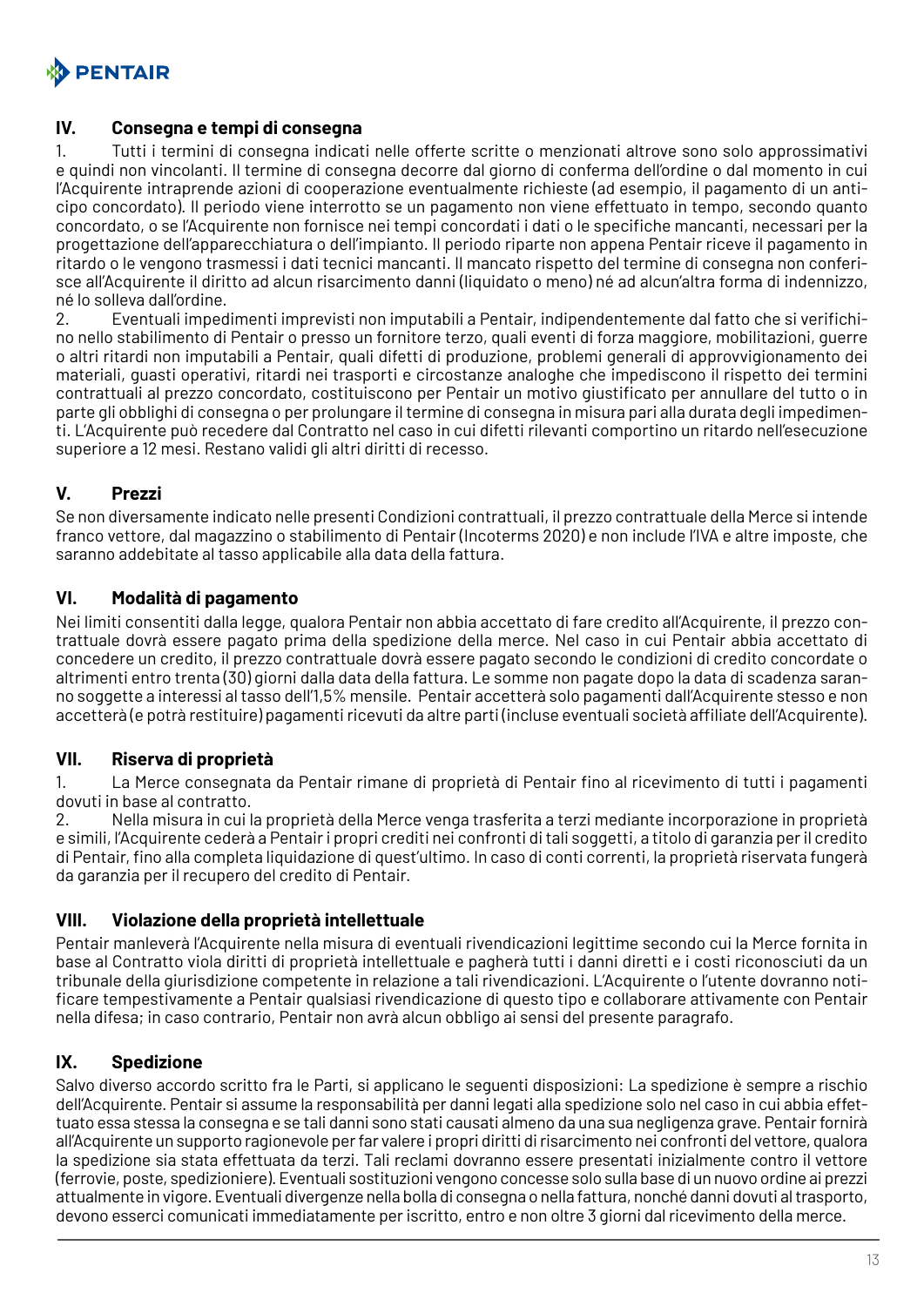## IV. Consegna e tempi di consegna

1. Tutti i termini di consegna indicati nelle offerte scritte o menzionati altrove sono solo approssimativi e quindi non vincolanti. Il termine di consegna decorre dal giorno di conferma dell'ordine o dal momento in cui l'Acquirente intraprende azioni di cooperazione eventualmente richieste (ad esempio, il pagamento di un anticipo concordato). Il periodo viene interrotto se un pagamento non viene effettuato in tempo, secondo quanto concordato, o se l'Acquirente non fornisce nei tempi concordati i dati o le specifiche mancanti, necessari per la progettazione dell'apparecchiatura o dell'impianto. Il periodo riparte non appena Pentair riceve il pagamento in ritardo o le vengono trasmessi i dati tecnici mancanti. Il mancato rispetto del termine di consegna non conferisce all'Acquirente il diritto ad alcun risarcimento danni (liquidato o meno) né ad alcun'altra forma di indennizzo, né lo solleva dall'ordine.
2. Eventuali impedimenti imprevisti non imputabili a Pentair, indipendentemente dal fatto che si verifichino nello stabilimento di Pentair o presso un fornitore terzo, quali eventi di forza maggiore, mobilitazioni, guerre o altri ritardi non imputabili a Pentair, quali difetti di produzione, problemi generali di approvvigionamento dei materiali, guasti operativi, ritardi nei trasporti e circostanze analoghe che impediscono il rispetto dei termini contrattuali al prezzo concordato, costituiscono per Pentair un motivo giustificato per annullare del tutto o in parte gli obblighi di consegna o per prolungare il termine di consegna in misura pari alla durata degli impedimenti. L'Acquirente può recedere dal Contratto nel caso in cui difetti rilevanti comportino un ritardo nell'esecuzione superiore a 12 mesi. Restano validi gli altri diritti di recesso.

## V. Prezzi

Se non diversamente indicato nelle presenti Condizioni contrattuali, il prezzo contrattuale della Merce si intende franco vettore, dal magazzino o stabilimento di Pentair (Incoterms 2020) e non include l'IVA e altre imposte, che saranno addebitate al tasso applicabile alla data della fattura.

## VI. Modalità di pagamento

Nei limiti consentiti dalla legge, qualora Pentair non abbia accettato di fare credito all'Acquirente, il prezzo contrattuale dovrà essere pagato prima della spedizione della merce. Nel caso in cui Pentair abbia accettato di concedere un credito, il prezzo contrattuale dovrà essere pagato secondo le condizioni di credito concordate o altrimenti entro trenta (30) giorni dalla data della fattura. Le somme non pagate dopo la data di scadenza saranno soggette a interessi al tasso dell'1,5% mensile. Pentair accetterà solo pagamenti dall'Acquirente stesso e non accetterà (e potrà restituire) pagamenti ricevuti da altre parti (incluse eventuali società affiliate dell'Acquirente).

## VII. Riserva di proprietà

1. La Merce consegnata da Pentair rimane di proprietà di Pentair fino al ricevimento di tutti i pagamenti dovuti in base al contratto.
2. Nella misura in cui la proprietà della Merce venga trasferita a terzi mediante incorporazione in proprietà e simili, l'Acquirente cederà a Pentair i propri crediti nei confronti di tali soggetti, a titolo di garanzia per il credito di Pentair, fino alla completa liquidazione di quest'ultimo. In caso di conti correnti, la proprietà riservata fungerà da garanzia per il recupero del credito di Pentair.

## VIII. Violazione della proprietà intellettuale

Pentair manleverà l'Acquirente nella misura di eventuali rivendicazioni legittime secondo cui la Merce fornita in base al Contratto viola diritti di proprietà intellettuale e pagherà tutti i danni diretti e i costi riconosciuti da un tribunale della giurisdizione competente in relazione a tali rivendicazioni. L'Acquirente o l'utente dovranno notificare tempestivamente a Pentair qualsiasi rivendicazione di questo tipo e collaborare attivamente con Pentair nella difesa; in caso contrario, Pentair non avrà alcun obbligo ai sensi del presente paragrafo.

## IX. Spedizione

Salvo diverso accordo scritto fra le Parti, si applicano le seguenti disposizioni: La spedizione è sempre a rischio dell'Acquirente. Pentair si assume la responsabilità per danni legati alla spedizione solo nel caso in cui abbia effettuato essa stessa la consegna e se tali danni sono stati causati almeno da una sua negligenza grave. Pentair fornirà all'Acquirente un supporto ragionevole per far valere i propri diritti di risarcimento nei confronti del vettore, qualora la spedizione sia stata effettuata da terzi. Tali reclami dovranno essere presentati inizialmente contro il vettore (ferrovie, poste, spedizioniere). Eventuali sostituzioni vengono concesse solo sulla base di un nuovo ordine ai prezzi attualmente in vigore. Eventuali divergenze nella bolla di consegna o nella fattura, nonché danni dovuti al trasporto, devono esserci comunicati immediatamente per iscritto, entro e non oltre 3 giorni dal ricevimento della merce.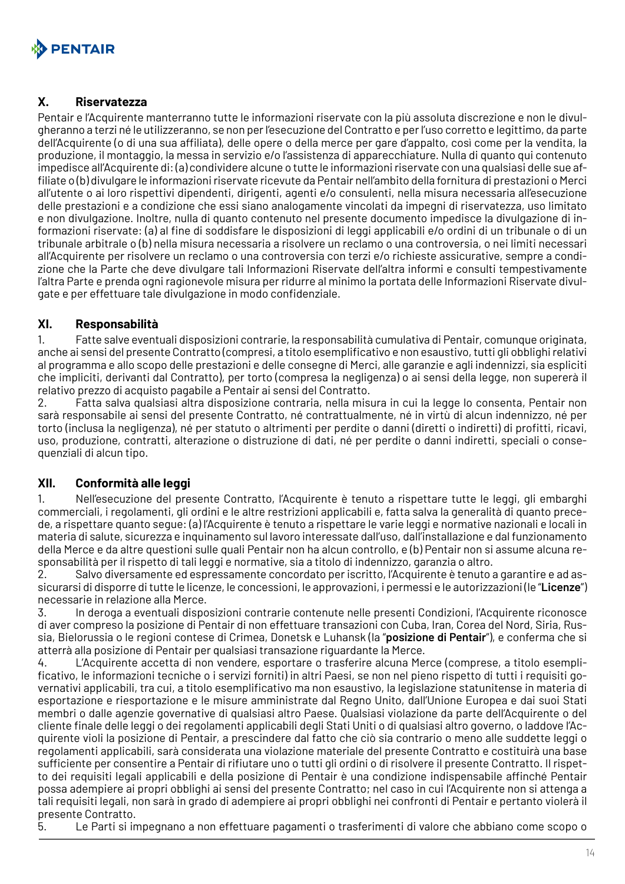## X. Riservatezza

Pentair e l'Acquirente manterranno tutte le informazioni riservate con la più assoluta discrezione e non le divulgheranno a terzi né le utilizzeranno, se non per l'esecuzione del Contratto e per l'uso corretto e legittimo, da parte dell'Acquirente (o di una sua affiliata), delle opere o della merce per gare d'appalto, così come per la vendita, la produzione, il montaggio, la messa in servizio e/o l'assistenza di apparecchiature. Nulla di quanto qui contenuto impedisce all'Acquirente di: (a) condividere alcune o tutte le informazioni riservate con una qualsiasi delle sue affiliate o (b) divulgare le informazioni riservate ricevute da Pentair nell'ambito della fornitura di prestazioni o Merci all'utente o ai loro rispettivi dipendenti, dirigenti, agenti e/o consulenti, nella misura necessaria all'esecuzione delle prestazioni e a condizione che essi siano analogamente vincolati da impegni di riservatezza, uso limitato e non divulgazione. Inoltre, nulla di quanto contenuto nel presente documento impedisce la divulgazione di informazioni riservate: (a) al fine di soddisfare le disposizioni di leggi applicabili e/o ordini di un tribunale o di un tribunale arbitrale o (b) nella misura necessaria a risolvere un reclamo o una controversia, o nei limiti necessari all'Acquirente per risolvere un reclamo o una controversia con terzi e/o richieste assicurative, sempre a condizione che la Parte che deve divulgare tali Informazioni Riservate dell'altra informi e consulti tempestivamente l'altra Parte e prenda ogni ragionevole misura per ridurre al minimo la portata delle Informazioni Riservate divulgate e per effettuare tale divulgazione in modo confidenziale.

## XI. Responsabilità

1. Fatte salve eventuali disposizioni contrarie, la responsabilità cumulativa di Pentair, comunque originata, anche ai sensi del presente Contratto (compresi, a titolo esemplificativo e non esaustivo, tutti gli obblighi relativi al programma e allo scopo delle prestazioni e delle consegne di Merci, alle garanzie e agli indennizzi, sia espliciti che impliciti, derivanti dal Contratto), per torto (compresa la negligenza) o ai sensi della legge, non supererà il relativo prezzo di acquisto pagabile a Pentair ai sensi del Contratto.
2. Fatta salva qualsiasi altra disposizione contraria, nella misura in cui la legge lo consenta, Pentair non sarà responsabile ai sensi del presente Contratto, né contrattualmente, né in virtù di alcun indennizzo, né per torto (inclusa la negligenza), né per statuto o altrimenti per perdite o danni (diretti o indiretti) di profitti, ricavi, uso, produzione, contratti, alterazione o distruzione di dati, né per perdite o danni indiretti, speciali o consequenziali di alcun tipo.

## XII. Conformità alle leggi

1. Nell'esecuzione del presente Contratto, l'Acquirente è tenuto a rispettare tutte le leggi, gli embarghi commerciali, i regolamenti, gli ordini e le altre restrizioni applicabili e, fatta salva la generalità di quanto precede, a rispettare quanto segue: (a) l'Acquirente è tenuto a rispettare le varie leggi e normative nazionali e locali in materia di salute, sicurezza e inquinamento sul lavoro interessate dall'uso, dall'installazione e dal funzionamento della Merce e da altre questioni sulle quali Pentair non ha alcun controllo, e (b) Pentair non si assume alcuna responsabilità per il rispetto di tali leggi e normative, sia a titolo di indennizzo, garanzia o altro.
2. Salvo diversamente ed espressamente concordato per iscritto, l'Acquirente è tenuto a garantire e ad assicurarsi di disporre di tutte le licenze, le concessioni, le approvazioni, i permessi e le autorizzazioni (le "**Licenze**") necessarie in relazione alla Merce.
3. In deroga a eventuali disposizioni contrarie contenute nelle presenti Condizioni, l'Acquirente riconosce di aver compreso la posizione di Pentair di non effettuare transazioni con Cuba, Iran, Corea del Nord, Siria, Russia, Bielorussia o le regioni contese di Crimea, Donetsk e Luhansk (la "**posizione di Pentair**"), e conferma che si atterrà alla posizione di Pentair per qualsiasi transazione riguardante la Merce.
4. L'Acquirente accetta di non vendere, esportare o trasferire alcuna Merce (comprese, a titolo esemplificativo, le informazioni tecniche o i servizi forniti) in altri Paesi, se non nel pieno rispetto di tutti i requisiti governativi applicabili, tra cui, a titolo esemplificativo ma non esaustivo, la legislazione statunitense in materia di esportazione e riesportazione e le misure amministrate dal Regno Unito, dall'Unione Europea e dai suoi Stati membri o dalle agenzie governative di qualsiasi altro Paese. Qualsiasi violazione da parte dell'Acquirente o del cliente finale delle leggi o dei regolamenti applicabili degli Stati Uniti o di qualsiasi altro governo, o laddove l'Acquirente violi la posizione di Pentair, a prescindere dal fatto che ciò sia contrario o meno alle suddette leggi o regolamenti applicabili, sarà considerata una violazione materiale del presente Contratto e costituirà una base sufficiente per consentire a Pentair di rifiutare uno o tutti gli ordini o di risolvere il presente Contratto. Il rispetto dei requisiti legali applicabili e della posizione di Pentair è una condizione indispensabile affinché Pentair possa adempiere ai propri obblighi ai sensi del presente Contratto; nel caso in cui l'Acquirente non si attenga a tali requisiti legali, non sarà in grado di adempiere ai propri obblighi nei confronti di Pentair e pertanto violerà il presente Contratto.
5. Le Parti si impegnano a non effettuare pagamenti o trasferimenti di valore che abbiano come scopo o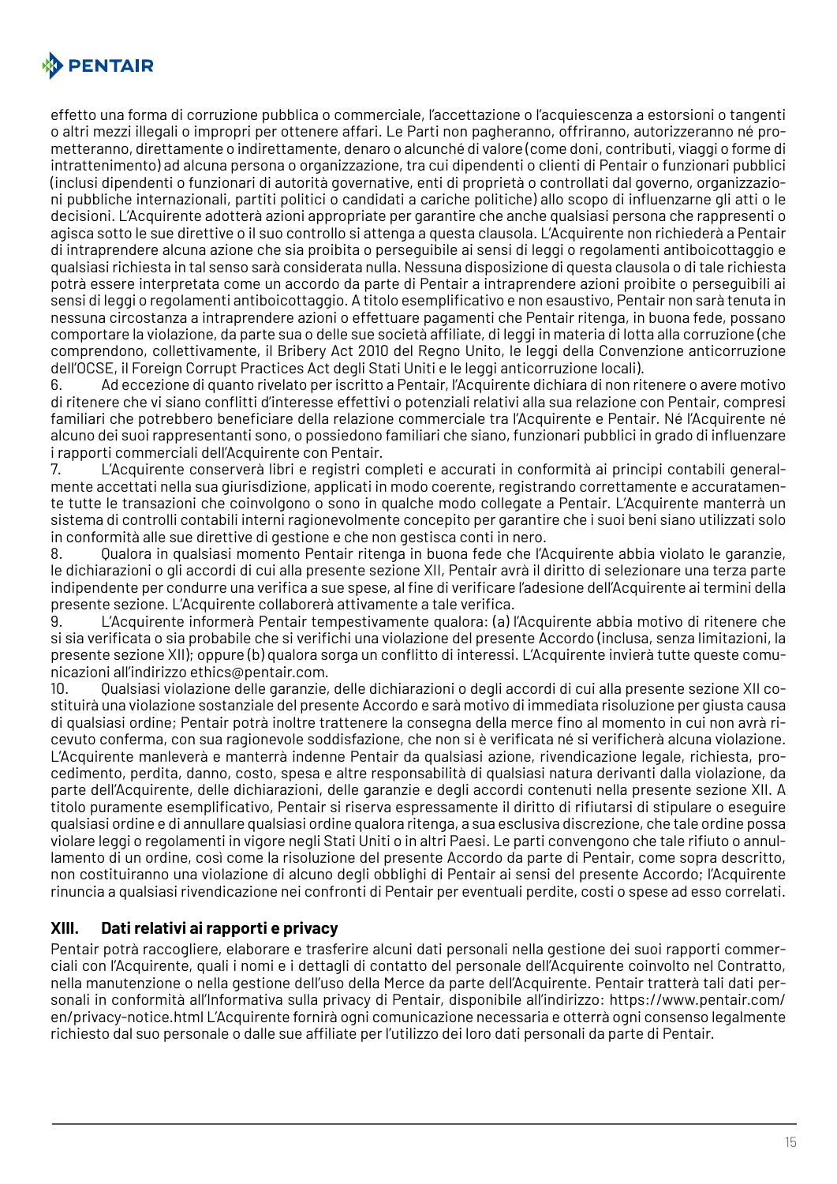effetto una forma di corruzione pubblica o commerciale, l'accettazione o l'acquiescenza a estorsioni o tangenti o altri mezzi illegali o impropri per ottenere affari. Le Parti non pagheranno, offriranno, autorizzeranno né prometteranno, direttamente o indirettamente, denaro o alcunché di valore (come doni, contributi, viaggi o forme di intrattenimento) ad alcuna persona o organizzazione, tra cui dipendenti o clienti di Pentair o funzionari pubblici (inclusi dipendenti o funzionari di autorità governative, enti di proprietà o controllati dal governo, organizzazioni pubbliche internazionali, partiti politici o candidati a cariche politiche) allo scopo di influenzarne gli atti o le decisioni. L'Acquirente adotterà azioni appropriate per garantire che anche qualsiasi persona che rappresenti o agisca sotto le sue direttive o il suo controllo si attenga a questa clausola. L'Acquirente non richiederà a Pentair di intraprendere alcuna azione che sia proibita o perseguibile ai sensi di leggi o regolamenti antiboicottaggio e qualsiasi richiesta in tal senso sarà considerata nulla. Nessuna disposizione di questa clausola o di tale richiesta potrà essere interpretata come un accordo da parte di Pentair a intraprendere azioni proibite o perseguibili ai sensi di leggi o regolamenti antiboicottaggio. A titolo esemplificativo e non esaustivo, Pentair non sarà tenuta in nessuna circostanza a intraprendere azioni o effettuare pagamenti che Pentair ritenga, in buona fede, possano comportare la violazione, da parte sua o delle sue società affiliate, di leggi in materia di lotta alla corruzione (che comprendono, collettivamente, il Bribery Act 2010 del Regno Unito, le leggi della Convenzione anticorruzione dell'OCSE, il Foreign Corrupt Practices Act degli Stati Uniti e le leggi anticorruzione locali).

6. Ad eccezione di quanto rivelato per iscritto a Pentair, l'Acquirente dichiara di non ritenere o avere motivo di ritenere che vi siano conflitti d'interesse effettivi o potenziali relativi alla sua relazione con Pentair, compresi familiari che potrebbero beneficiare della relazione commerciale tra l'Acquirente e Pentair. Né l'Acquirente né alcuno dei suoi rappresentanti sono, o possiedono familiari che siano, funzionari pubblici in grado di influenzare i rapporti commerciali dell'Acquirente con Pentair.

7. L'Acquirente conserverà libri e registri completi e accurati in conformità ai principi contabili generalmente accettati nella sua giurisdizione, applicati in modo coerente, registrando correttamente e accuratamente tutte le transazioni che coinvolgono o sono in qualche modo collegate a Pentair. L'Acquirente manterrà un sistema di controlli contabili interni ragionevolmente concepito per garantire che i suoi beni siano utilizzati solo in conformità alle sue direttive di gestione e che non gestisca conti in nero.

8. Qualora in qualsiasi momento Pentair ritenga in buona fede che l'Acquirente abbia violato le garanzie, le dichiarazioni o gli accordi di cui alla presente sezione XII, Pentair avrà il diritto di selezionare una terza parte indipendente per condurre una verifica a sue spese, al fine di verificare l'adesione dell'Acquirente ai termini della presente sezione. L'Acquirente collaborerà attivamente a tale verifica.

9. L'Acquirente informerà Pentair tempestivamente qualora: (a) l'Acquirente abbia motivo di ritenere che si sia verificata o sia probabile che si verifichi una violazione del presente Accordo (inclusa, senza limitazioni, la presente sezione XII); oppure (b) qualora sorga un conflitto di interessi. L'Acquirente invierà tutte queste comunicazioni all'indirizzo ethics@pentair.com.

10. Qualsiasi violazione delle garanzie, delle dichiarazioni o degli accordi di cui alla presente sezione XII costituirà una violazione sostanziale del presente Accordo e sarà motivo di immediata risoluzione per giusta causa di qualsiasi ordine; Pentair potrà inoltre trattenere la consegna della merce fino al momento in cui non avrà ricevuto conferma, con sua ragionevole soddisfazione, che non si è verificata né si verificherà alcuna violazione. L'Acquirente manleverà e manterrà indenne Pentair da qualsiasi azione, rivendicazione legale, richiesta, procedimento, perdita, danno, costo, spesa e altre responsabilità di qualsiasi natura derivanti dalla violazione, da parte dell'Acquirente, delle dichiarazioni, delle garanzie e degli accordi contenuti nella presente sezione XII. A titolo puramente esemplificativo, Pentair si riserva espressamente il diritto di rifiutarsi di stipulare o eseguire qualsiasi ordine e di annullare qualsiasi ordine qualora ritenga, a sua esclusiva discrezione, che tale ordine possa violare leggi o regolamenti in vigore negli Stati Uniti o in altri Paesi. Le parti convengono che tale rifiuto o annullamento di un ordine, così come la risoluzione del presente Accordo da parte di Pentair, come sopra descritto, non costituiranno una violazione di alcuno degli obblighi di Pentair ai sensi del presente Accordo; l'Acquirente rinuncia a qualsiasi rivendicazione nei confronti di Pentair per eventuali perdite, costi o spese ad esso correlati.

## XIII. Dati relativi ai rapporti e privacy

Pentair potrà raccogliere, elaborare e trasferire alcuni dati personali nella gestione dei suoi rapporti commerciali con l'Acquirente, quali i nomi e i dettagli di contatto del personale dell'Acquirente coinvolto nel Contratto, nella manutenzione o nella gestione dell'uso della Merce da parte dell'Acquirente. Pentair tratterà tali dati personali in conformità all'Informativa sulla privacy di Pentair, disponibile all'indirizzo: https://www.pentair.com/en/privacy-notice.html L'Acquirente fornirà ogni comunicazione necessaria e otterrà ogni consenso legalmente richiesto dal suo personale o dalle sue affiliate per l'utilizzo dei loro dati personali da parte di Pentair.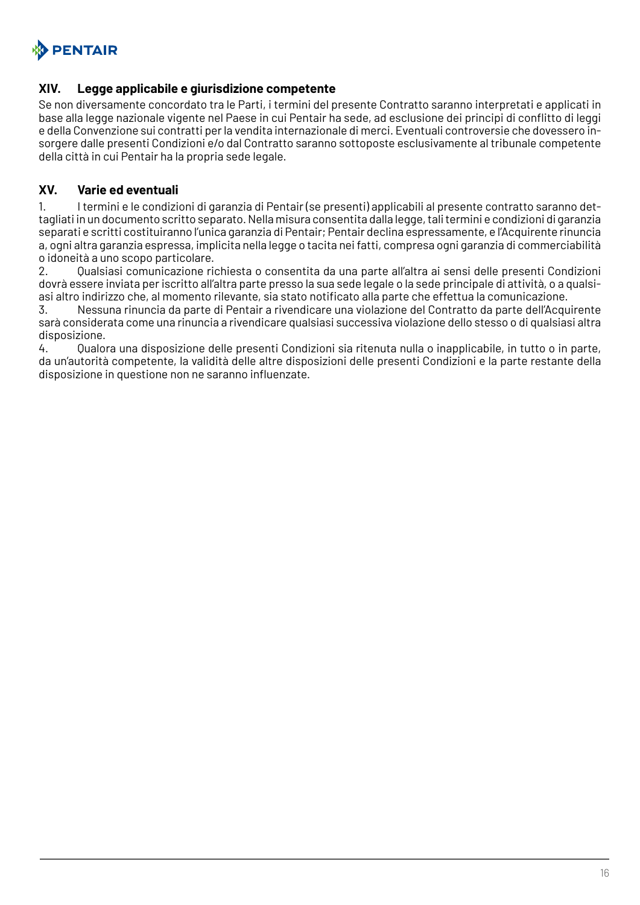## XIV. Legge applicabile e giurisdizione competente

Se non diversamente concordato tra le Parti, i termini del presente Contratto saranno interpretati e applicati in base alla legge nazionale vigente nel Paese in cui Pentair ha sede, ad esclusione dei principi di conflitto di leggi e della Convenzione sui contratti per la vendita internazionale di merci. Eventuali controversie che dovessero insorgere dalle presenti Condizioni e/o dal Contratto saranno sottoposte esclusivamente al tribunale competente della città in cui Pentair ha la propria sede legale.

## XV. Varie ed eventuali

1. I termini e le condizioni di garanzia di Pentair (se presenti) applicabili al presente contratto saranno dettagliati in un documento scritto separato. Nella misura consentita dalla legge, tali termini e condizioni di garanzia separati e scritti costituiranno l'unica garanzia di Pentair; Pentair declina espressamente, e l'Acquirente rinuncia a, ogni altra garanzia espressa, implicita nella legge o tacita nei fatti, compresa ogni garanzia di commerciabilità o idoneità a uno scopo particolare.
2. Qualsiasi comunicazione richiesta o consentita da una parte all'altra ai sensi delle presenti Condizioni dovrà essere inviata per iscritto all'altra parte presso la sua sede legale o la sede principale di attività, o a qualsiasi altro indirizzo che, al momento rilevante, sia stato notificato alla parte che effettua la comunicazione.
3. Nessuna rinuncia da parte di Pentair a rivendicare una violazione del Contratto da parte dell'Acquirente sarà considerata come una rinuncia a rivendicare qualsiasi successiva violazione dello stesso o di qualsiasi altra disposizione.
4. Qualora una disposizione delle presenti Condizioni sia ritenuta nulla o inapplicabile, in tutto o in parte, da un'autorità competente, la validità delle altre disposizioni delle presenti Condizioni e la parte restante della disposizione in questione non ne saranno influenzate.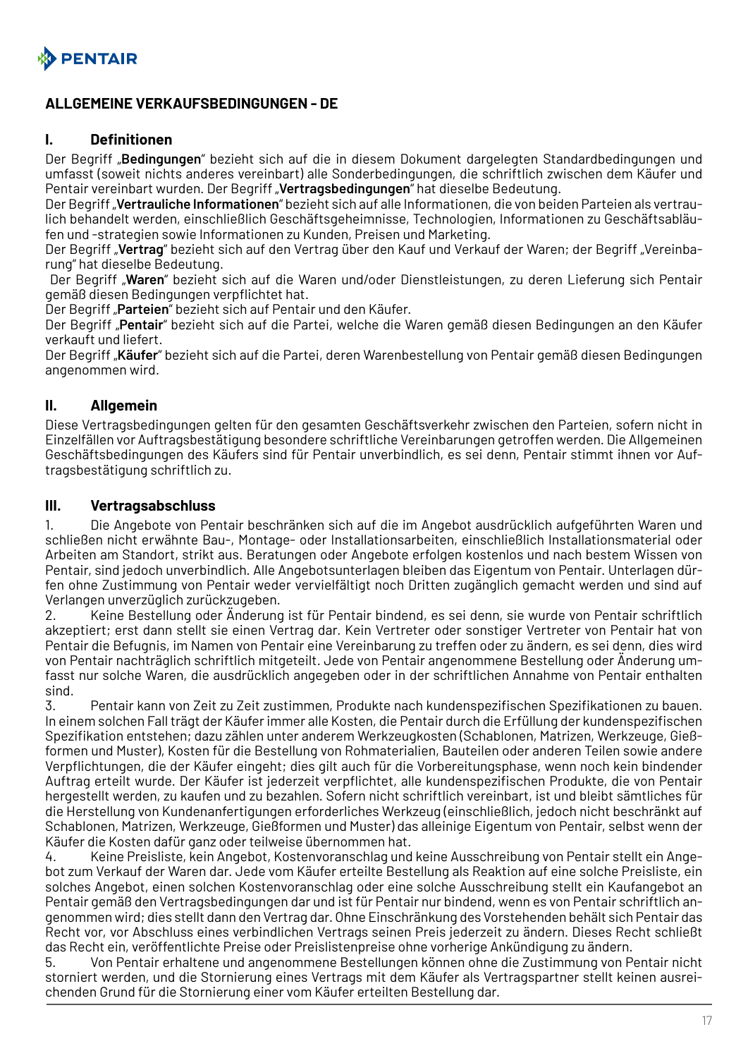## ALLGEMEINE VERKAUFSBEDINGUNGEN - DE

### I. Definitionen

Der Begriff „**Bedingungen**" bezieht sich auf die in diesem Dokument dargelegten Standardbedingungen und umfasst (soweit nichts anderes vereinbart) alle Sonderbedingungen, die schriftlich zwischen dem Käufer und Pentair vereinbart wurden. Der Begriff „**Vertragsbedingungen**" hat dieselbe Bedeutung.

Der Begriff „**Vertrauliche Informationen**" bezieht sich auf alle Informationen, die von beiden Parteien als vertraulich behandelt werden, einschließlich Geschäftsgeheimnisse, Technologien, Informationen zu Geschäftsabläufen und -strategien sowie Informationen zu Kunden, Preisen und Marketing.

Der Begriff „**Vertrag**" bezieht sich auf den Vertrag über den Kauf und Verkauf der Waren; der Begriff „Vereinbarung" hat dieselbe Bedeutung.

Der Begriff „**Waren**" bezieht sich auf die Waren und/oder Dienstleistungen, zu deren Lieferung sich Pentair gemäß diesen Bedingungen verpflichtet hat.

Der Begriff „**Parteien**" bezieht sich auf Pentair und den Käufer.

Der Begriff „**Pentair**" bezieht sich auf die Partei, welche die Waren gemäß diesen Bedingungen an den Käufer verkauft und liefert.

Der Begriff „**Käufer**" bezieht sich auf die Partei, deren Warenbestellung von Pentair gemäß diesen Bedingungen angenommen wird.

### II. Allgemein

Diese Vertragsbedingungen gelten für den gesamten Geschäftsverkehr zwischen den Parteien, sofern nicht in Einzelfällen vor Auftragsbestätigung besondere schriftliche Vereinbarungen getroffen werden. Die Allgemeinen Geschäftsbedingungen des Käufers sind für Pentair unverbindlich, es sei denn, Pentair stimmt ihnen vor Auftragsbestätigung schriftlich zu.

### III. Vertragsabschluss

1. Die Angebote von Pentair beschränken sich auf die im Angebot ausdrücklich aufgeführten Waren und schließen nicht erwähnte Bau-, Montage- oder Installationsarbeiten, einschließlich Installationsmaterial oder Arbeiten am Standort, strikt aus. Beratungen oder Angebote erfolgen kostenlos und nach bestem Wissen von Pentair, sind jedoch unverbindlich. Alle Angebotsunterlagen bleiben das Eigentum von Pentair. Unterlagen dürfen ohne Zustimmung von Pentair weder vervielfältigt noch Dritten zugänglich gemacht werden und sind auf Verlangen unverzüglich zurückzugeben.
2. Keine Bestellung oder Änderung ist für Pentair bindend, es sei denn, sie wurde von Pentair schriftlich akzeptiert; erst dann stellt sie einen Vertrag dar. Kein Vertreter oder sonstiger Vertreter von Pentair hat von Pentair die Befugnis, im Namen von Pentair eine Vereinbarung zu treffen oder zu ändern, es sei denn, dies wird von Pentair nachträglich schriftlich mitgeteilt. Jede von Pentair angenommene Bestellung oder Änderung umfasst nur solche Waren, die ausdrücklich angegeben oder in der schriftlichen Annahme von Pentair enthalten sind.
3. Pentair kann von Zeit zu Zeit zustimmen, Produkte nach kundenspezifischen Spezifikationen zu bauen. In einem solchen Fall trägt der Käufer immer alle Kosten, die Pentair durch die Erfüllung der kundenspezifischen Spezifikation entstehen; dazu zählen unter anderem Werkzeugkosten (Schablonen, Matrizen, Werkzeuge, Gießformen und Muster), Kosten für die Bestellung von Rohmaterialien, Bauteilen oder anderen Teilen sowie andere Verpflichtungen, die der Käufer eingeht; dies gilt auch für die Vorbereitungsphase, wenn noch kein bindender Auftrag erteilt wurde. Der Käufer ist jederzeit verpflichtet, alle kundenspezifischen Produkte, die von Pentair hergestellt werden, zu kaufen und zu bezahlen. Sofern nicht schriftlich vereinbart, ist und bleibt sämtliches für die Herstellung von Kundenanfertigungen erforderliches Werkzeug (einschließlich, jedoch nicht beschränkt auf Schablonen, Matrizen, Werkzeuge, Gießformen und Muster) das alleinige Eigentum von Pentair, selbst wenn der Käufer die Kosten dafür ganz oder teilweise übernommen hat.
4. Keine Preisliste, kein Angebot, Kostenvoranschlag und keine Ausschreibung von Pentair stellt ein Angebot zum Verkauf der Waren dar. Jede vom Käufer erteilte Bestellung als Reaktion auf eine solche Preisliste, ein solches Angebot, einen solchen Kostenvoranschlag oder eine solche Ausschreibung stellt ein Kaufangebot an Pentair gemäß den Vertragsbedingungen dar und ist für Pentair nur bindend, wenn es von Pentair schriftlich angenommen wird; dies stellt dann den Vertrag dar. Ohne Einschränkung des Vorstehenden behält sich Pentair das Recht vor, vor Abschluss eines verbindlichen Vertrags seinen Preis jederzeit zu ändern. Dieses Recht schließt das Recht ein, veröffentlichte Preise oder Preislistenpreise ohne vorherige Ankündigung zu ändern.
5. Von Pentair erhaltene und angenommene Bestellungen können ohne die Zustimmung von Pentair nicht storniert werden, und die Stornierung eines Vertrags mit dem Käufer als Vertragspartner stellt keinen ausreichenden Grund für die Stornierung einer vom Käufer erteilten Bestellung dar.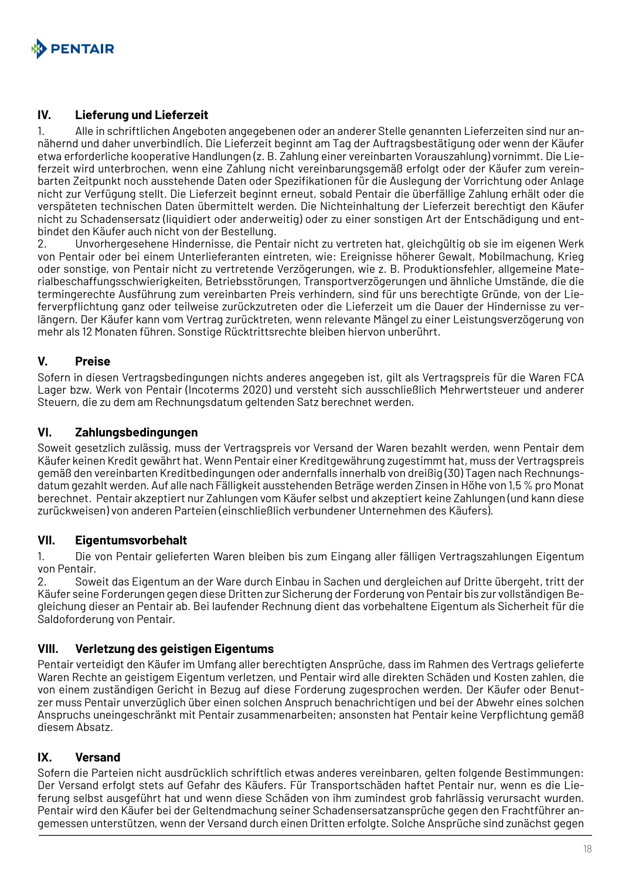## IV. Lieferung und Lieferzeit

1. Alle in schriftlichen Angeboten angegebenen oder an anderer Stelle genannten Lieferzeiten sind nur annähernd und daher unverbindlich. Die Lieferzeit beginnt am Tag der Auftragsbestätigung oder wenn der Käufer etwa erforderliche kooperative Handlungen (z. B. Zahlung einer vereinbarten Vorauszahlung) vornimmt. Die Lieferzeit wird unterbrochen, wenn eine Zahlung nicht vereinbarungsgemäß erfolgt oder der Käufer zum vereinbarten Zeitpunkt noch ausstehende Daten oder Spezifikationen für die Auslegung der Vorrichtung oder Anlage nicht zur Verfügung stellt. Die Lieferzeit beginnt erneut, sobald Pentair die überfällige Zahlung erhält oder die verspäteten technischen Daten übermittelt werden. Die Nichteinhaltung der Lieferzeit berechtigt den Käufer nicht zu Schadensersatz (liquidiert oder anderweitig) oder zu einer sonstigen Art der Entschädigung und entbindet den Käufer auch nicht von der Bestellung.
2. Unvorhergesehene Hindernisse, die Pentair nicht zu vertreten hat, gleichgültig ob sie im eigenen Werk von Pentair oder bei einem Unterlieferanten eintreten, wie: Ereignisse höherer Gewalt, Mobilmachung, Krieg oder sonstige, von Pentair nicht zu vertretende Verzögerungen, wie z. B. Produktionsfehler, allgemeine Materialbeschaffungsschwierigkeiten, Betriebsstörungen, Transportverzögerungen und ähnliche Umstände, die die termingerechte Ausführung zum vereinbarten Preis verhindern, sind für uns berechtigte Gründe, von der Lieferverpflichtung ganz oder teilweise zurückzutreten oder die Lieferzeit um die Dauer der Hindernisse zu verlängern. Der Käufer kann vom Vertrag zurücktreten, wenn relevante Mängel zu einer Leistungsverzögerung von mehr als 12 Monaten führen. Sonstige Rücktrittsrechte bleiben hiervon unberührt.

## V. Preise

Sofern in diesen Vertragsbedingungen nichts anderes angegeben ist, gilt als Vertragspreis für die Waren FCA Lager bzw. Werk von Pentair (Incoterms 2020) und versteht sich ausschließlich Mehrwertsteuer und anderer Steuern, die zu dem am Rechnungsdatum geltenden Satz berechnet werden.

## VI. Zahlungsbedingungen

Soweit gesetzlich zulässig, muss der Vertragspreis vor Versand der Waren bezahlt werden, wenn Pentair dem Käufer keinen Kredit gewährt hat. Wenn Pentair einer Kreditgewährung zugestimmt hat, muss der Vertragspreis gemäß den vereinbarten Kreditbedingungen oder andernfalls innerhalb von dreißig (30) Tagen nach Rechnungsdatum gezahlt werden. Auf alle nach Fälligkeit ausstehenden Beträge werden Zinsen in Höhe von 1,5 % pro Monat berechnet. Pentair akzeptiert nur Zahlungen vom Käufer selbst und akzeptiert keine Zahlungen (und kann diese zurückweisen) von anderen Parteien (einschließlich verbundener Unternehmen des Käufers).

## VII. Eigentumsvorbehalt

1. Die von Pentair gelieferten Waren bleiben bis zum Eingang aller fälligen Vertragszahlungen Eigentum von Pentair.
2. Soweit das Eigentum an der Ware durch Einbau in Sachen und dergleichen auf Dritte übergeht, tritt der Käufer seine Forderungen gegen diese Dritten zur Sicherung der Forderung von Pentair bis zur vollständigen Begleichung dieser an Pentair ab. Bei laufender Rechnung dient das vorbehaltene Eigentum als Sicherheit für die Saldoforderung von Pentair.

## VIII. Verletzung des geistigen Eigentums

Pentair verteidigt den Käufer im Umfang aller berechtigten Ansprüche, dass im Rahmen des Vertrags gelieferte Waren Rechte an geistigem Eigentum verletzen, und Pentair wird alle direkten Schäden und Kosten zahlen, die von einem zuständigen Gericht in Bezug auf diese Forderung zugesprochen werden. Der Käufer oder Benutzer muss Pentair unverzüglich über einen solchen Anspruch benachrichtigen und bei der Abwehr eines solchen Anspruchs uneingeschränkt mit Pentair zusammenarbeiten; ansonsten hat Pentair keine Verpflichtung gemäß diesem Absatz.

## IX. Versand

Sofern die Parteien nicht ausdrücklich schriftlich etwas anderes vereinbaren, gelten folgende Bestimmungen: Der Versand erfolgt stets auf Gefahr des Käufers. Für Transportschäden haftet Pentair nur, wenn es die Lieferung selbst ausgeführt hat und wenn diese Schäden von ihm zumindest grob fahrlässig verursacht wurden. Pentair wird den Käufer bei der Geltendmachung seiner Schadensersatzansprüche gegen den Frachtführer angemessen unterstützen, wenn der Versand durch einen Dritten erfolgte. Solche Ansprüche sind zunächst gegen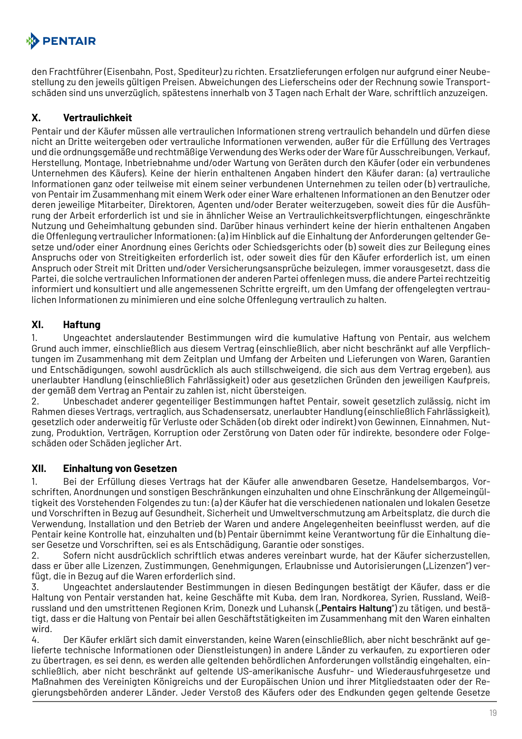den Frachtführer (Eisenbahn, Post, Spediteur) zu richten. Ersatzlieferungen erfolgen nur aufgrund einer Neubestellung zu den jeweils gültigen Preisen. Abweichungen des Lieferscheins oder der Rechnung sowie Transportschäden sind uns unverzüglich, spätestens innerhalb von 3 Tagen nach Erhalt der Ware, schriftlich anzuzeigen.

## X. Vertraulichkeit

Pentair und der Käufer müssen alle vertraulichen Informationen streng vertraulich behandeln und dürfen diese nicht an Dritte weitergeben oder vertrauliche Informationen verwenden, außer für die Erfüllung des Vertrages und die ordnungsgemäße und rechtmäßige Verwendung des Werks oder der Ware für Ausschreibungen, Verkauf, Herstellung, Montage, Inbetriebnahme und/oder Wartung von Geräten durch den Käufer (oder ein verbundenes Unternehmen des Käufers). Keine der hierin enthaltenen Angaben hindert den Käufer daran: (a) vertrauliche Informationen ganz oder teilweise mit einem seiner verbundenen Unternehmen zu teilen oder (b) vertrauliche, von Pentair im Zusammenhang mit einem Werk oder einer Ware erhaltenen Informationen an den Benutzer oder deren jeweilige Mitarbeiter, Direktoren, Agenten und/oder Berater weiterzugeben, soweit dies für die Ausführung der Arbeit erforderlich ist und sie in ähnlicher Weise an Vertraulichkeitsverpflichtungen, eingeschränkte Nutzung und Geheimhaltung gebunden sind. Darüber hinaus verhindert keine der hierin enthaltenen Angaben die Offenlegung vertraulicher Informationen: (a) im Hinblick auf die Einhaltung der Anforderungen geltender Gesetze und/oder einer Anordnung eines Gerichts oder Schiedsgerichts oder (b) soweit dies zur Beilegung eines Anspruchs oder von Streitigkeiten erforderlich ist, oder soweit dies für den Käufer erforderlich ist, um einen Anspruch oder Streit mit Dritten und/oder Versicherungsansprüche beizulegen, immer vorausgesetzt, dass die Partei, die solche vertraulichen Informationen der anderen Partei offenlegen muss, die andere Partei rechtzeitig informiert und konsultiert und alle angemessenen Schritte ergreift, um den Umfang der offengelegten vertraulichen Informationen zu minimieren und eine solche Offenlegung vertraulich zu halten.

## XI. Haftung

1. Ungeachtet anderslautender Bestimmungen wird die kumulative Haftung von Pentair, aus welchem Grund auch immer, einschließlich aus diesem Vertrag (einschließlich, aber nicht beschränkt auf alle Verpflichtungen im Zusammenhang mit dem Zeitplan und Umfang der Arbeiten und Lieferungen von Waren, Garantien und Entschädigungen, sowohl ausdrücklich als auch stillschweigend, die sich aus dem Vertrag ergeben), aus unerlaubter Handlung (einschließlich Fahrlässigkeit) oder aus gesetzlichen Gründen den jeweiligen Kaufpreis, der gemäß dem Vertrag an Pentair zu zahlen ist, nicht übersteigen.
2. Unbeschadet anderer gegenteiliger Bestimmungen haftet Pentair, soweit gesetzlich zulässig, nicht im Rahmen dieses Vertrags, vertraglich, aus Schadensersatz, unerlaubter Handlung (einschließlich Fahrlässigkeit), gesetzlich oder anderweitig für Verluste oder Schäden (ob direkt oder indirekt) von Gewinnen, Einnahmen, Nutzung, Produktion, Verträgen, Korruption oder Zerstörung von Daten oder für indirekte, besondere oder Folgeschäden oder Schäden jeglicher Art.

## XII. Einhaltung von Gesetzen

1. Bei der Erfüllung dieses Vertrags hat der Käufer alle anwendbaren Gesetze, Handelsembargos, Vorschriften, Anordnungen und sonstigen Beschränkungen einzuhalten und ohne Einschränkung der Allgemeingültigkeit des Vorstehenden Folgendes zu tun: (a) der Käufer hat die verschiedenen nationalen und lokalen Gesetze und Vorschriften in Bezug auf Gesundheit, Sicherheit und Umweltverschmutzung am Arbeitsplatz, die durch die Verwendung, Installation und den Betrieb der Waren und andere Angelegenheiten beeinflusst werden, auf die Pentair keine Kontrolle hat, einzuhalten und (b) Pentair übernimmt keine Verantwortung für die Einhaltung dieser Gesetze und Vorschriften, sei es als Entschädigung, Garantie oder sonstiges.
2. Sofern nicht ausdrücklich schriftlich etwas anderes vereinbart wurde, hat der Käufer sicherzustellen, dass er über alle Lizenzen, Zustimmungen, Genehmigungen, Erlaubnisse und Autorisierungen („Lizenzen") verfügt, die in Bezug auf die Waren erforderlich sind.
3. Ungeachtet anderslautender Bestimmungen in diesen Bedingungen bestätigt der Käufer, dass er die Haltung von Pentair verstanden hat, keine Geschäfte mit Kuba, dem Iran, Nordkorea, Syrien, Russland, Weißrussland und den umstrittenen Regionen Krim, Donezk und Luhansk („**Pentairs Haltung**") zu tätigen, und bestätigt, dass er die Haltung von Pentair bei allen Geschäftstätigkeiten im Zusammenhang mit den Waren einhalten wird.
4. Der Käufer erklärt sich damit einverstanden, keine Waren (einschließlich, aber nicht beschränkt auf gelieferte technische Informationen oder Dienstleistungen) in andere Länder zu verkaufen, zu exportieren oder zu übertragen, es sei denn, es werden alle geltenden behördlichen Anforderungen vollständig eingehalten, einschließlich, aber nicht beschränkt auf geltende US-amerikanische Ausfuhr- und Wiederausfuhrgesetze und Maßnahmen des Vereinigten Königreichs und der Europäischen Union und ihrer Mitgliedstaaten oder der Regierungsbehörden anderer Länder. Jeder Verstoß des Käufers oder des Endkunden gegen geltende Gesetze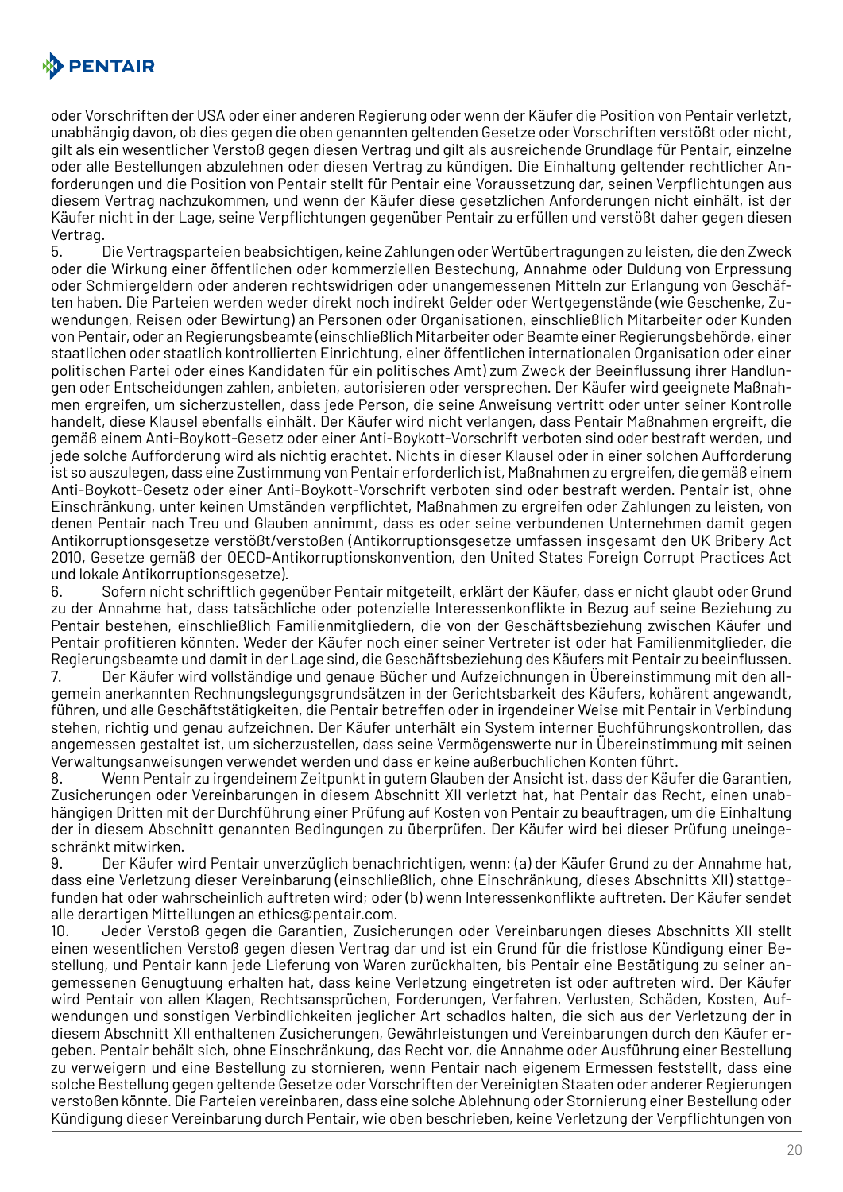oder Vorschriften der USA oder einer anderen Regierung oder wenn der Käufer die Position von Pentair verletzt, unabhängig davon, ob dies gegen die oben genannten geltenden Gesetze oder Vorschriften verstößt oder nicht, gilt als ein wesentlicher Verstoß gegen diesen Vertrag und gilt als ausreichende Grundlage für Pentair, einzelne oder alle Bestellungen abzulehnen oder diesen Vertrag zu kündigen. Die Einhaltung geltender rechtlicher Anforderungen und die Position von Pentair stellt für Pentair eine Voraussetzung dar, seinen Verpflichtungen aus diesem Vertrag nachzukommen, und wenn der Käufer diese gesetzlichen Anforderungen nicht einhält, ist der Käufer nicht in der Lage, seine Verpflichtungen gegenüber Pentair zu erfüllen und verstößt daher gegen diesen Vertrag.

5. Die Vertragsparteien beabsichtigen, keine Zahlungen oder Wertübertragungen zu leisten, die den Zweck oder die Wirkung einer öffentlichen oder kommerziellen Bestechung, Annahme oder Duldung von Erpressung oder Schmiergeldern oder anderen rechtswidrigen oder unangemessenen Mitteln zur Erlangung von Geschäften haben. Die Parteien werden weder direkt noch indirekt Gelder oder Wertgegenstände (wie Geschenke, Zuwendungen, Reisen oder Bewirtung) an Personen oder Organisationen, einschließlich Mitarbeiter oder Kunden von Pentair, oder an Regierungsbeamte (einschließlich Mitarbeiter oder Beamte einer Regierungsbehörde, einer staatlichen oder staatlich kontrollierten Einrichtung, einer öffentlichen internationalen Organisation oder einer politischen Partei oder eines Kandidaten für ein politisches Amt) zum Zweck der Beeinflussung ihrer Handlungen oder Entscheidungen zahlen, anbieten, autorisieren oder versprechen. Der Käufer wird geeignete Maßnahmen ergreifen, um sicherzustellen, dass jede Person, die seine Anweisung vertritt oder unter seiner Kontrolle handelt, diese Klausel ebenfalls einhält. Der Käufer wird nicht verlangen, dass Pentair Maßnahmen ergreift, die gemäß einem Anti-Boykott-Gesetz oder einer Anti-Boykott-Vorschrift verboten sind oder bestraft werden, und jede solche Aufforderung wird als nichtig erachtet. Nichts in dieser Klausel oder in einer solchen Aufforderung ist so auszulegen, dass eine Zustimmung von Pentair erforderlich ist, Maßnahmen zu ergreifen, die gemäß einem Anti-Boykott-Gesetz oder einer Anti-Boykott-Vorschrift verboten sind oder bestraft werden. Pentair ist, ohne Einschränkung, unter keinen Umständen verpflichtet, Maßnahmen zu ergreifen oder Zahlungen zu leisten, von denen Pentair nach Treu und Glauben annimmt, dass es oder seine verbundenen Unternehmen damit gegen Antikorruptionsgesetze verstößt/verstoßen (Antikorruptionsgesetze umfassen insgesamt den UK Bribery Act 2010, Gesetze gemäß der OECD-Antikorruptionskonvention, den United States Foreign Corrupt Practices Act und lokale Antikorruptionsgesetze).

6. Sofern nicht schriftlich gegenüber Pentair mitgeteilt, erklärt der Käufer, dass er nicht glaubt oder Grund zu der Annahme hat, dass tatsächliche oder potenzielle Interessenkonflikte in Bezug auf seine Beziehung zu Pentair bestehen, einschließlich Familienmitgliedern, die von der Geschäftsbeziehung zwischen Käufer und Pentair profitieren könnten. Weder der Käufer noch einer seiner Vertreter ist oder hat Familienmitglieder, die Regierungsbeamte und damit in der Lage sind, die Geschäftsbeziehung des Käufers mit Pentair zu beeinflussen.

7. Der Käufer wird vollständige und genaue Bücher und Aufzeichnungen in Übereinstimmung mit den allgemein anerkannten Rechnungslegungsgrundsätzen in der Gerichtsbarkeit des Käufers, kohärent angewandt, führen, und alle Geschäftstätigkeiten, die Pentair betreffen oder in irgendeiner Weise mit Pentair in Verbindung stehen, richtig und genau aufzeichnen. Der Käufer unterhält ein System interner Buchführungskontrollen, das angemessen gestaltet ist, um sicherzustellen, dass seine Vermögenswerte nur in Übereinstimmung mit seinen Verwaltungsanweisungen verwendet werden und dass er keine außerbuchlichen Konten führt.

8. Wenn Pentair zu irgendeinem Zeitpunkt in gutem Glauben der Ansicht ist, dass der Käufer die Garantien, Zusicherungen oder Vereinbarungen in diesem Abschnitt XII verletzt hat, hat Pentair das Recht, einen unabhängigen Dritten mit der Durchführung einer Prüfung auf Kosten von Pentair zu beauftragen, um die Einhaltung der in diesem Abschnitt genannten Bedingungen zu überprüfen. Der Käufer wird bei dieser Prüfung uneingeschränkt mitwirken.

9. Der Käufer wird Pentair unverzüglich benachrichtigen, wenn: (a) der Käufer Grund zu der Annahme hat, dass eine Verletzung dieser Vereinbarung (einschließlich, ohne Einschränkung, dieses Abschnitts XII) stattgefunden hat oder wahrscheinlich auftreten wird; oder (b) wenn Interessenkonflikte auftreten. Der Käufer sendet alle derartigen Mitteilungen an ethics@pentair.com.

10. Jeder Verstoß gegen die Garantien, Zusicherungen oder Vereinbarungen dieses Abschnitts XII stellt einen wesentlichen Verstoß gegen diesen Vertrag dar und ist ein Grund für die fristlose Kündigung einer Bestellung, und Pentair kann jede Lieferung von Waren zurückhalten, bis Pentair eine Bestätigung zu seiner angemessenen Genugtuung erhalten hat, dass keine Verletzung eingetreten ist oder auftreten wird. Der Käufer wird Pentair von allen Klagen, Rechtsansprüchen, Forderungen, Verfahren, Verlusten, Schäden, Kosten, Aufwendungen und sonstigen Verbindlichkeiten jeglicher Art schadlos halten, die sich aus der Verletzung der in diesem Abschnitt XII enthaltenen Zusicherungen, Gewährleistungen und Vereinbarungen durch den Käufer ergeben. Pentair behält sich, ohne Einschränkung, das Recht vor, die Annahme oder Ausführung einer Bestellung zu verweigern und eine Bestellung zu stornieren, wenn Pentair nach eigenem Ermessen feststellt, dass eine solche Bestellung gegen geltende Gesetze oder Vorschriften der Vereinigten Staaten oder anderer Regierungen verstoßen könnte. Die Parteien vereinbaren, dass eine solche Ablehnung oder Stornierung einer Bestellung oder Kündigung dieser Vereinbarung durch Pentair, wie oben beschrieben, keine Verletzung der Verpflichtungen von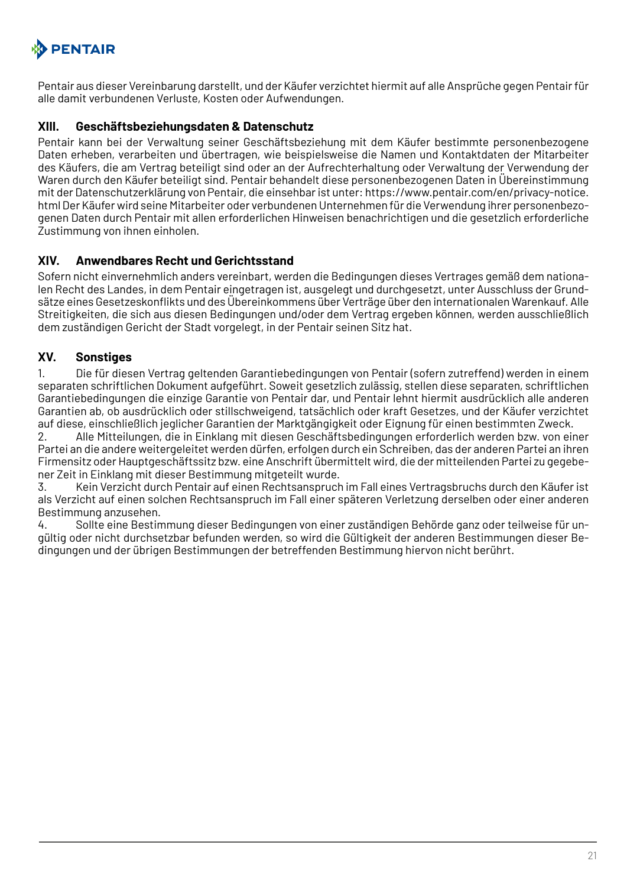Pentair aus dieser Vereinbarung darstellt, und der Käufer verzichtet hiermit auf alle Ansprüche gegen Pentair für alle damit verbundenen Verluste, Kosten oder Aufwendungen.

## XIII. Geschäftsbeziehungsdaten & Datenschutz

Pentair kann bei der Verwaltung seiner Geschäftsbeziehung mit dem Käufer bestimmte personenbezogene Daten erheben, verarbeiten und übertragen, wie beispielsweise die Namen und Kontaktdaten der Mitarbeiter des Käufers, die am Vertrag beteiligt sind oder an der Aufrechterhaltung oder Verwaltung der Verwendung der Waren durch den Käufer beteiligt sind. Pentair behandelt diese personenbezogenen Daten in Übereinstimmung mit der Datenschutzerklärung von Pentair, die einsehbar ist unter: https://www.pentair.com/en/privacy-notice.html Der Käufer wird seine Mitarbeiter oder verbundenen Unternehmen für die Verwendung ihrer personenbezogenen Daten durch Pentair mit allen erforderlichen Hinweisen benachrichtigen und die gesetzlich erforderliche Zustimmung von ihnen einholen.

## XIV. Anwendbares Recht und Gerichtsstand

Sofern nicht einvernehmlich anders vereinbart, werden die Bedingungen dieses Vertrages gemäß dem nationalen Recht des Landes, in dem Pentair eingetragen ist, ausgelegt und durchgesetzt, unter Ausschluss der Grundsätze eines Gesetzeskonflikts und des Übereinkommens über Verträge über den internationalen Warenkauf. Alle Streitigkeiten, die sich aus diesen Bedingungen und/oder dem Vertrag ergeben können, werden ausschließlich dem zuständigen Gericht der Stadt vorgelegt, in der Pentair seinen Sitz hat.

## XV. Sonstiges

1. Die für diesen Vertrag geltenden Garantiebedingungen von Pentair (sofern zutreffend) werden in einem separaten schriftlichen Dokument aufgeführt. Soweit gesetzlich zulässig, stellen diese separaten, schriftlichen Garantiebedingungen die einzige Garantie von Pentair dar, und Pentair lehnt hiermit ausdrücklich alle anderen Garantien ab, ob ausdrücklich oder stillschweigend, tatsächlich oder kraft Gesetzes, und der Käufer verzichtet auf diese, einschließlich jeglicher Garantien der Marktgängigkeit oder Eignung für einen bestimmten Zweck.
2. Alle Mitteilungen, die in Einklang mit diesen Geschäftsbedingungen erforderlich werden bzw. von einer Partei an die andere weitergeleitet werden dürfen, erfolgen durch ein Schreiben, das der anderen Partei an ihren Firmensitz oder Hauptgeschäftssitz bzw. eine Anschrift übermittelt wird, die der mitteilenden Partei zu gegebener Zeit in Einklang mit dieser Bestimmung mitgeteilt wurde.
3. Kein Verzicht durch Pentair auf einen Rechtsanspruch im Fall eines Vertragsbruchs durch den Käufer ist als Verzicht auf einen solchen Rechtsanspruch im Fall einer späteren Verletzung derselben oder einer anderen Bestimmung anzusehen.
4. Sollte eine Bestimmung dieser Bedingungen von einer zuständigen Behörde ganz oder teilweise für ungültig oder nicht durchsetzbar befunden werden, so wird die Gültigkeit der anderen Bestimmungen dieser Bedingungen und der übrigen Bestimmungen der betreffenden Bestimmung hiervon nicht berührt.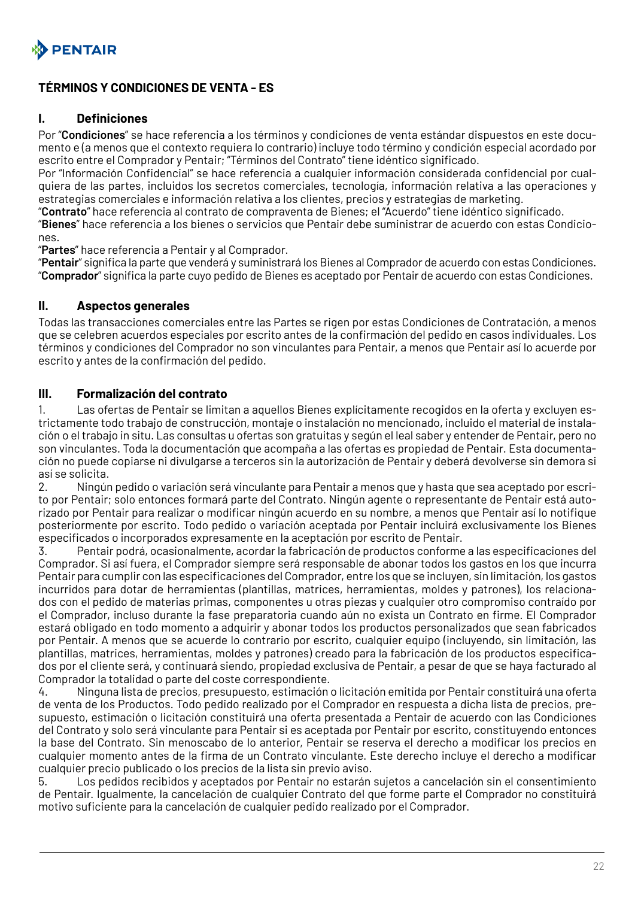## TÉRMINOS Y CONDICIONES DE VENTA - ES

### I. Definiciones

Por "**Condiciones**" se hace referencia a los términos y condiciones de venta estándar dispuestos en este documento e (a menos que el contexto requiera lo contrario) incluye todo término y condición especial acordado por escrito entre el Comprador y Pentair; "Términos del Contrato" tiene idéntico significado.

Por "Información Confidencial" se hace referencia a cualquier información considerada confidencial por cualquiera de las partes, incluidos los secretos comerciales, tecnología, información relativa a las operaciones y estrategias comerciales e información relativa a los clientes, precios y estrategias de marketing.

"**Contrato**" hace referencia al contrato de compraventa de Bienes; el "Acuerdo" tiene idéntico significado.

"**Bienes**" hace referencia a los bienes o servicios que Pentair debe suministrar de acuerdo con estas Condiciones.

"**Partes**" hace referencia a Pentair y al Comprador.

"**Pentair**" significa la parte que venderá y suministrará los Bienes al Comprador de acuerdo con estas Condiciones.

"**Comprador**" significa la parte cuyo pedido de Bienes es aceptado por Pentair de acuerdo con estas Condiciones.

### II. Aspectos generales

Todas las transacciones comerciales entre las Partes se rigen por estas Condiciones de Contratación, a menos que se celebren acuerdos especiales por escrito antes de la confirmación del pedido en casos individuales. Los términos y condiciones del Comprador no son vinculantes para Pentair, a menos que Pentair así lo acuerde por escrito y antes de la confirmación del pedido.

### III. Formalización del contrato

1. Las ofertas de Pentair se limitan a aquellos Bienes explícitamente recogidos en la oferta y excluyen estrictamente todo trabajo de construcción, montaje o instalación no mencionado, incluido el material de instalación o el trabajo in situ. Las consultas u ofertas son gratuitas y según el leal saber y entender de Pentair, pero no son vinculantes. Toda la documentación que acompaña a las ofertas es propiedad de Pentair. Esta documentación no puede copiarse ni divulgarse a terceros sin la autorización de Pentair y deberá devolverse sin demora si así se solicita.
2. Ningún pedido o variación será vinculante para Pentair a menos que y hasta que sea aceptado por escrito por Pentair; solo entonces formará parte del Contrato. Ningún agente o representante de Pentair está autorizado por Pentair para realizar o modificar ningún acuerdo en su nombre, a menos que Pentair así lo notifique posteriormente por escrito. Todo pedido o variación aceptada por Pentair incluirá exclusivamente los Bienes especificados o incorporados expresamente en la aceptación por escrito de Pentair.
3. Pentair podrá, ocasionalmente, acordar la fabricación de productos conforme a las especificaciones del Comprador. Si así fuera, el Comprador siempre será responsable de abonar todos los gastos en los que incurra Pentair para cumplir con las especificaciones del Comprador, entre los que se incluyen, sin limitación, los gastos incurridos para dotar de herramientas (plantillas, matrices, herramientas, moldes y patrones), los relacionados con el pedido de materias primas, componentes u otras piezas y cualquier otro compromiso contraído por el Comprador, incluso durante la fase preparatoria cuando aún no exista un Contrato en firme. El Comprador estará obligado en todo momento a adquirir y abonar todos los productos personalizados que sean fabricados por Pentair. A menos que se acuerde lo contrario por escrito, cualquier equipo (incluyendo, sin limitación, las plantillas, matrices, herramientas, moldes y patrones) creado para la fabricación de los productos especificados por el cliente será, y continuará siendo, propiedad exclusiva de Pentair, a pesar de que se haya facturado al Comprador la totalidad o parte del coste correspondiente.
4. Ninguna lista de precios, presupuesto, estimación o licitación emitida por Pentair constituirá una oferta de venta de los Productos. Todo pedido realizado por el Comprador en respuesta a dicha lista de precios, presupuesto, estimación o licitación constituirá una oferta presentada a Pentair de acuerdo con las Condiciones del Contrato y solo será vinculante para Pentair si es aceptada por Pentair por escrito, constituyendo entonces la base del Contrato. Sin menoscabo de lo anterior, Pentair se reserva el derecho a modificar los precios en cualquier momento antes de la firma de un Contrato vinculante. Este derecho incluye el derecho a modificar cualquier precio publicado o los precios de la lista sin previo aviso.
5. Los pedidos recibidos y aceptados por Pentair no estarán sujetos a cancelación sin el consentimiento de Pentair. Igualmente, la cancelación de cualquier Contrato del que forme parte el Comprador no constituirá motivo suficiente para la cancelación de cualquier pedido realizado por el Comprador.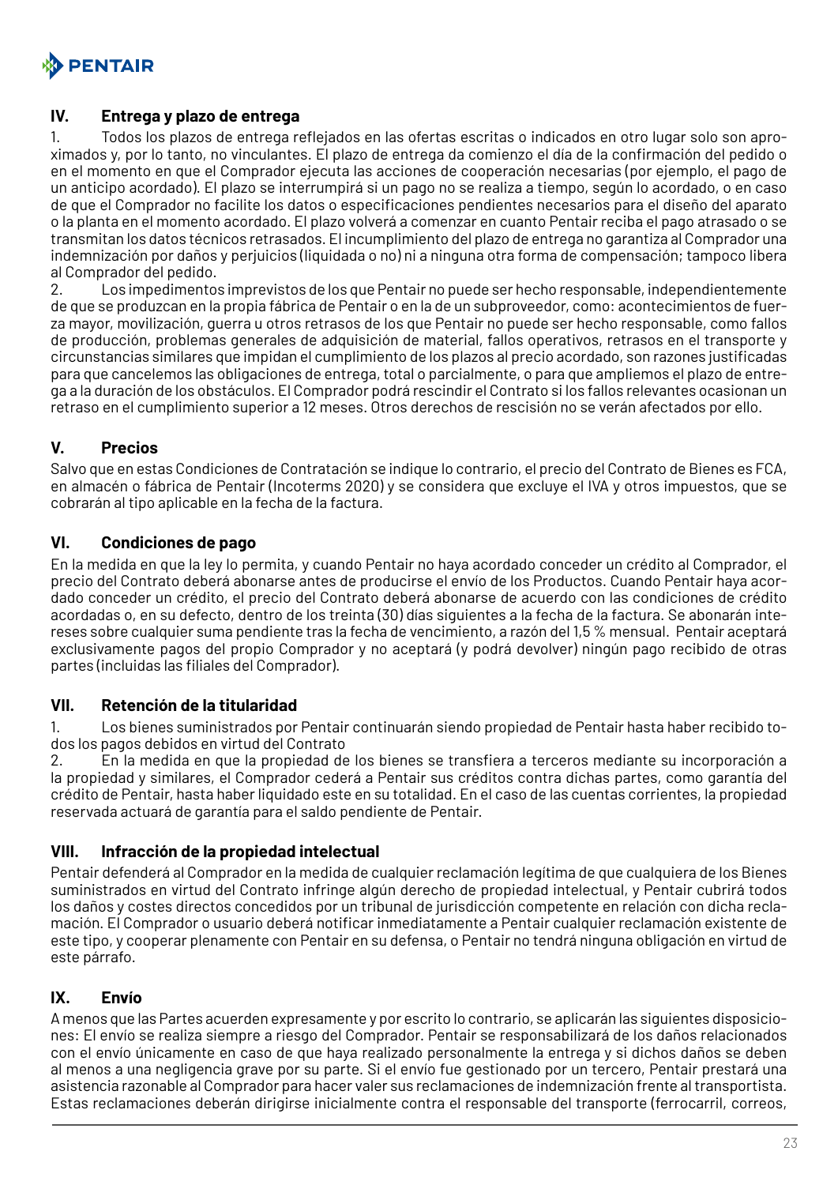## IV. Entrega y plazo de entrega

1. Todos los plazos de entrega reflejados en las ofertas escritas o indicados en otro lugar solo son aproximados y, por lo tanto, no vinculantes. El plazo de entrega da comienzo el día de la confirmación del pedido o en el momento en que el Comprador ejecuta las acciones de cooperación necesarias (por ejemplo, el pago de un anticipo acordado). El plazo se interrumpirá si un pago no se realiza a tiempo, según lo acordado, o en caso de que el Comprador no facilite los datos o especificaciones pendientes necesarios para el diseño del aparato o la planta en el momento acordado. El plazo volverá a comenzar en cuanto Pentair reciba el pago atrasado o se transmitan los datos técnicos retrasados. El incumplimiento del plazo de entrega no garantiza al Comprador una indemnización por daños y perjuicios (liquidada o no) ni a ninguna otra forma de compensación; tampoco libera al Comprador del pedido.
2. Los impedimentos imprevistos de los que Pentair no puede ser hecho responsable, independientemente de que se produzcan en la propia fábrica de Pentair o en la de un subproveedor, como: acontecimientos de fuerza mayor, movilización, guerra u otros retrasos de los que Pentair no puede ser hecho responsable, como fallos de producción, problemas generales de adquisición de material, fallos operativos, retrasos en el transporte y circunstancias similares que impidan el cumplimiento de los plazos al precio acordado, son razones justificadas para que cancelemos las obligaciones de entrega, total o parcialmente, o para que ampliemos el plazo de entrega a la duración de los obstáculos. El Comprador podrá rescindir el Contrato si los fallos relevantes ocasionan un retraso en el cumplimiento superior a 12 meses. Otros derechos de rescisión no se verán afectados por ello.

## V. Precios

Salvo que en estas Condiciones de Contratación se indique lo contrario, el precio del Contrato de Bienes es FCA, en almacén o fábrica de Pentair (Incoterms 2020) y se considera que excluye el IVA y otros impuestos, que se cobrarán al tipo aplicable en la fecha de la factura.

## VI. Condiciones de pago

En la medida en que la ley lo permita, y cuando Pentair no haya acordado conceder un crédito al Comprador, el precio del Contrato deberá abonarse antes de producirse el envío de los Productos. Cuando Pentair haya acordado conceder un crédito, el precio del Contrato deberá abonarse de acuerdo con las condiciones de crédito acordadas o, en su defecto, dentro de los treinta (30) días siguientes a la fecha de la factura. Se abonarán intereses sobre cualquier suma pendiente tras la fecha de vencimiento, a razón del 1,5 % mensual. Pentair aceptará exclusivamente pagos del propio Comprador y no aceptará (y podrá devolver) ningún pago recibido de otras partes (incluidas las filiales del Comprador).

## VII. Retención de la titularidad

1. Los bienes suministrados por Pentair continuarán siendo propiedad de Pentair hasta haber recibido todos los pagos debidos en virtud del Contrato
2. En la medida en que la propiedad de los bienes se transfiera a terceros mediante su incorporación a la propiedad y similares, el Comprador cederá a Pentair sus créditos contra dichas partes, como garantía del crédito de Pentair, hasta haber liquidado este en su totalidad. En el caso de las cuentas corrientes, la propiedad reservada actuará de garantía para el saldo pendiente de Pentair.

## VIII. Infracción de la propiedad intelectual

Pentair defenderá al Comprador en la medida de cualquier reclamación legítima de que cualquiera de los Bienes suministrados en virtud del Contrato infringe algún derecho de propiedad intelectual, y Pentair cubrirá todos los daños y costes directos concedidos por un tribunal de jurisdicción competente en relación con dicha reclamación. El Comprador o usuario deberá notificar inmediatamente a Pentair cualquier reclamación existente de este tipo, y cooperar plenamente con Pentair en su defensa, o Pentair no tendrá ninguna obligación en virtud de este párrafo.

## IX. Envío

A menos que las Partes acuerden expresamente y por escrito lo contrario, se aplicarán las siguientes disposiciones: El envío se realiza siempre a riesgo del Comprador. Pentair se responsabilizará de los daños relacionados con el envío únicamente en caso de que haya realizado personalmente la entrega y si dichos daños se deben al menos a una negligencia grave por su parte. Si el envío fue gestionado por un tercero, Pentair prestará una asistencia razonable al Comprador para hacer valer sus reclamaciones de indemnización frente al transportista. Estas reclamaciones deberán dirigirse inicialmente contra el responsable del transporte (ferrocarril, correos,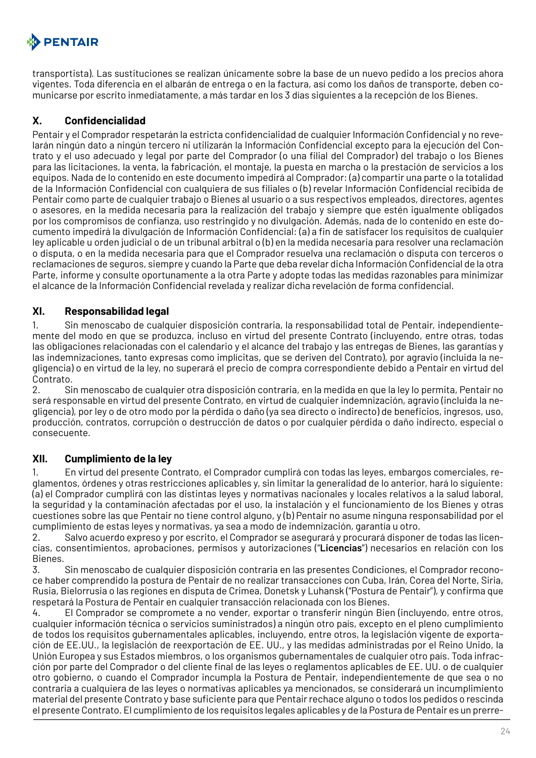transportista). Las sustituciones se realizan únicamente sobre la base de un nuevo pedido a los precios ahora vigentes. Toda diferencia en el albarán de entrega o en la factura, así como los daños de transporte, deben comunicarse por escrito inmediatamente, a más tardar en los 3 días siguientes a la recepción de los Bienes.

## X. Confidencialidad

Pentair y el Comprador respetarán la estricta confidencialidad de cualquier Información Confidencial y no revelarán ningún dato a ningún tercero ni utilizarán la Información Confidencial excepto para la ejecución del Contrato y el uso adecuado y legal por parte del Comprador (o una filial del Comprador) del trabajo o los Bienes para las licitaciones, la venta, la fabricación, el montaje, la puesta en marcha o la prestación de servicios a los equipos. Nada de lo contenido en este documento impedirá al Comprador: (a) compartir una parte o la totalidad de la Información Confidencial con cualquiera de sus filiales o (b) revelar Información Confidencial recibida de Pentair como parte de cualquier trabajo o Bienes al usuario o a sus respectivos empleados, directores, agentes o asesores, en la medida necesaria para la realización del trabajo y siempre que estén igualmente obligados por los compromisos de confianza, uso restringido y no divulgación. Además, nada de lo contenido en este documento impedirá la divulgación de Información Confidencial: (a) a fin de satisfacer los requisitos de cualquier ley aplicable u orden judicial o de un tribunal arbitral o (b) en la medida necesaria para resolver una reclamación o disputa, o en la medida necesaria para que el Comprador resuelva una reclamación o disputa con terceros o reclamaciones de seguros, siempre y cuando la Parte que deba revelar dicha Información Confidencial de la otra Parte, informe y consulte oportunamente a la otra Parte y adopte todas las medidas razonables para minimizar el alcance de la Información Confidencial revelada y realizar dicha revelación de forma confidencial.

## XI. Responsabilidad legal

1. Sin menoscabo de cualquier disposición contraria, la responsabilidad total de Pentair, independientemente del modo en que se produzca, incluso en virtud del presente Contrato (incluyendo, entre otras, todas las obligaciones relacionadas con el calendario y el alcance del trabajo y las entregas de Bienes, las garantías y las indemnizaciones, tanto expresas como implícitas, que se deriven del Contrato), por agravio (incluida la negligencia) o en virtud de la ley, no superará el precio de compra correspondiente debido a Pentair en virtud del Contrato.
2. Sin menoscabo de cualquier otra disposición contraria, en la medida en que la ley lo permita, Pentair no será responsable en virtud del presente Contrato, en virtud de cualquier indemnización, agravio (incluida la negligencia), por ley o de otro modo por la pérdida o daño (ya sea directo o indirecto) de beneficios, ingresos, uso, producción, contratos, corrupción o destrucción de datos o por cualquier pérdida o daño indirecto, especial o consecuente.

## XII. Cumplimiento de la ley

1. En virtud del presente Contrato, el Comprador cumplirá con todas las leyes, embargos comerciales, reglamentos, órdenes y otras restricciones aplicables y, sin limitar la generalidad de lo anterior, hará lo siguiente: (a) el Comprador cumplirá con las distintas leyes y normativas nacionales y locales relativos a la salud laboral, la seguridad y la contaminación afectadas por el uso, la instalación y el funcionamiento de los Bienes y otras cuestiones sobre las que Pentair no tiene control alguno, y (b) Pentair no asume ninguna responsabilidad por el cumplimiento de estas leyes y normativas, ya sea a modo de indemnización, garantía u otro.
2. Salvo acuerdo expreso y por escrito, el Comprador se asegurará y procurará disponer de todas las licencias, consentimientos, aprobaciones, permisos y autorizaciones ("**Licencias**") necesarios en relación con los Bienes.
3. Sin menoscabo de cualquier disposición contraria en las presentes Condiciones, el Comprador reconoce haber comprendido la postura de Pentair de no realizar transacciones con Cuba, Irán, Corea del Norte, Siria, Rusia, Bielorrusia o las regiones en disputa de Crimea, Donetsk y Luhansk ("Postura de Pentair"), y confirma que respetará la Postura de Pentair en cualquier transacción relacionada con los Bienes.
4. El Comprador se compromete a no vender, exportar o transferir ningún Bien (incluyendo, entre otros, cualquier información técnica o servicios suministrados) a ningún otro país, excepto en el pleno cumplimiento de todos los requisitos gubernamentales aplicables, incluyendo, entre otros, la legislación vigente de exportación de EE.UU., la legislación de reexportación de EE. UU., y las medidas administradas por el Reino Unido, la Unión Europea y sus Estados miembros, o los organismos gubernamentales de cualquier otro país. Toda infracción por parte del Comprador o del cliente final de las leyes o reglamentos aplicables de EE. UU. o de cualquier otro gobierno, o cuando el Comprador incumpla la Postura de Pentair, independientemente de que sea o no contraria a cualquiera de las leyes o normativas aplicables ya mencionados, se considerará un incumplimiento material del presente Contrato y base suficiente para que Pentair rechace alguno o todos los pedidos o rescinda el presente Contrato. El cumplimiento de los requisitos legales aplicables y de la Postura de Pentair es un prerre-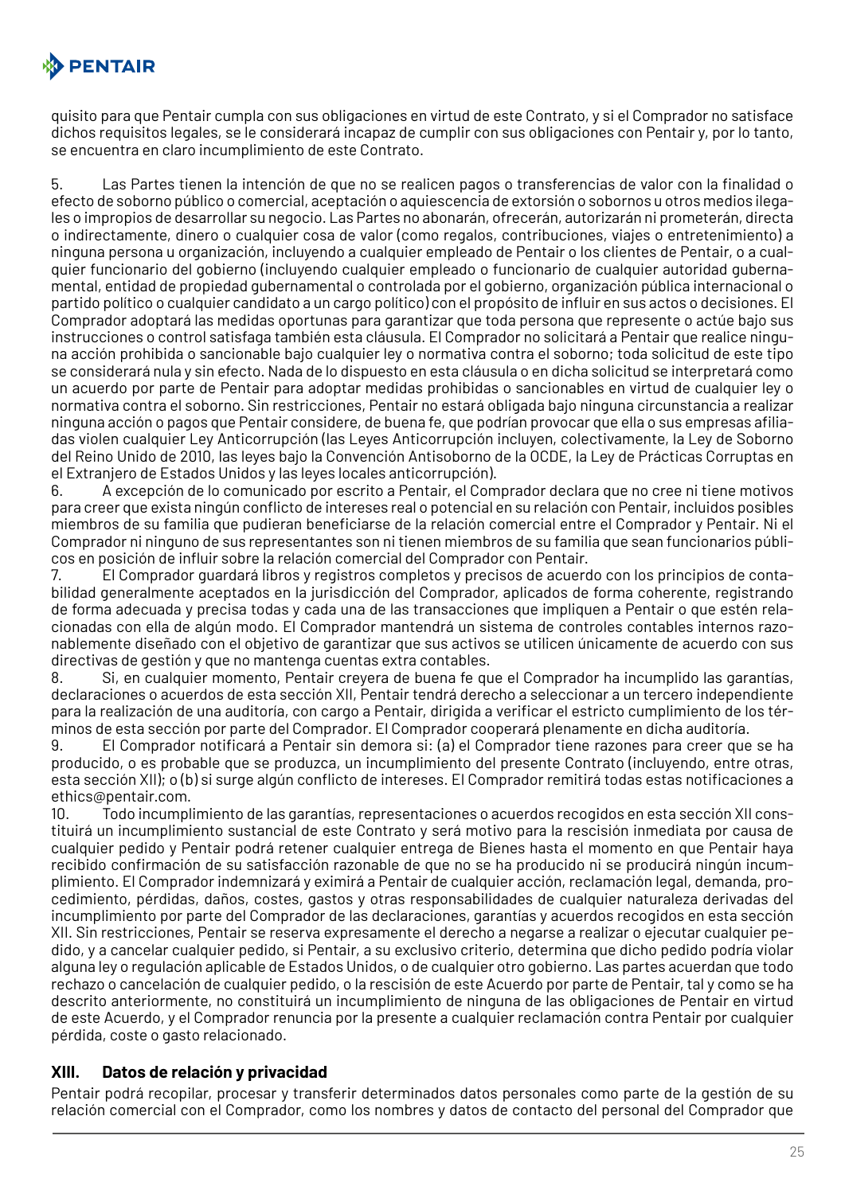quisito para que Pentair cumpla con sus obligaciones en virtud de este Contrato, y si el Comprador no satisface dichos requisitos legales, se le considerará incapaz de cumplir con sus obligaciones con Pentair y, por lo tanto, se encuentra en claro incumplimiento de este Contrato.

5. Las Partes tienen la intención de que no se realicen pagos o transferencias de valor con la finalidad o efecto de soborno público o comercial, aceptación o aquiescencia de extorsión o sobornos u otros medios ilegales o impropios de desarrollar su negocio. Las Partes no abonarán, ofrecerán, autorizarán ni prometerán, directa o indirectamente, dinero o cualquier cosa de valor (como regalos, contribuciones, viajes o entretenimiento) a ninguna persona u organización, incluyendo a cualquier empleado de Pentair o los clientes de Pentair, o a cualquier funcionario del gobierno (incluyendo cualquier empleado o funcionario de cualquier autoridad gubernamental, entidad de propiedad gubernamental o controlada por el gobierno, organización pública internacional o partido político o cualquier candidato a un cargo político) con el propósito de influir en sus actos o decisiones. El Comprador adoptará las medidas oportunas para garantizar que toda persona que represente o actúe bajo sus instrucciones o control satisfaga también esta cláusula. El Comprador no solicitará a Pentair que realice ninguna acción prohibida o sancionable bajo cualquier ley o normativa contra el soborno; toda solicitud de este tipo se considerará nula y sin efecto. Nada de lo dispuesto en esta cláusula o en dicha solicitud se interpretará como un acuerdo por parte de Pentair para adoptar medidas prohibidas o sancionables en virtud de cualquier ley o normativa contra el soborno. Sin restricciones, Pentair no estará obligada bajo ninguna circunstancia a realizar ninguna acción o pagos que Pentair considere, de buena fe, que podrían provocar que ella o sus empresas afiliadas violen cualquier Ley Anticorrupción (las Leyes Anticorrupción incluyen, colectivamente, la Ley de Soborno del Reino Unido de 2010, las leyes bajo la Convención Antisoborno de la OCDE, la Ley de Prácticas Corruptas en el Extranjero de Estados Unidos y las leyes locales anticorrupción).

6. A excepción de lo comunicado por escrito a Pentair, el Comprador declara que no cree ni tiene motivos para creer que exista ningún conflicto de intereses real o potencial en su relación con Pentair, incluidos posibles miembros de su familia que pudieran beneficiarse de la relación comercial entre el Comprador y Pentair. Ni el Comprador ni ninguno de sus representantes son ni tienen miembros de su familia que sean funcionarios públicos en posición de influir sobre la relación comercial del Comprador con Pentair.

7. El Comprador guardará libros y registros completos y precisos de acuerdo con los principios de contabilidad generalmente aceptados en la jurisdicción del Comprador, aplicados de forma coherente, registrando de forma adecuada y precisa todas y cada una de las transacciones que impliquen a Pentair o que estén relacionadas con ella de algún modo. El Comprador mantendrá un sistema de controles contables internos razonablemente diseñado con el objetivo de garantizar que sus activos se utilicen únicamente de acuerdo con sus directivas de gestión y que no mantenga cuentas extra contables.

8. Si, en cualquier momento, Pentair creyera de buena fe que el Comprador ha incumplido las garantías, declaraciones o acuerdos de esta sección XII, Pentair tendrá derecho a seleccionar a un tercero independiente para la realización de una auditoría, con cargo a Pentair, dirigida a verificar el estricto cumplimiento de los términos de esta sección por parte del Comprador. El Comprador cooperará plenamente en dicha auditoría.

9. El Comprador notificará a Pentair sin demora si: (a) el Comprador tiene razones para creer que se ha producido, o es probable que se produzca, un incumplimiento del presente Contrato (incluyendo, entre otras, esta sección XII); o (b) si surge algún conflicto de intereses. El Comprador remitirá todas estas notificaciones a ethics@pentair.com.

10. Todo incumplimiento de las garantías, representaciones o acuerdos recogidos en esta sección XII constituirá un incumplimiento sustancial de este Contrato y será motivo para la rescisión inmediata por causa de cualquier pedido y Pentair podrá retener cualquier entrega de Bienes hasta el momento en que Pentair haya recibido confirmación de su satisfacción razonable de que no se ha producido ni se producirá ningún incumplimiento. El Comprador indemnizará y eximirá a Pentair de cualquier acción, reclamación legal, demanda, procedimiento, pérdidas, daños, costes, gastos y otras responsabilidades de cualquier naturaleza derivadas del incumplimiento por parte del Comprador de las declaraciones, garantías y acuerdos recogidos en esta sección XII. Sin restricciones, Pentair se reserva expresamente el derecho a negarse a realizar o ejecutar cualquier pedido, y a cancelar cualquier pedido, si Pentair, a su exclusivo criterio, determina que dicho pedido podría violar alguna ley o regulación aplicable de Estados Unidos, o de cualquier otro gobierno. Las partes acuerdan que todo rechazo o cancelación de cualquier pedido, o la rescisión de este Acuerdo por parte de Pentair, tal y como se ha descrito anteriormente, no constituirá un incumplimiento de ninguna de las obligaciones de Pentair en virtud de este Acuerdo, y el Comprador renuncia por la presente a cualquier reclamación contra Pentair por cualquier pérdida, coste o gasto relacionado.

## XIII. Datos de relación y privacidad

Pentair podrá recopilar, procesar y transferir determinados datos personales como parte de la gestión de su relación comercial con el Comprador, como los nombres y datos de contacto del personal del Comprador que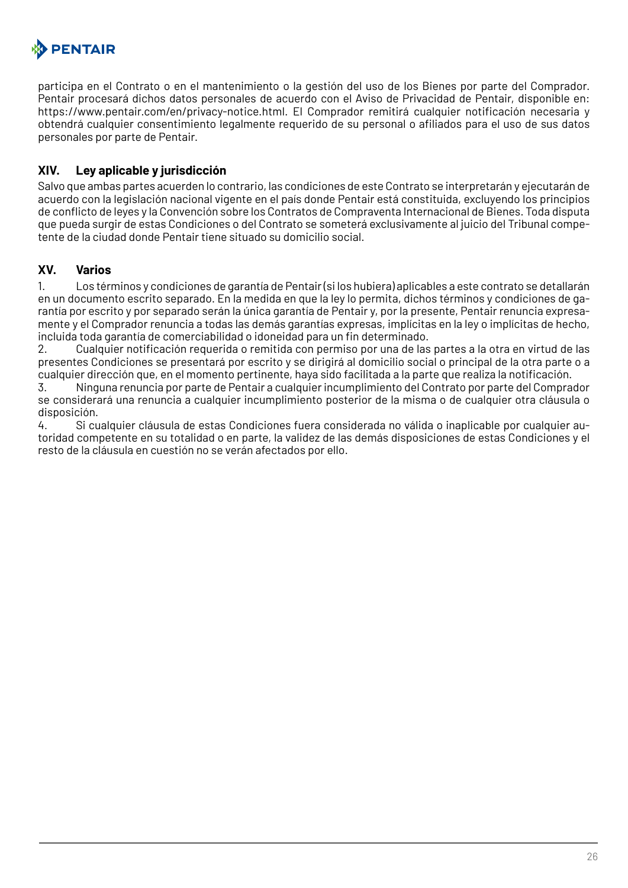participa en el Contrato o en el mantenimiento o la gestión del uso de los Bienes por parte del Comprador. Pentair procesará dichos datos personales de acuerdo con el Aviso de Privacidad de Pentair, disponible en: https://www.pentair.com/en/privacy-notice.html. El Comprador remitirá cualquier notificación necesaria y obtendrá cualquier consentimiento legalmente requerido de su personal o afiliados para el uso de sus datos personales por parte de Pentair.

## XIV. Ley aplicable y jurisdicción

Salvo que ambas partes acuerden lo contrario, las condiciones de este Contrato se interpretarán y ejecutarán de acuerdo con la legislación nacional vigente en el país donde Pentair está constituida, excluyendo los principios de conflicto de leyes y la Convención sobre los Contratos de Compraventa Internacional de Bienes. Toda disputa que pueda surgir de estas Condiciones o del Contrato se someterá exclusivamente al juicio del Tribunal competente de la ciudad donde Pentair tiene situado su domicilio social.

## XV. Varios

1. Los términos y condiciones de garantía de Pentair (si los hubiera) aplicables a este contrato se detallarán en un documento escrito separado. En la medida en que la ley lo permita, dichos términos y condiciones de garantía por escrito y por separado serán la única garantía de Pentair y, por la presente, Pentair renuncia expresamente y el Comprador renuncia a todas las demás garantías expresas, implícitas en la ley o implícitas de hecho, incluida toda garantía de comerciabilidad o idoneidad para un fin determinado.
2. Cualquier notificación requerida o remitida con permiso por una de las partes a la otra en virtud de las presentes Condiciones se presentará por escrito y se dirigirá al domicilio social o principal de la otra parte o a cualquier dirección que, en el momento pertinente, haya sido facilitada a la parte que realiza la notificación.
3. Ninguna renuncia por parte de Pentair a cualquier incumplimiento del Contrato por parte del Comprador se considerará una renuncia a cualquier incumplimiento posterior de la misma o de cualquier otra cláusula o disposición.
4. Si cualquier cláusula de estas Condiciones fuera considerada no válida o inaplicable por cualquier autoridad competente en su totalidad o en parte, la validez de las demás disposiciones de estas Condiciones y el resto de la cláusula en cuestión no se verán afectados por ello.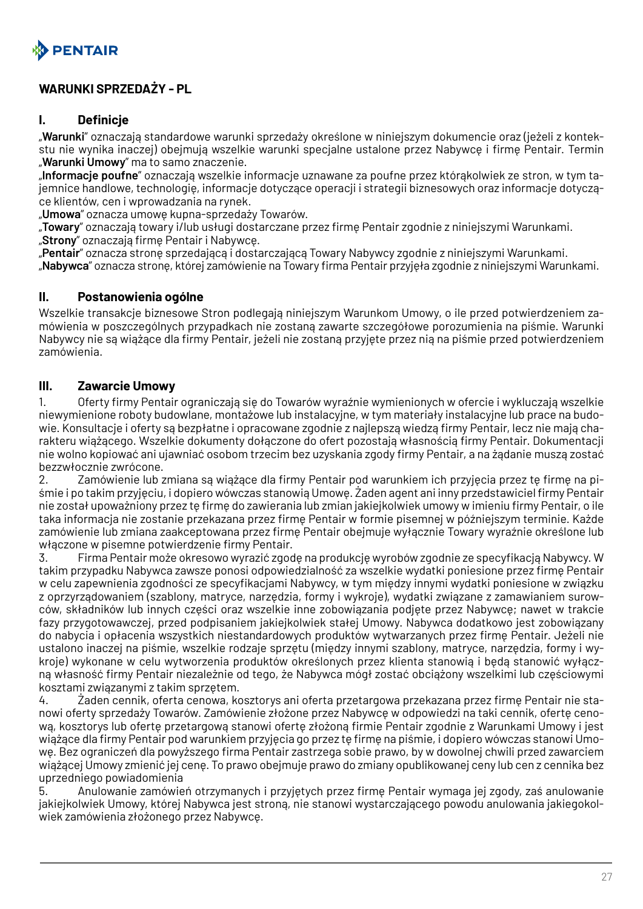## WARUNKI SPRZEDAŻY - PL

### I. Definicje

„**Warunki**" oznaczają standardowe warunki sprzedaży określone w niniejszym dokumencie oraz (jeżeli z kontekstu nie wynika inaczej) obejmują wszelkie warunki specjalne ustalone przez Nabywcę i firmę Pentair. Termin „**Warunki Umowy**" ma to samo znaczenie.

„**Informacje poufne**" oznaczają wszelkie informacje uznawane za poufne przez którąkolwiek ze stron, w tym tajemnice handlowe, technologię, informacje dotyczące operacji i strategii biznesowych oraz informacje dotyczące klientów, cen i wprowadzania na rynek.

„**Umowa**" oznacza umowę kupna-sprzedaży Towarów.

„**Towary**" oznaczają towary i/lub usługi dostarczane przez firmę Pentair zgodnie z niniejszymi Warunkami.

„**Strony**" oznaczają firmę Pentair i Nabywcę.

„**Pentair**" oznacza stronę sprzedającą i dostarczającą Towary Nabywcy zgodnie z niniejszymi Warunkami.

„**Nabywca**" oznacza stronę, której zamówienie na Towary firma Pentair przyjęła zgodnie z niniejszymi Warunkami.

### II. Postanowienia ogólne

Wszelkie transakcje biznesowe Stron podlegają niniejszym Warunkom Umowy, o ile przed potwierdzeniem zamówienia w poszczególnych przypadkach nie zostaną zawarte szczegółowe porozumienia na piśmie. Warunki Nabywcy nie są wiążące dla firmy Pentair, jeżeli nie zostaną przyjęte przez nią na piśmie przed potwierdzeniem zamówienia.

### III. Zawarcie Umowy

1. Oferty firmy Pentair ograniczają się do Towarów wyraźnie wymienionych w ofercie i wykluczają wszelkie niewymienione roboty budowlane, montażowe lub instalacyjne, w tym materiały instalacyjne lub prace na budowie. Konsultacje i oferty są bezpłatne i opracowane zgodnie z najlepszą wiedzą firmy Pentair, lecz nie mają charakteru wiążącego. Wszelkie dokumenty dołączone do ofert pozostają własnością firmy Pentair. Dokumentacji nie wolno kopiować ani ujawniać osobom trzecim bez uzyskania zgody firmy Pentair, a na żądanie muszą zostać bezzwłocznie zwrócone.
2. Zamówienie lub zmiana są wiążące dla firmy Pentair pod warunkiem ich przyjęcia przez tę firmę na piśmie i po takim przyjęciu, i dopiero wówczas stanowią Umowę. Żaden agent ani inny przedstawiciel firmy Pentair nie został upoważniony przez tę firmę do zawierania lub zmian jakiejkolwiek umowy w imieniu firmy Pentair, o ile taka informacja nie zostanie przekazana przez firmę Pentair w formie pisemnej w późniejszym terminie. Każde zamówienie lub zmiana zaakceptowana przez firmę Pentair obejmuje wyłącznie Towary wyraźnie określone lub włączone w pisemne potwierdzenie firmy Pentair.
3. Firma Pentair może okresowo wyrazić zgodę na produkcję wyrobów zgodnie ze specyfikacją Nabywcy. W takim przypadku Nabywca zawsze ponosi odpowiedzialność za wszelkie wydatki poniesione przez firmę Pentair w celu zapewnienia zgodności ze specyfikacjami Nabywcy, w tym między innymi wydatki poniesione w związku z oprzyrządowaniem (szablony, matryce, narzędzia, formy i wykroje), wydatki związane z zamawianiem surowców, składników lub innych części oraz wszelkie inne zobowiązania podjęte przez Nabywcę; nawet w trakcie fazy przygotowawczej, przed podpisaniem jakiejkolwiek stałej Umowy. Nabywca dodatkowo jest zobowiązany do nabycia i opłacenia wszystkich niestandardowych produktów wytwarzanych przez firmę Pentair. Jeżeli nie ustalono inaczej na piśmie, wszelkie rodzaje sprzętu (między innymi szablony, matryce, narzędzia, formy i wykroje) wykonane w celu wytworzenia produktów określonych przez klienta stanowią i będą stanowić wyłączną własność firmy Pentair niezależnie od tego, że Nabywca mógł zostać obciążony wszelkimi lub częściowymi kosztami związanymi z takim sprzętem.
4. Żaden cennik, oferta cenowa, kosztorys ani oferta przetargowa przekazana przez firmę Pentair nie stanowi oferty sprzedaży Towarów. Zamówienie złożone przez Nabywcę w odpowiedzi na taki cennik, ofertę cenową, kosztorys lub ofertę przetargową stanowi ofertę złożoną firmie Pentair zgodnie z Warunkami Umowy i jest wiążące dla firmy Pentair pod warunkiem przyjęcia go przez tę firmę na piśmie, i dopiero wówczas stanowi Umowę. Bez ograniczeń dla powyższego firma Pentair zastrzega sobie prawo, by w dowolnej chwili przed zawarciem wiążącej Umowy zmienić jej cenę. To prawo obejmuje prawo do zmiany opublikowanej ceny lub cen z cennika bez uprzedniego powiadomienia
5. Anulowanie zamówień otrzymanych i przyjętych przez firmę Pentair wymaga jej zgody, zaś anulowanie jakiejkolwiek Umowy, której Nabywca jest stroną, nie stanowi wystarczającego powodu anulowania jakiegokolwiek zamówienia złożonego przez Nabywcę.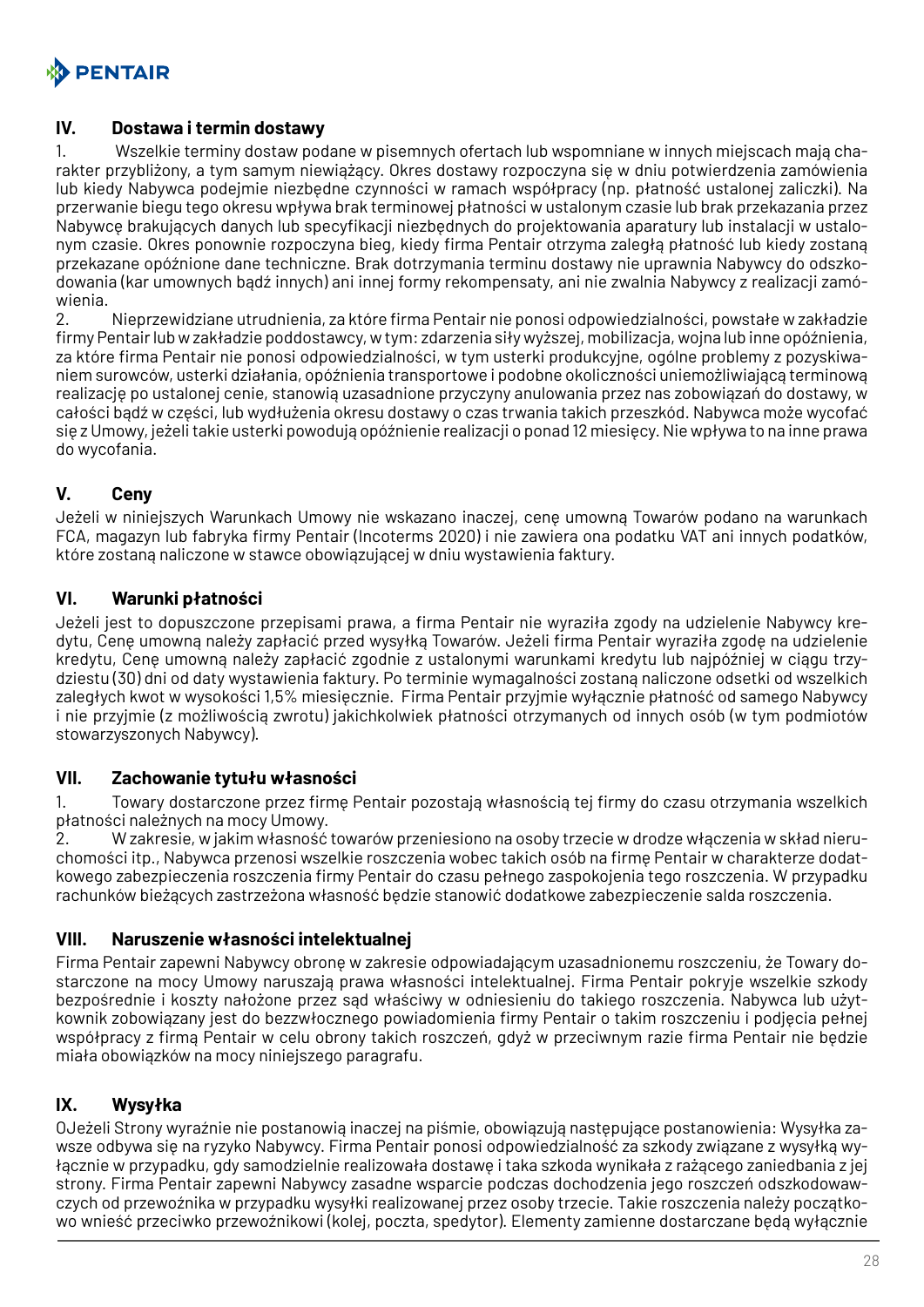## IV. Dostawa i termin dostawy

1. Wszelkie terminy dostaw podane w pisemnych ofertach lub wspomniane w innych miejscach mają charakter przybliżony, a tym samym niewiążący. Okres dostawy rozpoczyna się w dniu potwierdzenia zamówienia lub kiedy Nabywca podejmie niezbędne czynności w ramach współpracy (np. płatność ustalonej zaliczki). Na przerwanie biegu tego okresu wpływa brak terminowej płatności w ustalonym czasie lub brak przekazania przez Nabywcę brakujących danych lub specyfikacji niezbędnych do projektowania aparatury lub instalacji w ustalonym czasie. Okres ponownie rozpoczyna bieg, kiedy firma Pentair otrzyma zaległą płatność lub kiedy zostaną przekazane opóźnione dane techniczne. Brak dotrzymania terminu dostawy nie uprawnia Nabywcy do odszkodowania (kar umownych bądź innych) ani innej formy rekompensaty, ani nie zwalnia Nabywcy z realizacji zamówienia.
2. Nieprzewidziane utrudnienia, za które firma Pentair nie ponosi odpowiedzialności, powstałe w zakładzie firmy Pentair lub w zakładzie poddostawcy, w tym: zdarzenia siły wyższej, mobilizacja, wojna lub inne opóźnienia, za które firma Pentair nie ponosi odpowiedzialności, w tym usterki produkcyjne, ogólne problemy z pozyskiwaniem surowców, usterki działania, opóźnienia transportowe i podobne okoliczności uniemożliwiającą terminową realizację po ustalonej cenie, stanowią uzasadnione przyczyny anulowania przez nas zobowiązań do dostawy, w całości bądź w części, lub wydłużenia okresu dostawy o czas trwania takich przeszkód. Nabywca może wycofać się z Umowy, jeżeli takie usterki powodują opóźnienie realizacji o ponad 12 miesięcy. Nie wpływa to na inne prawa do wycofania.

## V. Ceny

Jeżeli w niniejszych Warunkach Umowy nie wskazano inaczej, cenę umowną Towarów podano na warunkach FCA, magazyn lub fabryka firmy Pentair (Incoterms 2020) i nie zawiera ona podatku VAT ani innych podatków, które zostaną naliczone w stawce obowiązującej w dniu wystawienia faktury.

## VI. Warunki płatności

Jeżeli jest to dopuszczone przepisami prawa, a firma Pentair nie wyraziła zgody na udzielenie Nabywcy kredytu, Cenę umowną należy zapłacić przed wysyłką Towarów. Jeżeli firma Pentair wyraziła zgodę na udzielenie kredytu, Cenę umowną należy zapłacić zgodnie z ustalonymi warunkami kredytu lub najpóźniej w ciągu trzydziestu (30) dni od daty wystawienia faktury. Po terminie wymagalności zostaną naliczone odsetki od wszelkich zaległych kwot w wysokości 1,5% miesięcznie. Firma Pentair przyjmie wyłącznie płatność od samego Nabywcy i nie przyjmie (z możliwością zwrotu) jakichkolwiek płatności otrzymanych od innych osób (w tym podmiotów stowarzyszonych Nabywcy).

## VII. Zachowanie tytułu własności

1. Towary dostarczone przez firmę Pentair pozostają własnością tej firmy do czasu otrzymania wszelkich płatności należnych na mocy Umowy.
2. W zakresie, w jakim własność towarów przeniesiono na osoby trzecie w drodze włączenia w skład nieruchomości itp., Nabywca przenosi wszelkie roszczenia wobec takich osób na firmę Pentair w charakterze dodatkowego zabezpieczenia roszczenia firmy Pentair do czasu pełnego zaspokojenia tego roszczenia. W przypadku rachunków bieżących zastrzeżona własność będzie stanowić dodatkowe zabezpieczenie salda roszczenia.

## VIII. Naruszenie własności intelektualnej

Firma Pentair zapewni Nabywcy obronę w zakresie odpowiadającym uzasadnionemu roszczeniu, że Towary dostarczone na mocy Umowy naruszają prawa własności intelektualnej. Firma Pentair pokryje wszelkie szkody bezpośrednie i koszty nałożone przez sąd właściwy w odniesieniu do takiego roszczenia. Nabywca lub użytkownik zobowiązany jest do bezzwłocznego powiadomienia firmy Pentair o takim roszczeniu i podjęcia pełnej współpracy z firmą Pentair w celu obrony takich roszczeń, gdyż w przeciwnym razie firma Pentair nie będzie miała obowiązków na mocy niniejszego paragrafu.

## IX. Wysyłka

OJeżeli Strony wyraźnie nie postanowią inaczej na piśmie, obowiązują następujące postanowienia: Wysyłka zawsze odbywa się na ryzyko Nabywcy. Firma Pentair ponosi odpowiedzialność za szkody związane z wysyłką wyłącznie w przypadku, gdy samodzielnie realizowała dostawę i taka szkoda wynikała z rażącego zaniedbania z jej strony. Firma Pentair zapewni Nabywcy zasadne wsparcie podczas dochodzenia jego roszczeń odszkodowawczych od przewoźnika w przypadku wysyłki realizowanej przez osoby trzecie. Takie roszczenia należy początkowo wnieść przeciwko przewoźnikowi (kolej, poczta, spedytor). Elementy zamienne dostarczane będą wyłącznie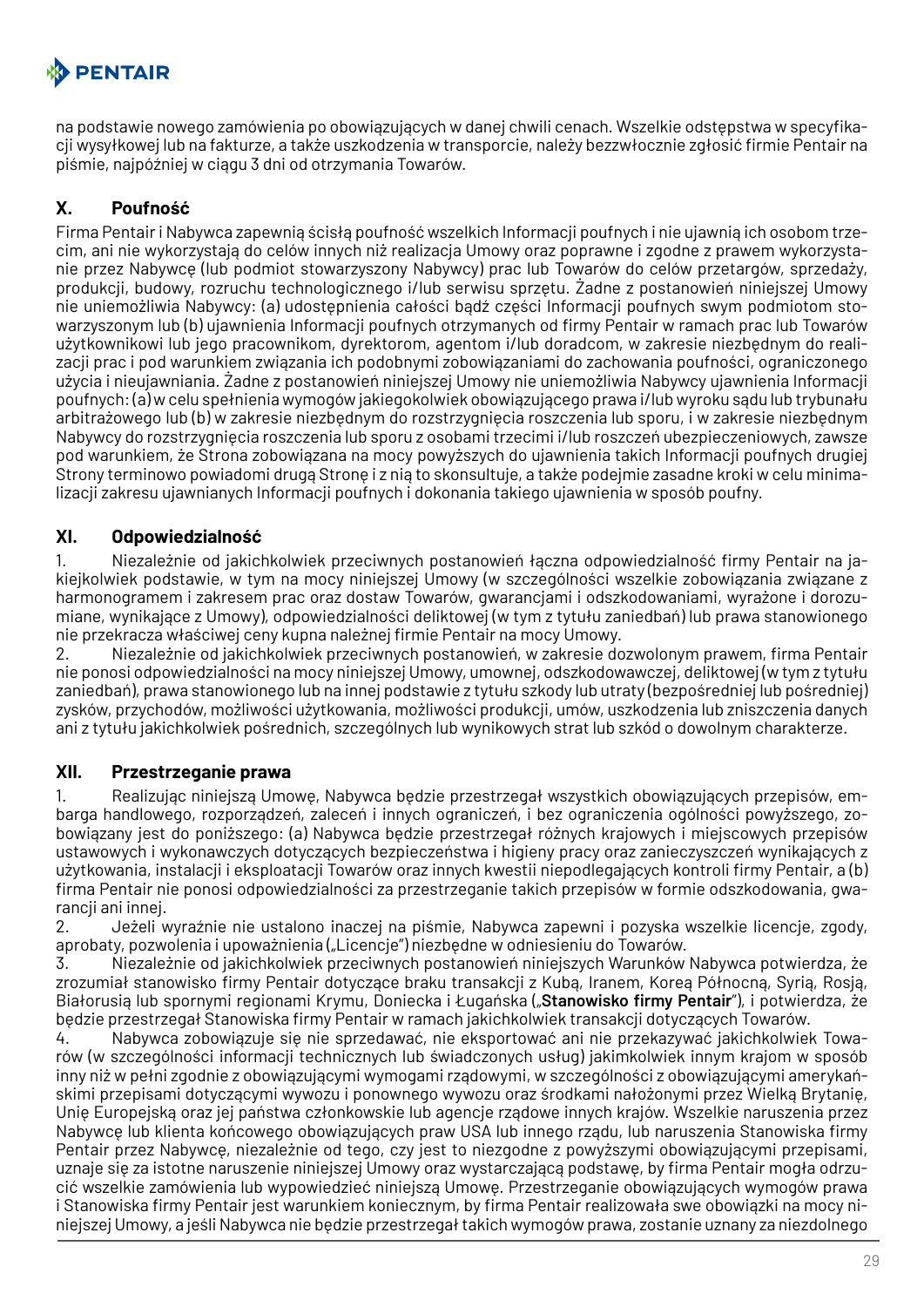na podstawie nowego zamówienia po obowiązujących w danej chwili cenach. Wszelkie odstępstwa w specyfikacji wysyłkowej lub na fakturze, a także uszkodzenia w transporcie, należy bezzwłocznie zgłosić firmie Pentair na piśmie, najpóźniej w ciągu 3 dni od otrzymania Towarów.

## X. Poufność

Firma Pentair i Nabywca zapewnią ścisłą poufność wszelkich Informacji poufnych i nie ujawnią ich osobom trzecim, ani nie wykorzystają do celów innych niż realizacja Umowy oraz poprawne i zgodne z prawem wykorzystanie przez Nabywcę (lub podmiot stowarzyszony Nabywcy) prac lub Towarów do celów przetargów, sprzedaży, produkcji, budowy, rozruchu technologicznego i/lub serwisu sprzętu. Żadne z postanowień niniejszej Umowy nie uniemożliwia Nabywcy: (a) udostępnienia całości bądź części Informacji poufnych swym podmiotom stowarzyszonym lub (b) ujawnienia Informacji poufnych otrzymanych od firmy Pentair w ramach prac lub Towarów użytkownikowi lub jego pracownikom, dyrektorom, agentom i/lub doradcom, w zakresie niezbędnym do realizacji prac i pod warunkiem związania ich podobnymi zobowiązaniami do zachowania poufności, ograniczonego użycia i nieujawniania. Żadne z postanowień niniejszej Umowy nie uniemożliwia Nabywcy ujawnienia Informacji poufnych: (a) w celu spełnienia wymogów jakiegokolwiek obowiązującego prawa i/lub wyroku sądu lub trybunału arbitrażowego lub (b) w zakresie niezbędnym do rozstrzygnięcia roszczenia lub sporu, i w zakresie niezbędnym Nabywcy do rozstrzygnięcia roszczenia lub sporu z osobami trzecimi i/lub roszczeń ubezpieczeniowych, zawsze pod warunkiem, że Strona zobowiązana na mocy powyższych do ujawnienia takich Informacji poufnych drugiej Strony terminowo powiadomi drugą Stronę i z nią to skonsultuje, a także podejmie zasadne kroki w celu minimalizacji zakresu ujawnianych Informacji poufnych i dokonania takiego ujawnienia w sposób poufny.

## XI. Odpowiedzialność

1. Niezależnie od jakichkolwiek przeciwnych postanowień łączna odpowiedzialność firmy Pentair na jakiejkolwiek podstawie, w tym na mocy niniejszej Umowy (w szczególności wszelkie zobowiązania związane z harmonogramem i zakresem prac oraz dostaw Towarów, gwarancjami i odszkodowaniami, wyrażone i dorozumiane, wynikające z Umowy), odpowiedzialności deliktowej (w tym z tytułu zaniedbań) lub prawa stanowionego nie przekracza właściwej ceny kupna należnej firmie Pentair na mocy Umowy.
2. Niezależnie od jakichkolwiek przeciwnych postanowień, w zakresie dozwolonym prawem, firma Pentair nie ponosi odpowiedzialności na mocy niniejszej Umowy, umownej, odszkodowawczej, deliktowej (w tym z tytułu zaniedbań), prawa stanowionego lub na innej podstawie z tytułu szkody lub utraty (bezpośredniej lub pośredniej) zysków, przychodów, możliwości użytkowania, możliwości produkcji, umów, uszkodzenia lub zniszczenia danych ani z tytułu jakichkolwiek pośrednich, szczególnych lub wynikowych strat lub szkód o dowolnym charakterze.

## XII. Przestrzeganie prawa

1. Realizując niniejszą Umowę, Nabywca będzie przestrzegał wszystkich obowiązujących przepisów, embarga handlowego, rozporządzeń, zaleceń i innych ograniczeń, i bez ograniczenia ogólności powyższego, zobowiązany jest do poniższego: (a) Nabywca będzie przestrzegał różnych krajowych i miejscowych przepisów ustawowych i wykonawczych dotyczących bezpieczeństwa i higieny pracy oraz zanieczyszczeń wynikających z użytkowania, instalacji i eksploatacji Towarów oraz innych kwestii niepodlegających kontroli firmy Pentair, a (b) firma Pentair nie ponosi odpowiedzialności za przestrzeganie takich przepisów w formie odszkodowania, gwarancji ani innej.
2. Jeżeli wyraźnie nie ustalono inaczej na piśmie, Nabywca zapewni i pozyska wszelkie licencje, zgody, aprobaty, pozwolenia i upoważnienia („Licencje") niezbędne w odniesieniu do Towarów.
3. Niezależnie od jakichkolwiek przeciwnych postanowień niniejszych Warunków Nabywca potwierdza, że zrozumiał stanowisko firmy Pentair dotyczące braku transakcji z Kubą, Iranem, Koreą Północną, Syrią, Rosją, Białorusią lub spornymi regionami Krymu, Doniecka i Ługańska („**Stanowisko firmy Pentair**"), i potwierdza, że będzie przestrzegał Stanowiska firmy Pentair w ramach jakichkolwiek transakcji dotyczących Towarów.
4. Nabywca zobowiązuje się nie sprzedawać, nie eksportować ani nie przekazywać jakichkolwiek Towarów (w szczególności informacji technicznych lub świadczonych usług) jakimkolwiek innym krajom w sposób inny niż w pełni zgodnie z obowiązującymi wymogami rządowymi, w szczególności z obowiązującymi amerykańskimi przepisami dotyczącymi wywozu i ponownego wywozu oraz środkami nałożonymi przez Wielką Brytanię, Unię Europejską oraz jej państwa członkowskie lub agencje rządowe innych krajów. Wszelkie naruszenia przez Nabywcę lub klienta końcowego obowiązujących praw USA lub innego rządu, lub naruszenia Stanowiska firmy Pentair przez Nabywcę, niezależnie od tego, czy jest to niezgodne z powyższymi obowiązującymi przepisami, uznaje się za istotne naruszenie niniejszej Umowy oraz wystarczającą podstawę, by firma Pentair mogła odrzucić wszelkie zamówienia lub wypowiedzieć niniejszą Umowę. Przestrzeganie obowiązujących wymogów prawa i Stanowiska firmy Pentair jest warunkiem koniecznym, by firma Pentair realizowała swe obowiązki na mocy niniejszej Umowy, a jeśli Nabywca nie będzie przestrzegał takich wymogów prawa, zostanie uznany za niezdolnego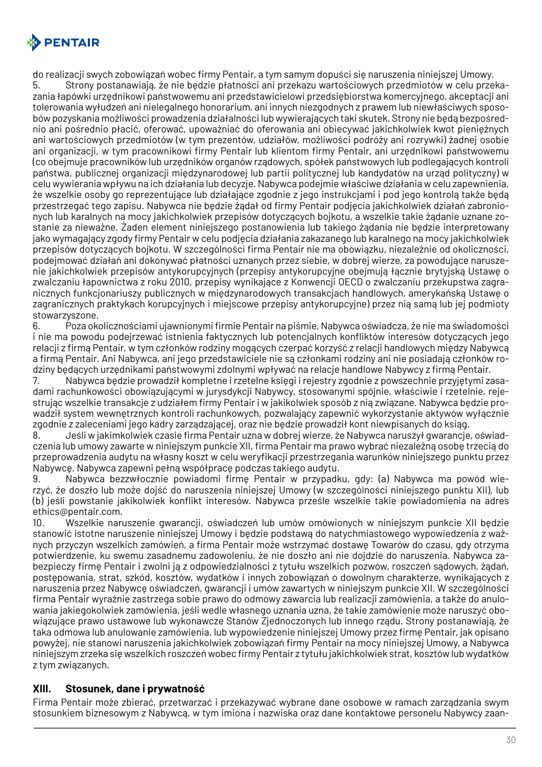do realizacji swych zobowiązań wobec firmy Pentair, a tym samym dopuści się naruszenia niniejszej Umowy.

5. Strony postanawiają, że nie będzie płatności ani przekazu wartościowych przedmiotów w celu przekazania łapówki urzędnikowi państwowemu ani przedstawicielowi przedsiębiorstwa komercyjnego, akceptacji ani tolerowania wyłudzeń ani nielegalnego honorarium, ani innych niezgodnych z prawem lub niewłaściwych sposobów pozyskania możliwości prowadzenia działalności lub wywierających taki skutek. Strony nie będą bezpośrednio ani pośrednio płacić, oferować, upoważniać do oferowania ani obiecywać jakichkolwiek kwot pieniężnych ani wartościowych przedmiotów (w tym prezentów, udziałów, możliwości podróży ani rozrywki) żadnej osobie ani organizacji, w tym pracownikowi firmy Pentair lub klientom firmy Pentair, ani urzędnikowi państwowemu (co obejmuje pracowników lub urzędników organów rządowych, spółek państwowych lub podlegających kontroli państwa, publicznej organizacji międzynarodowej lub partii politycznej lub kandydatów na urząd polityczny) w celu wywierania wpływu na ich działania lub decyzje. Nabywca podejmie właściwe działania w celu zapewnienia, że wszelkie osoby go reprezentujące lub działające zgodnie z jego instrukcjami i pod jego kontrolą także będą przestrzegać tego zapisu. Nabywca nie będzie żądał od firmy Pentair podjęcia jakichkolwiek działań zabronionych lub karalnych na mocy jakichkolwiek przepisów dotyczących bojkotu, a wszelkie takie żądanie uznane zostanie za nieważne. Żaden element niniejszego postanowienia lub takiego żądania nie będzie interpretowany jako wymagający zgody firmy Pentair w celu podjęcia działania zakazanego lub karalnego na mocy jakichkolwiek przepisów dotyczących bojkotu. W szczególności firma Pentair nie ma obowiązku, niezależnie od okoliczności, podejmować działań ani dokonywać płatności uznanych przez siebie, w dobrej wierze, za powodujące naruszenie jakichkolwiek przepisów antykorupcyjnych (przepisy antykorupcyjne obejmują łącznie brytyjską Ustawę o zwalczaniu łapownictwa z roku 2010, przepisy wynikające z Konwencji OECD o zwalczaniu przekupstwa zagranicznych funkcjonariuszy publicznych w międzynarodowych transakcjach handlowych, amerykańską Ustawę o zagranicznych praktykach korupcyjnych i miejscowe przepisy antykorupcyjne) przez nią samą lub jej podmioty stowarzyszone.

6. Poza okolicznościami ujawnionymi firmie Pentair na piśmie, Nabywca oświadcza, że nie ma świadomości i nie ma powodu podejrzewać istnienia faktycznych lub potencjalnych konfliktów interesów dotyczących jego relacji z firmą Pentair, w tym członków rodziny mogących czerpać korzyść z relacji handlowych między Nabywcą a firmą Pentair. Ani Nabywca, ani jego przedstawiciele nie są członkami rodziny ani nie posiadają członków rodziny będących urzędnikami państwowymi zdolnymi wpływać na relacje handlowe Nabywcy z firmą Pentair.

7. Nabywca będzie prowadził kompletne i rzetelne księgi i rejestry zgodnie z powszechnie przyjętymi zasadami rachunkowości obowiązującymi w jurysdykcji Nabywcy, stosowanymi spójnie, właściwie i rzetelnie, rejestrując wszelkie transakcje z udziałem firmy Pentair i w jakikolwiek sposób z nią związane. Nabywca będzie prowadził system wewnętrznych kontroli rachunkowych, pozwalający zapewnić wykorzystanie aktywów wyłącznie zgodnie z zaleceniami jego kadry zarządzającej, oraz nie będzie prowadził kont niewpisanych do ksiąg.

8. Jeśli w jakimkolwiek czasie firma Pentair uzna w dobrej wierze, że Nabywca naruszył gwarancje, oświadczenia lub umowy zawarte w niniejszym punkcie XII, firma Pentair ma prawo wybrać niezależną osobę trzecią do przeprowadzenia audytu na własny koszt w celu weryfikacji przestrzegania warunków niniejszego punktu przez Nabywcę. Nabywca zapewni pełną współpracę podczas takiego audytu.

9. Nabywca bezzwłocznie powiadomi firmę Pentair w przypadku, gdy: (a) Nabywca ma powód wierzyć, że doszło lub może dojść do naruszenia niniejszej Umowy (w szczególności niniejszego punktu XII), lub (b) jeśli powstanie jakikolwiek konflikt interesów. Nabywca prześle wszelkie takie powiadomienia na adres ethics@pentair.com.

10. Wszelkie naruszenie gwarancji, oświadczeń lub umów omówionych w niniejszym punkcie XII będzie stanowić istotne naruszenie niniejszej Umowy i będzie podstawą do natychmiastowego wypowiedzenia z ważnych przyczyn wszelkich zamówień, a firma Pentair może wstrzymać dostawę Towarów do czasu, gdy otrzyma potwierdzenie, ku swemu zasadnemu zadowoleniu, że nie doszło ani nie dojdzie do naruszenia. Nabywca zabezpieczy firmę Pentair i zwolni ją z odpowiedzialności z tytułu wszelkich pozwów, roszczeń sądowych, żądań, postępowania, strat, szkód, kosztów, wydatków i innych zobowiązań o dowolnym charakterze, wynikających z naruszenia przez Nabywcę oświadczeń, gwarancji i umów zawartych w niniejszym punkcie XII. W szczególności firma Pentair wyraźnie zastrzega sobie prawo do odmowy zawarcia lub realizacji zamówienia, a także do anulowania jakiegokolwiek zamówienia, jeśli wedle własnego uznania uzna, że takie zamówienie może naruszyć obowiązujące prawo ustawowe lub wykonawcze Stanów Zjednoczonych lub innego rządu. Strony postanawiają, że taka odmowa lub anulowanie zamówienia, lub wypowiedzenie niniejszej Umowy przez firmę Pentair, jak opisano powyżej, nie stanowi naruszenia jakichkolwiek zobowiązań firmy Pentair na mocy niniejszej Umowy, a Nabywca niniejszym zrzeka się wszelkich roszczeń wobec firmy Pentair z tytułu jakichkolwiek strat, kosztów lub wydatków z tym związanych.

## XIII. Stosunek, dane i prywatność

Firma Pentair może zbierać, przetwarzać i przekazywać wybrane dane osobowe w ramach zarządzania swym stosunkiem biznesowym z Nabywcą, w tym imiona i nazwiska oraz dane kontaktowe personelu Nabywcy zaan-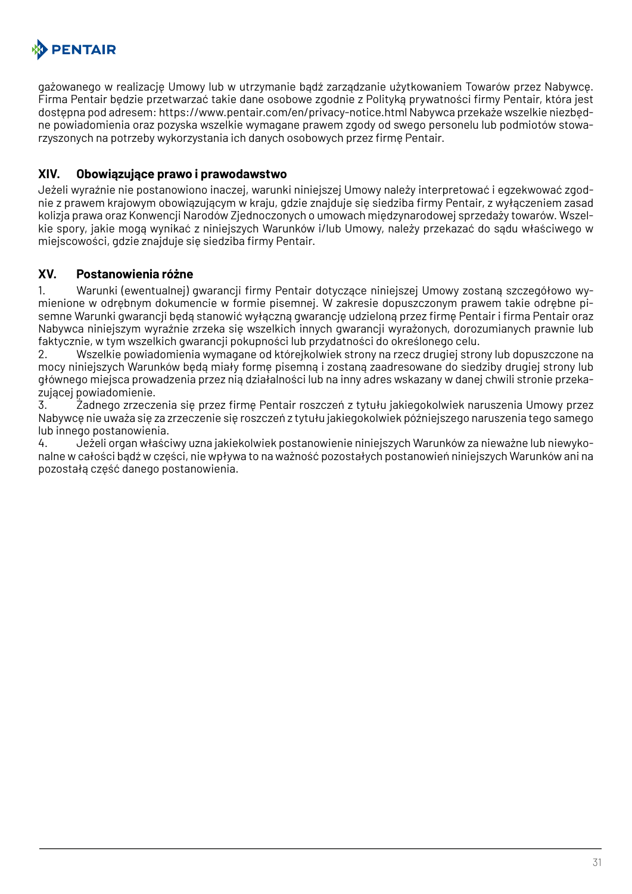gażowanego w realizację Umowy lub w utrzymanie bądź zarządzanie użytkowaniem Towarów przez Nabywcę. Firma Pentair będzie przetwarzać takie dane osobowe zgodnie z Polityką prywatności firmy Pentair, która jest dostępna pod adresem: https://www.pentair.com/en/privacy-notice.html Nabywca przekaże wszelkie niezbędne powiadomienia oraz pozyska wszelkie wymagane prawem zgody od swego personelu lub podmiotów stowarzyszonych na potrzeby wykorzystania ich danych osobowych przez firmę Pentair.

## XIV. Obowiązujące prawo i prawodawstwo

Jeżeli wyraźnie nie postanowiono inaczej, warunki niniejszej Umowy należy interpretować i egzekwować zgodnie z prawem krajowym obowiązującym w kraju, gdzie znajduje się siedziba firmy Pentair, z wyłączeniem zasad kolizja prawa oraz Konwencji Narodów Zjednoczonych o umowach międzynarodowej sprzedaży towarów. Wszelkie spory, jakie mogą wynikać z niniejszych Warunków i/lub Umowy, należy przekazać do sądu właściwego w miejscowości, gdzie znajduje się siedziba firmy Pentair.

## XV. Postanowienia różne

1. Warunki (ewentualnej) gwarancji firmy Pentair dotyczące niniejszej Umowy zostaną szczegółowo wymienione w odrębnym dokumencie w formie pisemnej. W zakresie dopuszczonym prawem takie odrębne pisemne Warunki gwarancji będą stanowić wyłączną gwarancję udzieloną przez firmę Pentair i firma Pentair oraz Nabywca niniejszym wyraźnie zrzeka się wszelkich innych gwarancji wyrażonych, dorozumianych prawnie lub faktycznie, w tym wszelkich gwarancji pokupności lub przydatności do określonego celu.
2. Wszelkie powiadomienia wymagane od którejkolwiek strony na rzecz drugiej strony lub dopuszczone na mocy niniejszych Warunków będą miały formę pisemną i zostaną zaadresowane do siedziby drugiej strony lub głównego miejsca prowadzenia przez nią działalności lub na inny adres wskazany w danej chwili stronie przekazującej powiadomienie.
3. Żadnego zrzeczenia się przez firmę Pentair roszczeń z tytułu jakiegokolwiek naruszenia Umowy przez Nabywcę nie uważa się za zrzeczenie się roszczeń z tytułu jakiegokolwiek późniejszego naruszenia tego samego lub innego postanowienia.
4. Jeżeli organ właściwy uzna jakiekolwiek postanowienie niniejszych Warunków za nieważne lub niewykonalne w całości bądź w części, nie wpływa to na ważność pozostałych postanowień niniejszych Warunków ani na pozostałą część danego postanowienia.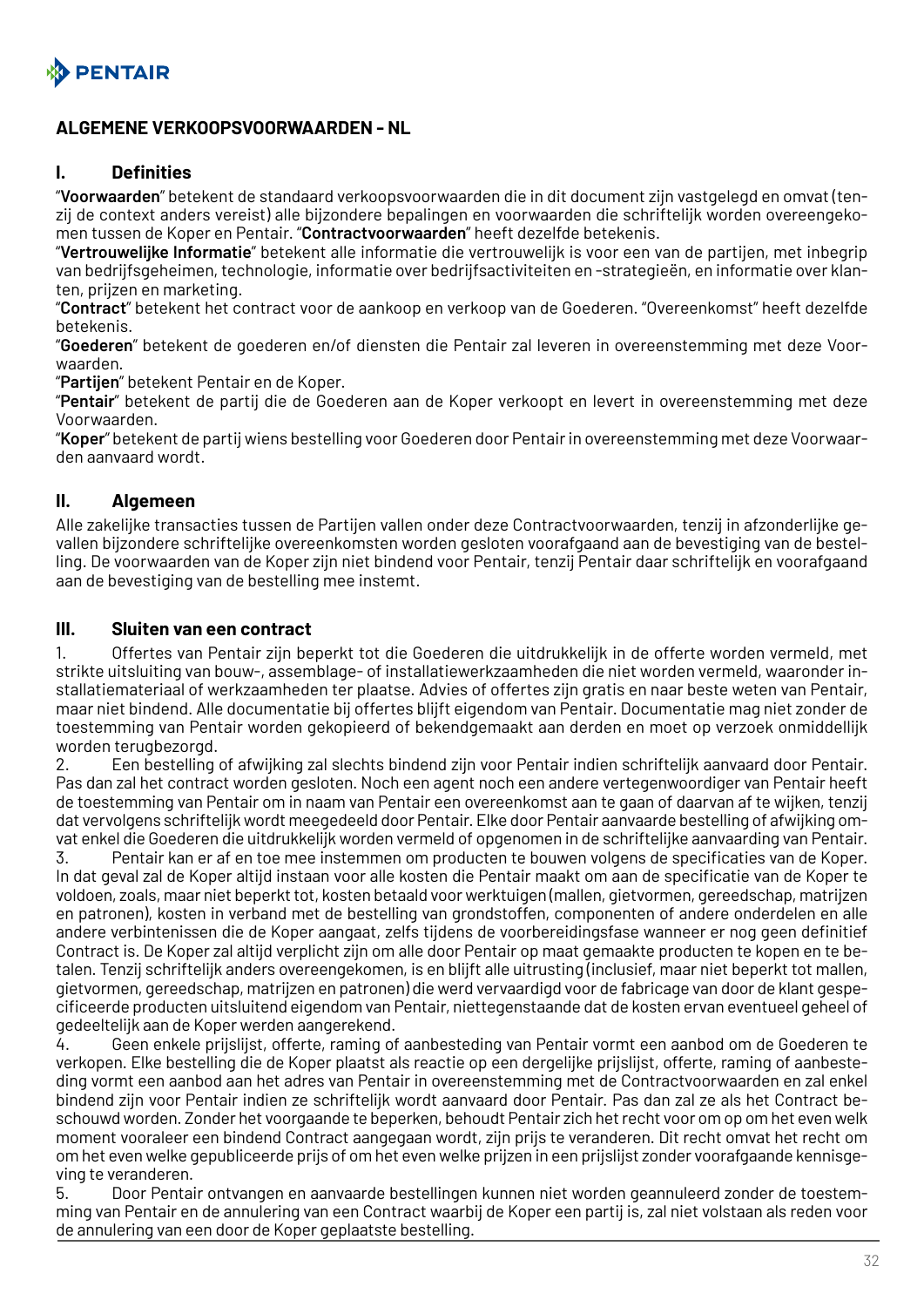# ALGEMENE VERKOOPSVOORWAARDEN - NL

## I. Definities

"**Voorwaarden**" betekent de standaard verkoopsvoorwaarden die in dit document zijn vastgelegd en omvat (tenzij de context anders vereist) alle bijzondere bepalingen en voorwaarden die schriftelijk worden overeengekomen tussen de Koper en Pentair. "**Contractvoorwaarden**" heeft dezelfde betekenis.

"**Vertrouwelijke Informatie**" betekent alle informatie die vertrouwelijk is voor een van de partijen, met inbegrip van bedrijfsgeheimen, technologie, informatie over bedrijfsactiviteiten en -strategieën, en informatie over klanten, prijzen en marketing.

"**Contract**" betekent het contract voor de aankoop en verkoop van de Goederen. "Overeenkomst" heeft dezelfde betekenis.

"**Goederen**" betekent de goederen en/of diensten die Pentair zal leveren in overeenstemming met deze Voorwaarden.

"**Partijen**" betekent Pentair en de Koper.

"**Pentair**" betekent de partij die de Goederen aan de Koper verkoopt en levert in overeenstemming met deze Voorwaarden.

"**Koper**" betekent de partij wiens bestelling voor Goederen door Pentair in overeenstemming met deze Voorwaarden aanvaard wordt.

## II. Algemeen

Alle zakelijke transacties tussen de Partijen vallen onder deze Contractvoorwaarden, tenzij in afzonderlijke gevallen bijzondere schriftelijke overeenkomsten worden gesloten voorafgaand aan de bevestiging van de bestelling. De voorwaarden van de Koper zijn niet bindend voor Pentair, tenzij Pentair daar schriftelijk en voorafgaand aan de bevestiging van de bestelling mee instemt.

## III. Sluiten van een contract

1. Offertes van Pentair zijn beperkt tot die Goederen die uitdrukkelijk in de offerte worden vermeld, met strikte uitsluiting van bouw-, assemblage- of installatiewerkzaamheden die niet worden vermeld, waaronder installatiemateriaal of werkzaamheden ter plaatse. Advies of offertes zijn gratis en naar beste weten van Pentair, maar niet bindend. Alle documentatie bij offertes blijft eigendom van Pentair. Documentatie mag niet zonder de toestemming van Pentair worden gekopieerd of bekendgemaakt aan derden en moet op verzoek onmiddellijk worden terugbezorgd.
2. Een bestelling of afwijking zal slechts bindend zijn voor Pentair indien schriftelijk aanvaard door Pentair. Pas dan zal het contract worden gesloten. Noch een agent noch een andere vertegenwoordiger van Pentair heeft de toestemming van Pentair om in naam van Pentair een overeenkomst aan te gaan of daarvan af te wijken, tenzij dat vervolgens schriftelijk wordt meegedeeld door Pentair. Elke door Pentair aanvaarde bestelling of afwijking omvat enkel die Goederen die uitdrukkelijk worden vermeld of opgenomen in de schriftelijke aanvaarding van Pentair.
3. Pentair kan er af en toe mee instemmen om producten te bouwen volgens de specificaties van de Koper. In dat geval zal de Koper altijd instaan voor alle kosten die Pentair maakt om aan de specificatie van de Koper te voldoen, zoals, maar niet beperkt tot, kosten betaald voor werktuigen (mallen, gietvormen, gereedschap, matrijzen en patronen), kosten in verband met de bestelling van grondstoffen, componenten of andere onderdelen en alle andere verbintenissen die de Koper aangaat, zelfs tijdens de voorbereidingsfase wanneer er nog geen definitief Contract is. De Koper zal altijd verplicht zijn om alle door Pentair op maat gemaakte producten te kopen en te betalen. Tenzij schriftelijk anders overeengekomen, is en blijft alle uitrusting (inclusief, maar niet beperkt tot mallen, gietvormen, gereedschap, matrijzen en patronen) die werd vervaardigd voor de fabricage van door de klant gespecificeerde producten uitsluitend eigendom van Pentair, niettegenstaande dat de kosten ervan eventueel geheel of gedeeltelijk aan de Koper werden aangerekend.
4. Geen enkele prijslijst, offerte, raming of aanbesteding van Pentair vormt een aanbod om de Goederen te verkopen. Elke bestelling die de Koper plaatst als reactie op een dergelijke prijslijst, offerte, raming of aanbesteding vormt een aanbod aan het adres van Pentair in overeenstemming met de Contractvoorwaarden en zal enkel bindend zijn voor Pentair indien ze schriftelijk wordt aanvaard door Pentair. Pas dan zal ze als het Contract beschouwd worden. Zonder het voorgaande te beperken, behoudt Pentair zich het recht voor om op om het even welk moment vooraleer een bindend Contract aangegaan wordt, zijn prijs te veranderen. Dit recht omvat het recht om om het even welke gepubliceerde prijs of om het even welke prijzen in een prijslijst zonder voorafgaande kennisgeving te veranderen.
5. Door Pentair ontvangen en aanvaarde bestellingen kunnen niet worden geannuleerd zonder de toestemming van Pentair en de annulering van een Contract waarbij de Koper een partij is, zal niet volstaan als reden voor de annulering van een door de Koper geplaatste bestelling.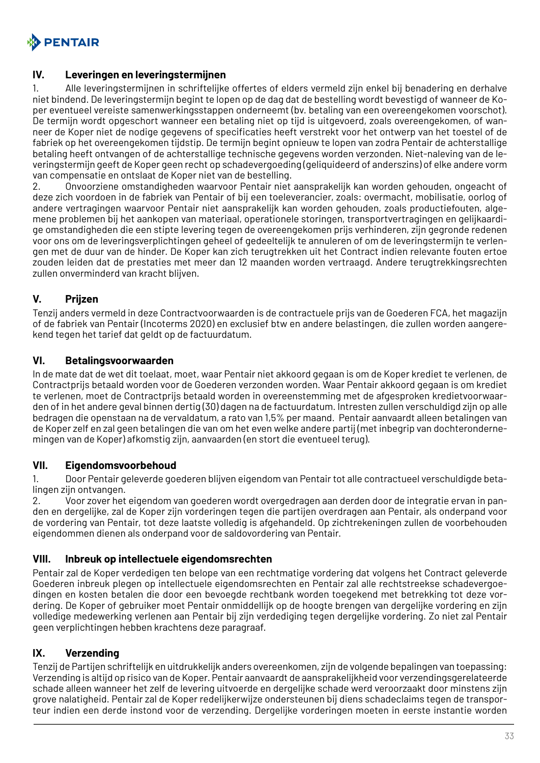## IV. Leveringen en leveringstermijnen

1. Alle leveringstermijnen in schriftelijke offertes of elders vermeld zijn enkel bij benadering en derhalve niet bindend. De leveringstermijn begint te lopen op de dag dat de bestelling wordt bevestigd of wanneer de Koper eventueel vereiste samenwerkingsstappen onderneemt (bv. betaling van een overeengekomen voorschot). De termijn wordt opgeschort wanneer een betaling niet op tijd is uitgevoerd, zoals overeengekomen, of wanneer de Koper niet de nodige gegevens of specificaties heeft verstrekt voor het ontwerp van het toestel of de fabriek op het overeengekomen tijdstip. De termijn begint opnieuw te lopen van zodra Pentair de achterstallige betaling heeft ontvangen of de achterstallige technische gegevens worden verzonden. Niet-naleving van de leveringstermijn geeft de Koper geen recht op schadevergoeding (geliquideerd of anderszins) of elke andere vorm van compensatie en ontslaat de Koper niet van de bestelling.
2. Onvoorziene omstandigheden waarvoor Pentair niet aansprakelijk kan worden gehouden, ongeacht of deze zich voordoen in de fabriek van Pentair of bij een toeleverancier, zoals: overmacht, mobilisatie, oorlog of andere vertragingen waarvoor Pentair niet aansprakelijk kan worden gehouden, zoals productiefouten, algemene problemen bij het aankopen van materiaal, operationele storingen, transportvertragingen en gelijkaardige omstandigheden die een stipte levering tegen de overeengekomen prijs verhinderen, zijn gegronde redenen voor ons om de leveringsverplichtingen geheel of gedeeltelijk te annuleren of om de leveringstermijn te verlengen met de duur van de hinder. De Koper kan zich terugtrekken uit het Contract indien relevante fouten ertoe zouden leiden dat de prestaties met meer dan 12 maanden worden vertraagd. Andere terugtrekkingsrechten zullen onverminderd van kracht blijven.

## V. Prijzen

Tenzij anders vermeld in deze Contractvoorwaarden is de contractuele prijs van de Goederen FCA, het magazijn of de fabriek van Pentair (Incoterms 2020) en exclusief btw en andere belastingen, die zullen worden aangerekend tegen het tarief dat geldt op de factuurdatum.

## VI. Betalingsvoorwaarden

In de mate dat de wet dit toelaat, moet, waar Pentair niet akkoord gegaan is om de Koper krediet te verlenen, de Contractprijs betaald worden voor de Goederen verzonden worden. Waar Pentair akkoord gegaan is om krediet te verlenen, moet de Contractprijs betaald worden in overeenstemming met de afgesproken kredietvoorwaarden of in het andere geval binnen dertig (30) dagen na de factuurdatum. Intresten zullen verschuldigd zijn op alle bedragen die openstaan na de vervaldatum, a rato van 1,5% per maand. Pentair aanvaardt alleen betalingen van de Koper zelf en zal geen betalingen die van om het even welke andere partij (met inbegrip van dochterondernemingen van de Koper) afkomstig zijn, aanvaarden (en stort die eventueel terug).

## VII. Eigendomsvoorbehoud

1. Door Pentair geleverde goederen blijven eigendom van Pentair tot alle contractueel verschuldigde betalingen zijn ontvangen.
2. Voor zover het eigendom van goederen wordt overgedragen aan derden door de integratie ervan in panden en dergelijke, zal de Koper zijn vorderingen tegen die partijen overdragen aan Pentair, als onderpand voor de vordering van Pentair, tot deze laatste volledig is afgehandeld. Op zichtrekeningen zullen de voorbehouden eigendommen dienen als onderpand voor de saldovordering van Pentair.

## VIII. Inbreuk op intellectuele eigendomsrechten

Pentair zal de Koper verdedigen ten belope van een rechtmatige vordering dat volgens het Contract geleverde Goederen inbreuk plegen op intellectuele eigendomsrechten en Pentair zal alle rechtstreekse schadevergoedingen en kosten betalen die door een bevoegde rechtbank worden toegekend met betrekking tot deze vordering. De Koper of gebruiker moet Pentair onmiddellijk op de hoogte brengen van dergelijke vordering en zijn volledige medewerking verlenen aan Pentair bij zijn verdediging tegen dergelijke vordering. Zo niet zal Pentair geen verplichtingen hebben krachtens deze paragraaf.

## IX. Verzending

Tenzij de Partijen schriftelijk en uitdrukkelijk anders overeenkomen, zijn de volgende bepalingen van toepassing: Verzending is altijd op risico van de Koper. Pentair aanvaardt de aansprakelijkheid voor verzendingsgerelateerde schade alleen wanneer het zelf de levering uitvoerde en dergelijke schade werd veroorzaakt door minstens zijn grove nalatigheid. Pentair zal de Koper redelijkerwijze ondersteunen bij diens schadeclaims tegen de transporteur indien een derde instond voor de verzending. Dergelijke vorderingen moeten in eerste instantie worden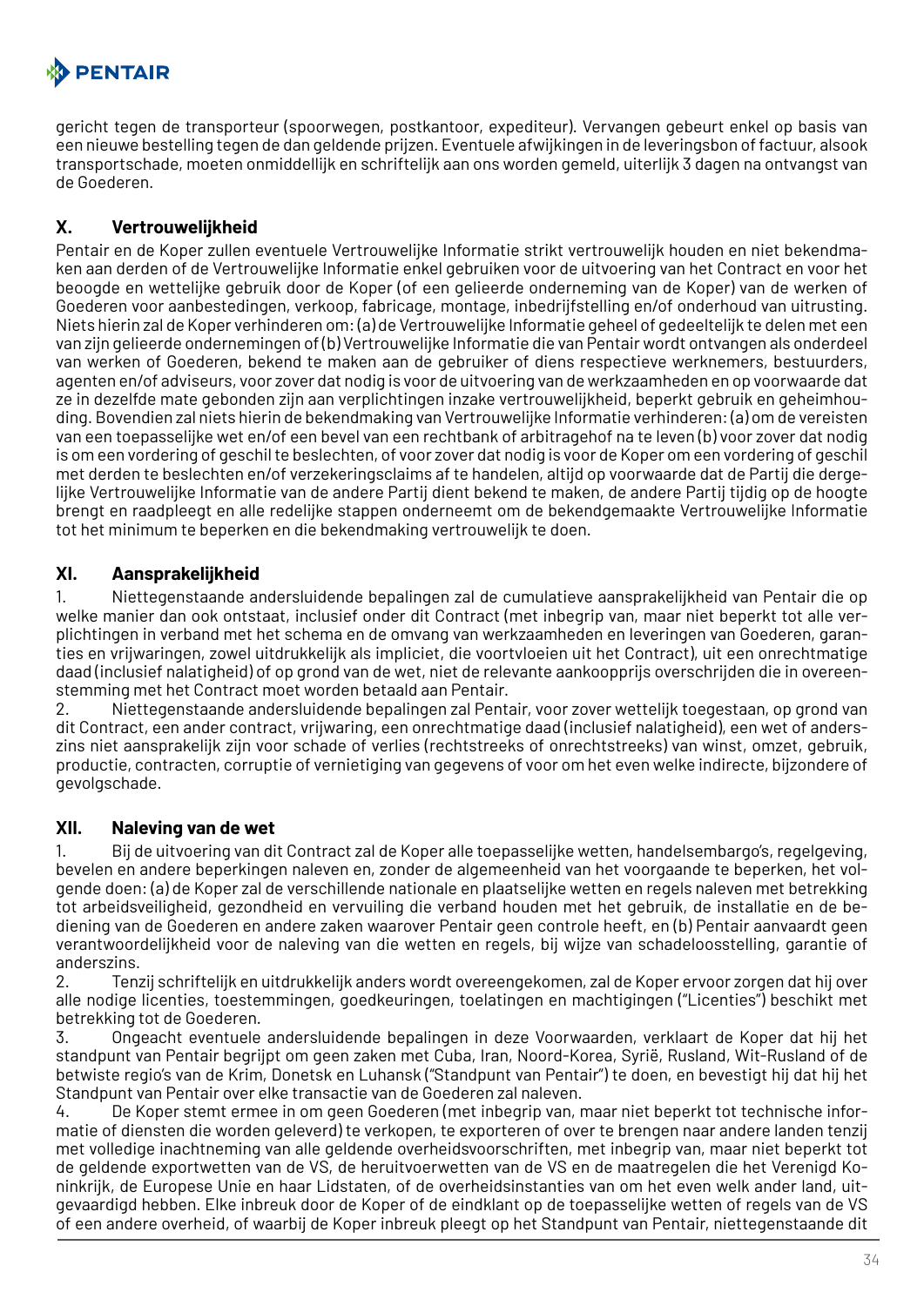gericht tegen de transporteur (spoorwegen, postkantoor, expediteur). Vervangen gebeurt enkel op basis van een nieuwe bestelling tegen de dan geldende prijzen. Eventuele afwijkingen in de leveringsbon of factuur, alsook transportschade, moeten onmiddellijk en schriftelijk aan ons worden gemeld, uiterlijk 3 dagen na ontvangst van de Goederen.

## X. Vertrouwelijkheid

Pentair en de Koper zullen eventuele Vertrouwelijke Informatie strikt vertrouwelijk houden en niet bekendmaken aan derden of de Vertrouwelijke Informatie enkel gebruiken voor de uitvoering van het Contract en voor het beoogde en wettelijke gebruik door de Koper (of een gelieerde onderneming van de Koper) van de werken of Goederen voor aanbestedingen, verkoop, fabricage, montage, inbedrijfstelling en/of onderhoud van uitrusting. Niets hierin zal de Koper verhinderen om: (a) de Vertrouwelijke Informatie geheel of gedeeltelijk te delen met een van zijn gelieerde ondernemingen of (b) Vertrouwelijke Informatie die van Pentair wordt ontvangen als onderdeel van werken of Goederen, bekend te maken aan de gebruiker of diens respectieve werknemers, bestuurders, agenten en/of adviseurs, voor zover dat nodig is voor de uitvoering van de werkzaamheden en op voorwaarde dat ze in dezelfde mate gebonden zijn aan verplichtingen inzake vertrouwelijkheid, beperkt gebruik en geheimhouding. Bovendien zal niets hierin de bekendmaking van Vertrouwelijke Informatie verhinderen: (a) om de vereisten van een toepasselijke wet en/of een bevel van een rechtbank of arbitragehof na te leven (b) voor zover dat nodig is om een vordering of geschil te beslechten, of voor zover dat nodig is voor de Koper om een vordering of geschil met derden te beslechten en/of verzekeringsclaims af te handelen, altijd op voorwaarde dat de Partij die dergelijke Vertrouwelijke Informatie van de andere Partij dient bekend te maken, de andere Partij tijdig op de hoogte brengt en raadpleegt en alle redelijke stappen onderneemt om de bekendgemaakte Vertrouwelijke Informatie tot het minimum te beperken en die bekendmaking vertrouwelijk te doen.

## XI. Aansprakelijkheid

1. Niettegenstaande andersluidende bepalingen zal de cumulatieve aansprakelijkheid van Pentair die op welke manier dan ook ontstaat, inclusief onder dit Contract (met inbegrip van, maar niet beperkt tot alle verplichtingen in verband met het schema en de omvang van werkzaamheden en leveringen van Goederen, garanties en vrijwaringen, zowel uitdrukkelijk als impliciet, die voortvloeien uit het Contract), uit een onrechtmatige daad (inclusief nalatigheid) of op grond van de wet, niet de relevante aankoopprijs overschrijden die in overeenstemming met het Contract moet worden betaald aan Pentair.
2. Niettegenstaande andersluidende bepalingen zal Pentair, voor zover wettelijk toegestaan, op grond van dit Contract, een ander contract, vrijwaring, een onrechtmatige daad (inclusief nalatigheid), een wet of anderszins niet aansprakelijk zijn voor schade of verlies (rechtstreeks of onrechtstreeks) van winst, omzet, gebruik, productie, contracten, corruptie of vernietiging van gegevens of voor om het even welke indirecte, bijzondere of gevolgschade.

## XII. Naleving van de wet

1. Bij de uitvoering van dit Contract zal de Koper alle toepasselijke wetten, handelsembargo's, regelgeving, bevelen en andere beperkingen naleven en, zonder de algemeenheid van het voorgaande te beperken, het volgende doen: (a) de Koper zal de verschillende nationale en plaatselijke wetten en regels naleven met betrekking tot arbeidsveiligheid, gezondheid en vervuiling die verband houden met het gebruik, de installatie en de bediening van de Goederen en andere zaken waarover Pentair geen controle heeft, en (b) Pentair aanvaardt geen verantwoordelijkheid voor de naleving van die wetten en regels, bij wijze van schadeloosstelling, garantie of anderszins.
2. Tenzij schriftelijk en uitdrukkelijk anders wordt overeengekomen, zal de Koper ervoor zorgen dat hij over alle nodige licenties, toestemmingen, goedkeuringen, toelatingen en machtigingen ("Licenties") beschikt met betrekking tot de Goederen.
3. Ongeacht eventuele andersluidende bepalingen in deze Voorwaarden, verklaart de Koper dat hij het standpunt van Pentair begrijpt om geen zaken met Cuba, Iran, Noord-Korea, Syrië, Rusland, Wit-Rusland of de betwiste regio's van de Krim, Donetsk en Luhansk ("Standpunt van Pentair") te doen, en bevestigt hij dat hij het Standpunt van Pentair over elke transactie van de Goederen zal naleven.
4. De Koper stemt ermee in om geen Goederen (met inbegrip van, maar niet beperkt tot technische informatie of diensten die worden geleverd) te verkopen, te exporteren of over te brengen naar andere landen tenzij met volledige inachtneming van alle geldende overheidsvoorschriften, met inbegrip van, maar niet beperkt tot de geldende exportwetten van de VS, de heruitvoerwetten van de VS en de maatregelen die het Verenigd Koninkrijk, de Europese Unie en haar Lidstaten, of de overheidsinstanties van om het even welk ander land, uitgevaardigd hebben. Elke inbreuk door de Koper of de eindklant op de toepasselijke wetten of regels van de VS of een andere overheid, of waarbij de Koper inbreuk pleegt op het Standpunt van Pentair, niettegenstaande dit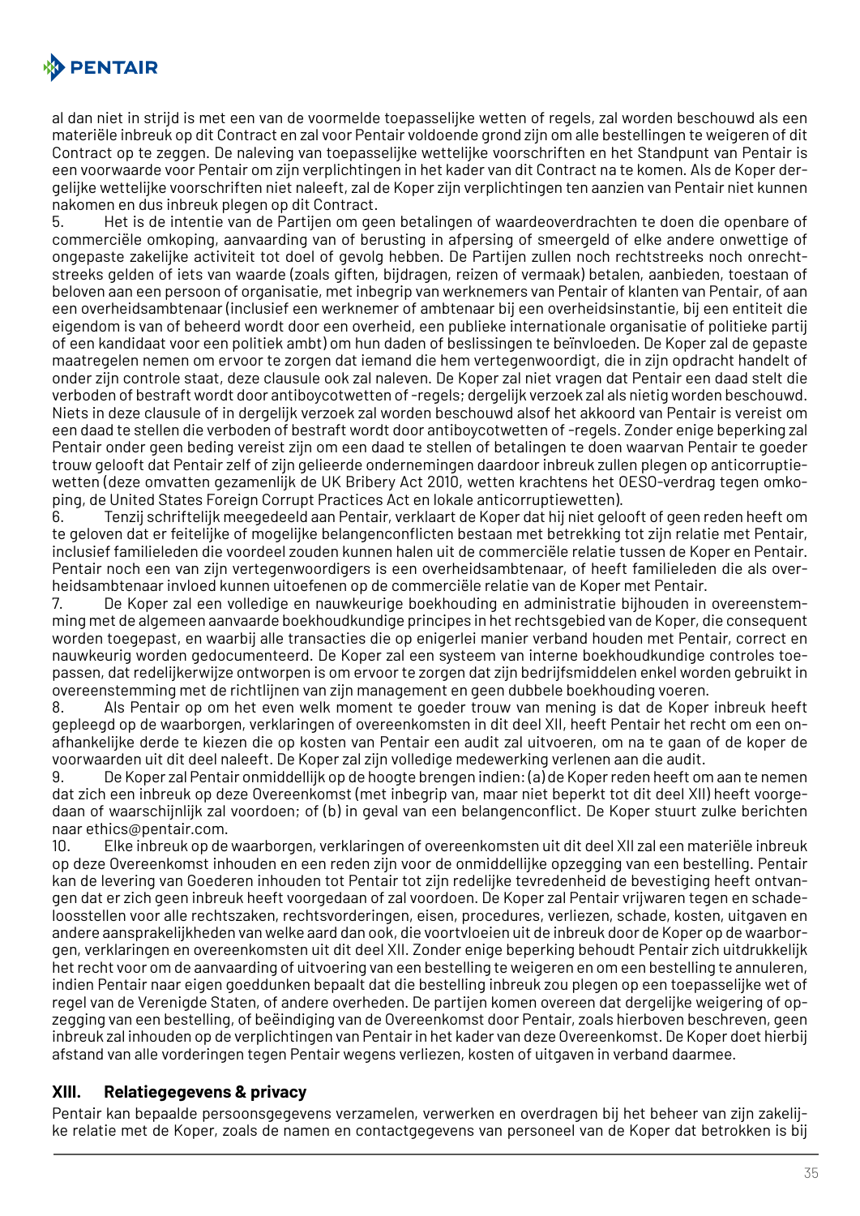al dan niet in strijd is met een van de voormelde toepasselijke wetten of regels, zal worden beschouwd als een materiële inbreuk op dit Contract en zal voor Pentair voldoende grond zijn om alle bestellingen te weigeren of dit Contract op te zeggen. De naleving van toepasselijke wettelijke voorschriften en het Standpunt van Pentair is een voorwaarde voor Pentair om zijn verplichtingen in het kader van dit Contract na te komen. Als de Koper dergelijke wettelijke voorschriften niet naleeft, zal de Koper zijn verplichtingen ten aanzien van Pentair niet kunnen nakomen en dus inbreuk plegen op dit Contract.

5. Het is de intentie van de Partijen om geen betalingen of waardeoverdrachten te doen die openbare of commerciële omkoping, aanvaarding van of berusting in afpersing of smeergeld of elke andere onwettige of ongepaste zakelijke activiteit tot doel of gevolg hebben. De Partijen zullen noch rechtstreeks noch onrechtstreeks gelden of iets van waarde (zoals giften, bijdragen, reizen of vermaak) betalen, aanbieden, toestaan of beloven aan een persoon of organisatie, met inbegrip van werknemers van Pentair of klanten van Pentair, of aan een overheidsambtenaar (inclusief een werknemer of ambtenaar bij een overheidsinstantie, bij een entiteit die eigendom is van of beheerd wordt door een overheid, een publieke internationale organisatie of politieke partij of een kandidaat voor een politiek ambt) om hun daden of beslissingen te beïnvloeden. De Koper zal de gepaste maatregelen nemen om ervoor te zorgen dat iemand die hem vertegenwoordigt, die in zijn opdracht handelt of onder zijn controle staat, deze clausule ook zal naleven. De Koper zal niet vragen dat Pentair een daad stelt die verboden of bestraft wordt door antiboycotwetten of -regels; dergelijk verzoek zal als nietig worden beschouwd. Niets in deze clausule of in dergelijk verzoek zal worden beschouwd alsof het akkoord van Pentair is vereist om een daad te stellen die verboden of bestraft wordt door antiboycotwetten of -regels. Zonder enige beperking zal Pentair onder geen beding vereist zijn om een daad te stellen of betalingen te doen waarvan Pentair te goeder trouw gelooft dat Pentair zelf of zijn gelieerde ondernemingen daardoor inbreuk zullen plegen op anticorruptiewetten (deze omvatten gezamenlijk de UK Bribery Act 2010, wetten krachtens het OESO-verdrag tegen omkoping, de United States Foreign Corrupt Practices Act en lokale anticorruptiewetten).

6. Tenzij schriftelijk meegedeeld aan Pentair, verklaart de Koper dat hij niet gelooft of geen reden heeft om te geloven dat er feitelijke of mogelijke belangenconflicten bestaan met betrekking tot zijn relatie met Pentair, inclusief familieleden die voordeel zouden kunnen halen uit de commerciële relatie tussen de Koper en Pentair. Pentair noch een van zijn vertegenwoordigers is een overheidsambtenaar, of heeft familieleden die als overheidsambtenaar invloed kunnen uitoefenen op de commerciële relatie van de Koper met Pentair.

7. De Koper zal een volledige en nauwkeurige boekhouding en administratie bijhouden in overeenstemming met de algemeen aanvaarde boekhoudkundige principes in het rechtsgebied van de Koper, die consequent worden toegepast, en waarbij alle transacties die op enigerlei manier verband houden met Pentair, correct en nauwkeurig worden gedocumenteerd. De Koper zal een systeem van interne boekhoudkundige controles toepassen, dat redelijkerwijze ontworpen is om ervoor te zorgen dat zijn bedrijfsmiddelen enkel worden gebruikt in overeenstemming met de richtlijnen van zijn management en geen dubbele boekhouding voeren.

8. Als Pentair op om het even welk moment te goeder trouw van mening is dat de Koper inbreuk heeft gepleegd op de waarborgen, verklaringen of overeenkomsten in dit deel XII, heeft Pentair het recht om een onafhankelijke derde te kiezen die op kosten van Pentair een audit zal uitvoeren, om na te gaan of de koper de voorwaarden uit dit deel naleeft. De Koper zal zijn volledige medewerking verlenen aan die audit.

9. De Koper zal Pentair onmiddellijk op de hoogte brengen indien: (a) de Koper reden heeft om aan te nemen dat zich een inbreuk op deze Overeenkomst (met inbegrip van, maar niet beperkt tot dit deel XII) heeft voorgedaan of waarschijnlijk zal voordoen; of (b) in geval van een belangenconflict. De Koper stuurt zulke berichten naar ethics@pentair.com.

10. Elke inbreuk op de waarborgen, verklaringen of overeenkomsten uit dit deel XII zal een materiële inbreuk op deze Overeenkomst inhouden en een reden zijn voor de onmiddellijke opzegging van een bestelling. Pentair kan de levering van Goederen inhouden tot Pentair tot zijn redelijke tevredenheid de bevestiging heeft ontvangen dat er zich geen inbreuk heeft voorgedaan of zal voordoen. De Koper zal Pentair vrijwaren tegen en schadeloosstellen voor alle rechtszaken, rechtsvorderingen, eisen, procedures, verliezen, schade, kosten, uitgaven en andere aansprakelijkheden van welke aard dan ook, die voortvloeien uit de inbreuk door de Koper op de waarborgen, verklaringen en overeenkomsten uit dit deel XII. Zonder enige beperking behoudt Pentair zich uitdrukkelijk het recht voor om de aanvaarding of uitvoering van een bestelling te weigeren en om een bestelling te annuleren, indien Pentair naar eigen goeddunken bepaalt dat die bestelling inbreuk zou plegen op een toepasselijke wet of regel van de Verenigde Staten, of andere overheden. De partijen komen overeen dat dergelijke weigering of opzegging van een bestelling, of beëindiging van de Overeenkomst door Pentair, zoals hierboven beschreven, geen inbreuk zal inhouden op de verplichtingen van Pentair in het kader van deze Overeenkomst. De Koper doet hierbij afstand van alle vorderingen tegen Pentair wegens verliezen, kosten of uitgaven in verband daarmee.

## XIII. Relatiegegevens & privacy

Pentair kan bepaalde persoonsgegevens verzamelen, verwerken en overdragen bij het beheer van zijn zakelijke relatie met de Koper, zoals de namen en contactgegevens van personeel van de Koper dat betrokken is bij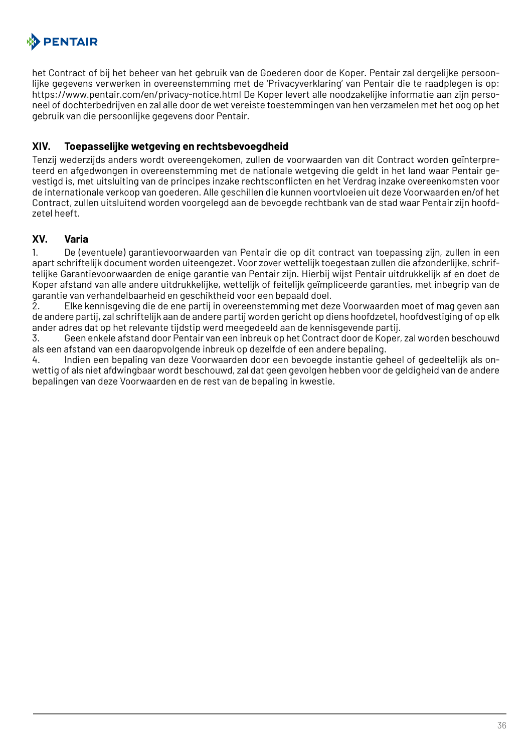het Contract of bij het beheer van het gebruik van de Goederen door de Koper. Pentair zal dergelijke persoonlijke gegevens verwerken in overeenstemming met de 'Privacyverklaring' van Pentair die te raadplegen is op: https://www.pentair.com/en/privacy-notice.html De Koper levert alle noodzakelijke informatie aan zijn personeel of dochterbedrijven en zal alle door de wet vereiste toestemmingen van hen verzamelen met het oog op het gebruik van die persoonlijke gegevens door Pentair.

## XIV. Toepasselijke wetgeving en rechtsbevoegdheid

Tenzij wederzijds anders wordt overeengekomen, zullen de voorwaarden van dit Contract worden geïnterpreteerd en afgedwongen in overeenstemming met de nationale wetgeving die geldt in het land waar Pentair gevestigd is, met uitsluiting van de principes inzake rechtsconflicten en het Verdrag inzake overeenkomsten voor de internationale verkoop van goederen. Alle geschillen die kunnen voortvloeien uit deze Voorwaarden en/of het Contract, zullen uitsluitend worden voorgelegd aan de bevoegde rechtbank van de stad waar Pentair zijn hoofdzetel heeft.

## XV. Varia

1. De (eventuele) garantievoorwaarden van Pentair die op dit contract van toepassing zijn, zullen in een apart schriftelijk document worden uiteengezet. Voor zover wettelijk toegestaan zullen die afzonderlijke, schriftelijke Garantievoorwaarden de enige garantie van Pentair zijn. Hierbij wijst Pentair uitdrukkelijk af en doet de Koper afstand van alle andere uitdrukkelijke, wettelijk of feitelijk geïmpliceerde garanties, met inbegrip van de garantie van verhandelbaarheid en geschiktheid voor een bepaald doel.
2. Elke kennisgeving die de ene partij in overeenstemming met deze Voorwaarden moet of mag geven aan de andere partij, zal schriftelijk aan de andere partij worden gericht op diens hoofdzetel, hoofdvestiging of op elk ander adres dat op het relevante tijdstip werd meegedeeld aan de kennisgevende partij.
3. Geen enkele afstand door Pentair van een inbreuk op het Contract door de Koper, zal worden beschouwd als een afstand van een daaropvolgende inbreuk op dezelfde of een andere bepaling.
4. Indien een bepaling van deze Voorwaarden door een bevoegde instantie geheel of gedeeltelijk als onwettig of als niet afdwingbaar wordt beschouwd, zal dat geen gevolgen hebben voor de geldigheid van de andere bepalingen van deze Voorwaarden en de rest van de bepaling in kwestie.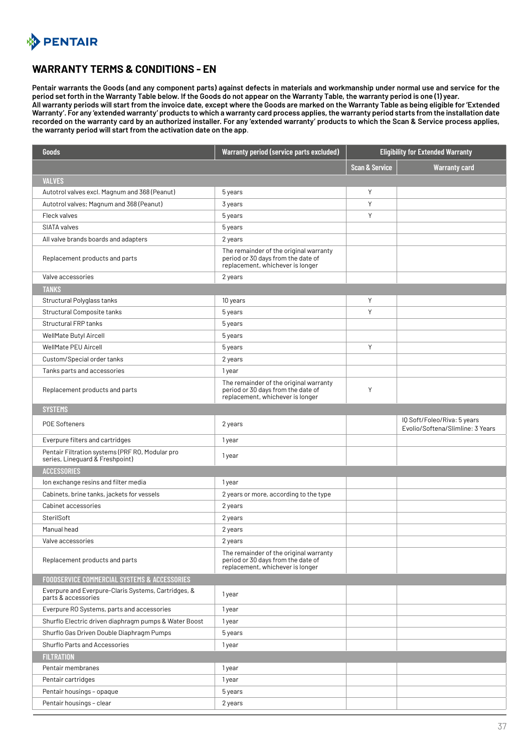## WARRANTY TERMS & CONDITIONS - EN

**Pentair warrants the Goods (and any component parts) against defects in materials and workmanship under normal use and service for the period set forth in the Warranty Table below. If the Goods do not appear on the Warranty Table, the warranty period is one (1) year. All warranty periods will start from the invoice date, except where the Goods are marked on the Warranty Table as being eligible for 'Extended Warranty'. For any 'extended warranty' products to which a warranty card process applies, the warranty period starts from the installation date recorded on the warranty card by an authorized installer. For any 'extended warranty' products to which the Scan & Service process applies, the warranty period will start from the activation date on the app**.

| Goods | Warranty period (service parts excluded) | Eligibility for Extended Warranty | |
|---|---|---|---|
| | | Scan & Service | Warranty card |
| **VALVES** | | | |
| Autotrol valves excl. Magnum and 368 (Peanut) | 5 years | Y | |
| Autotrol valves; Magnum and 368 (Peanut) | 3 years | Y | |
| Fleck valves | 5 years | Y | |
| SIATA valves | 5 years | | |
| All valve brands boards and adapters | 2 years | | |
| Replacement products and parts | The remainder of the original warranty period or 30 days from the date of replacement, whichever is longer | | |
| Valve accessories | 2 years | | |
| **TANKS** | | | |
| Structural Polyglass tanks | 10 years | Y | |
| Structural Composite tanks | 5 years | Y | |
| Structural FRP tanks | 5 years | | |
| WellMate Butyl Aircell | 5 years | | |
| WellMate PEU Aircell | 5 years | Y | |
| Custom/Special order tanks | 2 years | | |
| Tanks parts and accessories | 1 year | | |
| Replacement products and parts | The remainder of the original warranty period or 30 days from the date of replacement, whichever is longer | Y | |
| **SYSTEMS** | | | |
| POE Softeners | 2 years | | IQ Soft/Foleo/Riva: 5 years Evolio/Softena/Slimline: 3 Years |
| Everpure filters and cartridges | 1 year | | |
| Pentair Filtration systems (PRF RO, Modular pro series, Lineguard & Freshpoint) | 1 year | | |
| **ACCESSORIES** | | | |
| Ion exchange resins and filter media | 1 year | | |
| Cabinets, brine tanks, jackets for vessels | 2 years or more, according to the type | | |
| Cabinet accessories | 2 years | | |
| SterilSoft | 2 years | | |
| Manual head | 2 years | | |
| Valve accessories | 2 years | | |
| Replacement products and parts | The remainder of the original warranty period or 30 days from the date of replacement, whichever is longer | | |
| **FOODSERVICE COMMERCIAL SYSTEMS & ACCESSORIES** | | | |
| Everpure and Everpure-Claris Systems, Cartridges, & parts & accessories | 1 year | | |
| Everpure RO Systems, parts and accessories | 1 year | | |
| Shurflo Electric driven diaphragm pumps & Water Boost | 1 year | | |
| Shurflo Gas Driven Double Diaphragm Pumps | 5 years | | |
| Shurflo Parts and Accessories | 1 year | | |
| **FILTRATION** | | | |
| Pentair membranes | 1 year | | |
| Pentair cartridges | 1 year | | |
| Pentair housings - opaque | 5 years | | |
| Pentair housings - clear | 2 years | | |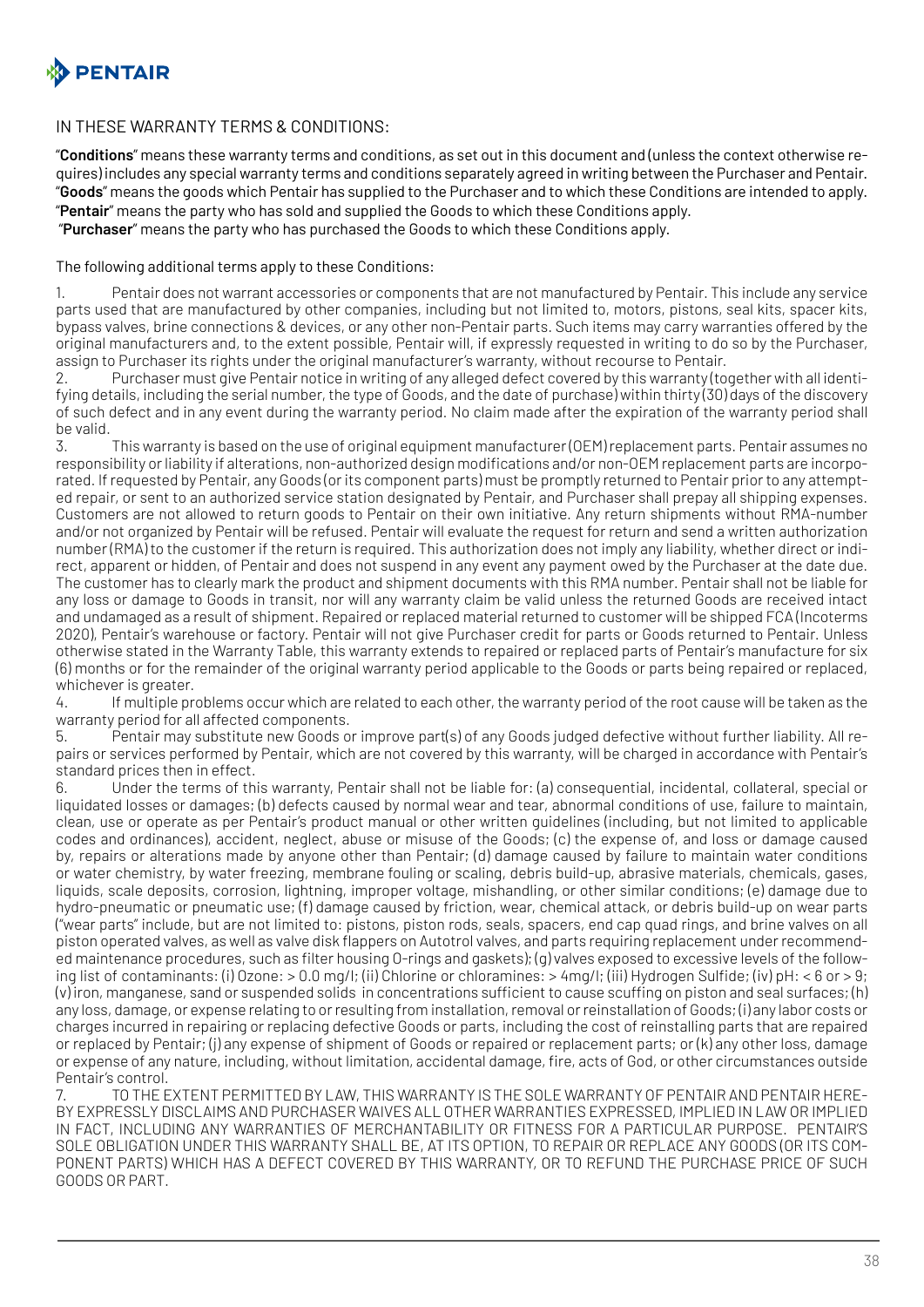## IN THESE WARRANTY TERMS & CONDITIONS:

"**Conditions**" means these warranty terms and conditions, as set out in this document and (unless the context otherwise requires) includes any special warranty terms and conditions separately agreed in writing between the Purchaser and Pentair.
"**Goods**" means the goods which Pentair has supplied to the Purchaser and to which these Conditions are intended to apply.
"**Pentair**" means the party who has sold and supplied the Goods to which these Conditions apply.
"**Purchaser**" means the party who has purchased the Goods to which these Conditions apply.

The following additional terms apply to these Conditions:

1. Pentair does not warrant accessories or components that are not manufactured by Pentair. This include any service parts used that are manufactured by other companies, including but not limited to, motors, pistons, seal kits, spacer kits, bypass valves, brine connections & devices, or any other non-Pentair parts. Such items may carry warranties offered by the original manufacturers and, to the extent possible, Pentair will, if expressly requested in writing to do so by the Purchaser, assign to Purchaser its rights under the original manufacturer's warranty, without recourse to Pentair.
2. Purchaser must give Pentair notice in writing of any alleged defect covered by this warranty (together with all identifying details, including the serial number, the type of Goods, and the date of purchase) within thirty (30) days of the discovery of such defect and in any event during the warranty period. No claim made after the expiration of the warranty period shall be valid.
3. This warranty is based on the use of original equipment manufacturer (OEM) replacement parts. Pentair assumes no responsibility or liability if alterations, non-authorized design modifications and/or non-OEM replacement parts are incorporated. If requested by Pentair, any Goods (or its component parts) must be promptly returned to Pentair prior to any attempted repair, or sent to an authorized service station designated by Pentair, and Purchaser shall prepay all shipping expenses. Customers are not allowed to return goods to Pentair on their own initiative. Any return shipments without RMA-number and/or not organized by Pentair will be refused. Pentair will evaluate the request for return and send a written authorization number (RMA) to the customer if the return is required. This authorization does not imply any liability, whether direct or indirect, apparent or hidden, of Pentair and does not suspend in any event any payment owed by the Purchaser at the date due. The customer has to clearly mark the product and shipment documents with this RMA number. Pentair shall not be liable for any loss or damage to Goods in transit, nor will any warranty claim be valid unless the returned Goods are received intact and undamaged as a result of shipment. Repaired or replaced material returned to customer will be shipped FCA (Incoterms 2020), Pentair's warehouse or factory. Pentair will not give Purchaser credit for parts or Goods returned to Pentair. Unless otherwise stated in the Warranty Table, this warranty extends to repaired or replaced parts of Pentair's manufacture for six (6) months or for the remainder of the original warranty period applicable to the Goods or parts being repaired or replaced, whichever is greater.
4. If multiple problems occur which are related to each other, the warranty period of the root cause will be taken as the warranty period for all affected components.
5. Pentair may substitute new Goods or improve part(s) of any Goods judged defective without further liability. All repairs or services performed by Pentair, which are not covered by this warranty, will be charged in accordance with Pentair's standard prices then in effect.
6. Under the terms of this warranty, Pentair shall not be liable for: (a) consequential, incidental, collateral, special or liquidated losses or damages; (b) defects caused by normal wear and tear, abnormal conditions of use, failure to maintain, clean, use or operate as per Pentair's product manual or other written guidelines (including, but not limited to applicable codes and ordinances), accident, neglect, abuse or misuse of the Goods; (c) the expense of, and loss or damage caused by, repairs or alterations made by anyone other than Pentair; (d) damage caused by failure to maintain water conditions or water chemistry, by water freezing, membrane fouling or scaling, debris build-up, abrasive materials, chemicals, gases, liquids, scale deposits, corrosion, lightning, improper voltage, mishandling, or other similar conditions; (e) damage due to hydro-pneumatic or pneumatic use; (f) damage caused by friction, wear, chemical attack, or debris build-up on wear parts ("wear parts" include, but are not limited to: pistons, piston rods, seals, spacers, end cap quad rings, and brine valves on all piston operated valves, as well as valve disk flappers on Autotrol valves, and parts requiring replacement under recommended maintenance procedures, such as filter housing O-rings and gaskets); (g) valves exposed to excessive levels of the following list of contaminants: (i) Ozone: > 0.0 mg/l; (ii) Chlorine or chloramines: > 4mg/l; (iii) Hydrogen Sulfide; (iv) pH: < 6 or > 9; (v) iron, manganese, sand or suspended solids in concentrations sufficient to cause scuffing on piston and seal surfaces; (h) any loss, damage, or expense relating to or resulting from installation, removal or reinstallation of Goods; (i) any labor costs or charges incurred in repairing or replacing defective Goods or parts, including the cost of reinstalling parts that are repaired or replaced by Pentair; (j) any expense of shipment of Goods or repaired or replacement parts; or (k) any other loss, damage or expense of any nature, including, without limitation, accidental damage, fire, acts of God, or other circumstances outside Pentair's control.
7. TO THE EXTENT PERMITTED BY LAW, THIS WARRANTY IS THE SOLE WARRANTY OF PENTAIR AND PENTAIR HEREBY EXPRESSLY DISCLAIMS AND PURCHASER WAIVES ALL OTHER WARRANTIES EXPRESSED, IMPLIED IN LAW OR IMPLIED IN FACT, INCLUDING ANY WARRANTIES OF MERCHANTABILITY OR FITNESS FOR A PARTICULAR PURPOSE. PENTAIR'S SOLE OBLIGATION UNDER THIS WARRANTY SHALL BE, AT ITS OPTION, TO REPAIR OR REPLACE ANY GOODS (OR ITS COMPONENT PARTS) WHICH HAS A DEFECT COVERED BY THIS WARRANTY, OR TO REFUND THE PURCHASE PRICE OF SUCH GOODS OR PART.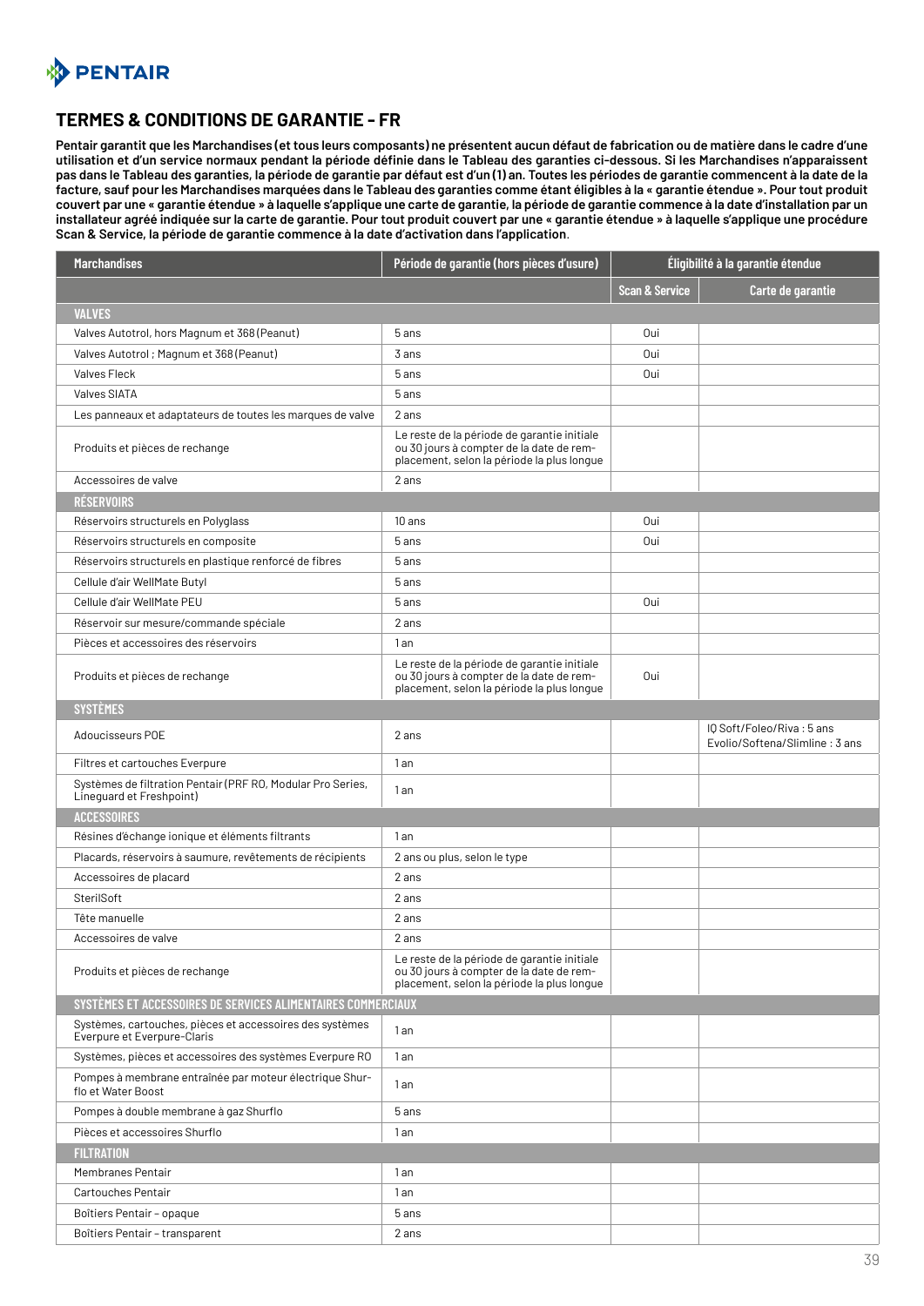## TERMES & CONDITIONS DE GARANTIE - FR

**Pentair garantit que les Marchandises (et tous leurs composants) ne présentent aucun défaut de fabrication ou de matière dans le cadre d'une utilisation et d'un service normaux pendant la période définie dans le Tableau des garanties ci-dessous. Si les Marchandises n'apparaissent pas dans le Tableau des garanties, la période de garantie par défaut est d'un (1) an. Toutes les périodes de garantie commencent à la date de la facture, sauf pour les Marchandises marquées dans le Tableau des garanties comme étant éligibles à la « garantie étendue ». Pour tout produit couvert par une « garantie étendue » à laquelle s'applique une carte de garantie, la période de garantie commence à la date d'installation par un installateur agréé indiquée sur la carte de garantie. Pour tout produit couvert par une « garantie étendue » à laquelle s'applique une procédure Scan & Service, la période de garantie commence à la date d'activation dans l'application.**

| Marchandises | Période de garantie (hors pièces d'usure) | Éligibilité à la garantie étendue | |
|---|---|---|---|
| | | Scan & Service | Carte de garantie |
| **VALVES** | | | |
| Valves Autotrol, hors Magnum et 368 (Peanut) | 5 ans | Oui | |
| Valves Autotrol ; Magnum et 368 (Peanut) | 3 ans | Oui | |
| Valves Fleck | 5 ans | Oui | |
| Valves SIATA | 5 ans | | |
| Les panneaux et adaptateurs de toutes les marques de valve | 2 ans | | |
| Produits et pièces de rechange | Le reste de la période de garantie initiale ou 30 jours à compter de la date de remplacement, selon la période la plus longue | | |
| Accessoires de valve | 2 ans | | |
| **RÉSERVOIRS** | | | |
| Réservoirs structurels en Polyglass | 10 ans | Oui | |
| Réservoirs structurels en composite | 5 ans | Oui | |
| Réservoirs structurels en plastique renforcé de fibres | 5 ans | | |
| Cellule d'air WellMate Butyl | 5 ans | | |
| Cellule d'air WellMate PEU | 5 ans | Oui | |
| Réservoir sur mesure/commande spéciale | 2 ans | | |
| Pièces et accessoires des réservoirs | 1 an | | |
| Produits et pièces de rechange | Le reste de la période de garantie initiale ou 30 jours à compter de la date de remplacement, selon la période la plus longue | Oui | |
| **SYSTÈMES** | | | |
| Adoucisseurs POE | 2 ans | | IQ Soft/Foleo/Riva : 5 ans Evolio/Softena/Slimline : 3 ans |
| Filtres et cartouches Everpure | 1 an | | |
| Systèmes de filtration Pentair (PRF RO, Modular Pro Series, Lineguard et Freshpoint) | 1 an | | |
| **ACCESSOIRES** | | | |
| Résines d'échange ionique et éléments filtrants | 1 an | | |
| Placards, réservoirs à saumure, revêtements de récipients | 2 ans ou plus, selon le type | | |
| Accessoires de placard | 2 ans | | |
| SterilSoft | 2 ans | | |
| Tête manuelle | 2 ans | | |
| Accessoires de valve | 2 ans | | |
| Produits et pièces de rechange | Le reste de la période de garantie initiale ou 30 jours à compter de la date de remplacement, selon la période la plus longue | | |
| **SYSTÈMES ET ACCESSOIRES DE SERVICES ALIMENTAIRES COMMERCIAUX** | | | |
| Systèmes, cartouches, pièces et accessoires des systèmes Everpure et Everpure-Claris | 1 an | | |
| Systèmes, pièces et accessoires des systèmes Everpure RO | 1 an | | |
| Pompes à membrane entraînée par moteur électrique Shurflo et Water Boost | 1 an | | |
| Pompes à double membrane à gaz Shurflo | 5 ans | | |
| Pièces et accessoires Shurflo | 1 an | | |
| **FILTRATION** | | | |
| Membranes Pentair | 1 an | | |
| Cartouches Pentair | 1 an | | |
| Boîtiers Pentair - opaque | 5 ans | | |
| Boîtiers Pentair - transparent | 2 ans | | |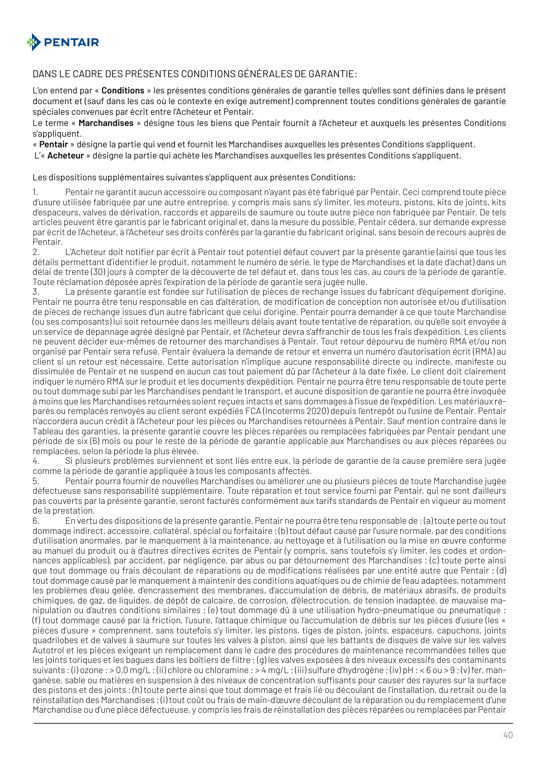DANS LE CADRE DES PRÉSENTES CONDITIONS GÉNÉRALES DE GARANTIE:

L'on entend par « **Conditions** » les présentes conditions générales de garantie telles qu'elles sont définies dans le présent document et (sauf dans les cas où le contexte en exige autrement) comprennent toutes conditions générales de garantie spéciales convenues par écrit entre l'Acheteur et Pentair.
Le terme « **Marchandises** » désigne tous les biens que Pentair fournit à l'Acheteur et auxquels les présentes Conditions s'appliquent.
« **Pentair** » désigne la partie qui vend et fournit les Marchandises auxquelles les présentes Conditions s'appliquent.
L'« **Acheteur** » désigne la partie qui achète les Marchandises auxquelles les présentes Conditions s'appliquent.

Les dispositions supplémentaires suivantes s'appliquent aux présentes Conditions:

1. Pentair ne garantit aucun accessoire ou composant n'ayant pas été fabriqué par Pentair. Ceci comprend toute pièce d'usure utilisée fabriquée par une autre entreprise, y compris mais sans s'y limiter, les moteurs, pistons, kits de joints, kits d'espaceurs, valves de dérivation, raccords et appareils de saumure ou toute autre pièce non fabriquée par Pentair. De tels articles peuvent être garantis par le fabricant original et, dans la mesure du possible, Pentair cédera, sur demande expresse par écrit de l'Acheteur, à l'Acheteur ses droits conférés par la garantie du fabricant original, sans besoin de recours auprès de Pentair.
2. L'Acheteur doit notifier par écrit à Pentair tout potentiel défaut couvert par la présente garantie (ainsi que tous les détails permettant d'identifier le produit, notamment le numéro de série, le type de Marchandises et la date d'achat) dans un délai de trente (30) jours à compter de la découverte de tel défaut et, dans tous les cas, au cours de la période de garantie. Toute réclamation déposée après l'expiration de la période de garantie sera jugée nulle.
3. La présente garantie est fondée sur l'utilisation de pièces de rechange issues du fabricant d'équipement d'origine. Pentair ne pourra être tenu responsable en cas d'altération, de modification de conception non autorisée et/ou d'utilisation de pièces de rechange issues d'un autre fabricant que celui d'origine. Pentair pourra demander à ce que toute Marchandise (ou ses composants) lui soit retournée dans les meilleurs délais avant toute tentative de réparation, ou qu'elle soit envoyée à un service de dépannage agréé désigné par Pentair, et l'Acheteur devra s'affranchir de tous les frais d'expédition. Les clients ne peuvent décider eux-mêmes de retourner des marchandises à Pentair. Tout retour dépourvu de numéro RMA et/ou non organisé par Pentair sera refusé. Pentair évaluera la demande de retour et enverra un numéro d'autorisation écrit (RMA) au client si un retour est nécessaire. Cette autorisation n'implique aucune responsabilité directe ou indirecte, manifeste ou dissimulée de Pentair et ne suspend en aucun cas tout paiement dû par l'Acheteur à la date fixée. Le client doit clairement indiquer le numéro RMA sur le produit et les documents d'expédition. Pentair ne pourra être tenu responsable de toute perte ou tout dommage subi par les Marchandises pendant le transport, et aucune disposition de garantie ne pourra être invoquée à moins que les Marchandises retournées soient reçues intacts et sans dommages à l'issue de l'expédition. Les matériaux réparés ou remplacés renvoyés au client seront expédiés FCA (Incoterms 2020) depuis l'entrepôt ou l'usine de Pentair. Pentair n'accordera aucun crédit à l'Acheteur pour les pièces ou Marchandises retournées à Pentair. Sauf mention contraire dans le Tableau des garanties, la présente garantie couvre les pièces réparées ou remplacées fabriquées par Pentair pendant une période de six (6) mois ou pour le reste de la période de garantie applicable aux Marchandises ou aux pièces réparées ou remplacées, selon la période la plus élevée.
4. Si plusieurs problèmes surviennent et sont liés entre eux, la période de garantie de la cause première sera jugée comme la période de garantie appliquée à tous les composants affectés.
5. Pentair pourra fournir de nouvelles Marchandises ou améliorer une ou plusieurs pièces de toute Marchandise jugée défectueuse sans responsabilité supplémentaire. Toute réparation et tout service fourni par Pentair, qui ne sont d'ailleurs pas couverts par la présente garantie, seront facturés conformément aux tarifs standards de Pentair en vigueur au moment de la prestation.
6. En vertu des dispositions de la présente garantie, Pentair ne pourra être tenu responsable de : (a) toute perte ou tout dommage indirect, accessoire, collatéral, spécial ou forfaitaire ; (b) tout défaut causé par l'usure normale, par des conditions d'utilisation anormales, par le manquement à la maintenance, au nettoyage et à l'utilisation ou la mise en œuvre conforme au manuel du produit ou à d'autres directives écrites de Pentair (y compris, sans toutefois s'y limiter, les codes et ordonnances applicables), par accident, par négligence, par abus ou par détournement des Marchandises ; (c) toute perte ainsi que tout dommage ou frais découlant de réparations ou de modifications réalisées par une entité autre que Pentair ; (d) tout dommage causé par le manquement à maintenir des conditions aquatiques ou de chimie de l'eau adaptées, notamment les problèmes d'eau gelée, d'encrassement des membranes, d'accumulation de débris, de matériaux abrasifs, de produits chimiques, de gaz, de liquides, de dépôt de calcaire, de corrosion, d'électrocution, de tension inadaptée, de mauvaise manipulation ou d'autres conditions similaires ; (e) tout dommage dû à une utilisation hydro-pneumatique ou pneumatique ; (f) tout dommage causé par la friction, l'usure, l'attaque chimique ou l'accumulation de débris sur les pièces d'usure (les « pièces d'usure » comprennent, sans toutefois s'y limiter, les pistons, tiges de piston, joints, espaceurs, capuchons, joints quadrilobes et de valves à saumure sur toutes les valves à piston, ainsi que les battants de disques de valve sur les valves Autotrol et les pièces exigeant un remplacement dans le cadre des procédures de maintenance recommandées telles que les joints toriques et les bagues dans les boîtiers de filtre ; (g) les valves exposées à des niveaux excessifs des contaminants suivants : (i) ozone : > 0,0 mg/L ; (ii) chlore ou chloramine : > 4 mg/L ; (iii) sulfure d'hydrogène ; (iv) pH : < 6 ou > 9 ; (v) fer, manganèse, sable ou matières en suspension à des niveaux de concentration suffisants pour causer des rayures sur la surface des pistons et des joints ; (h) toute perte ainsi que tout dommage et frais lié ou découlant de l'installation, du retrait ou de la réinstallation des Marchandises ; (i) tout coût ou frais de main-d'œuvre découlant de la réparation ou du remplacement d'une Marchandise ou d'une pièce défectueuse, y compris les frais de réinstallation des pièces réparées ou remplacées par Pentair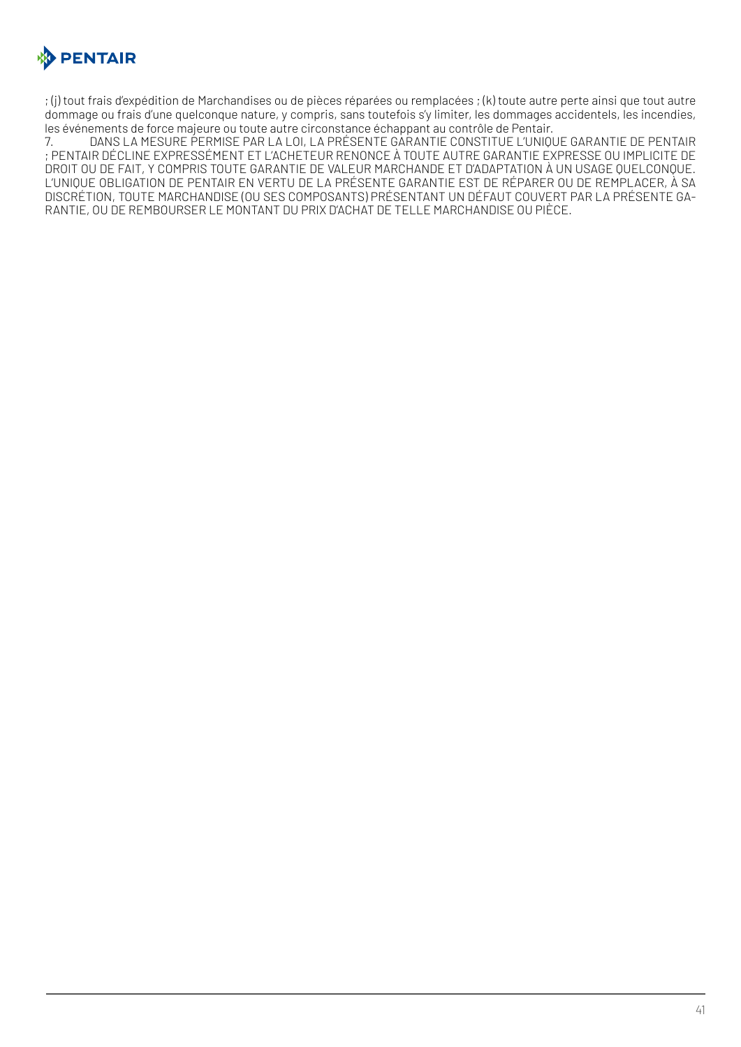; (j) tout frais d'expédition de Marchandises ou de pièces réparées ou remplacées ; (k) toute autre perte ainsi que tout autre dommage ou frais d'une quelconque nature, y compris, sans toutefois s'y limiter, les dommages accidentels, les incendies, les événements de force majeure ou toute autre circonstance échappant au contrôle de Pentair.

7. DANS LA MESURE PERMISE PAR LA LOI, LA PRÉSENTE GARANTIE CONSTITUE L'UNIQUE GARANTIE DE PENTAIR ; PENTAIR DÉCLINE EXPRESSÉMENT ET L'ACHETEUR RENONCE À TOUTE AUTRE GARANTIE EXPRESSE OU IMPLICITE DE DROIT OU DE FAIT, Y COMPRIS TOUTE GARANTIE DE VALEUR MARCHANDE ET D'ADAPTATION À UN USAGE QUELCONQUE. L'UNIQUE OBLIGATION DE PENTAIR EN VERTU DE LA PRÉSENTE GARANTIE EST DE RÉPARER OU DE REMPLACER, À SA DISCRÉTION, TOUTE MARCHANDISE (OU SES COMPOSANTS) PRÉSENTANT UN DÉFAUT COUVERT PAR LA PRÉSENTE GARANTIE, OU DE REMBOURSER LE MONTANT DU PRIX D'ACHAT DE TELLE MARCHANDISE OU PIÈCE.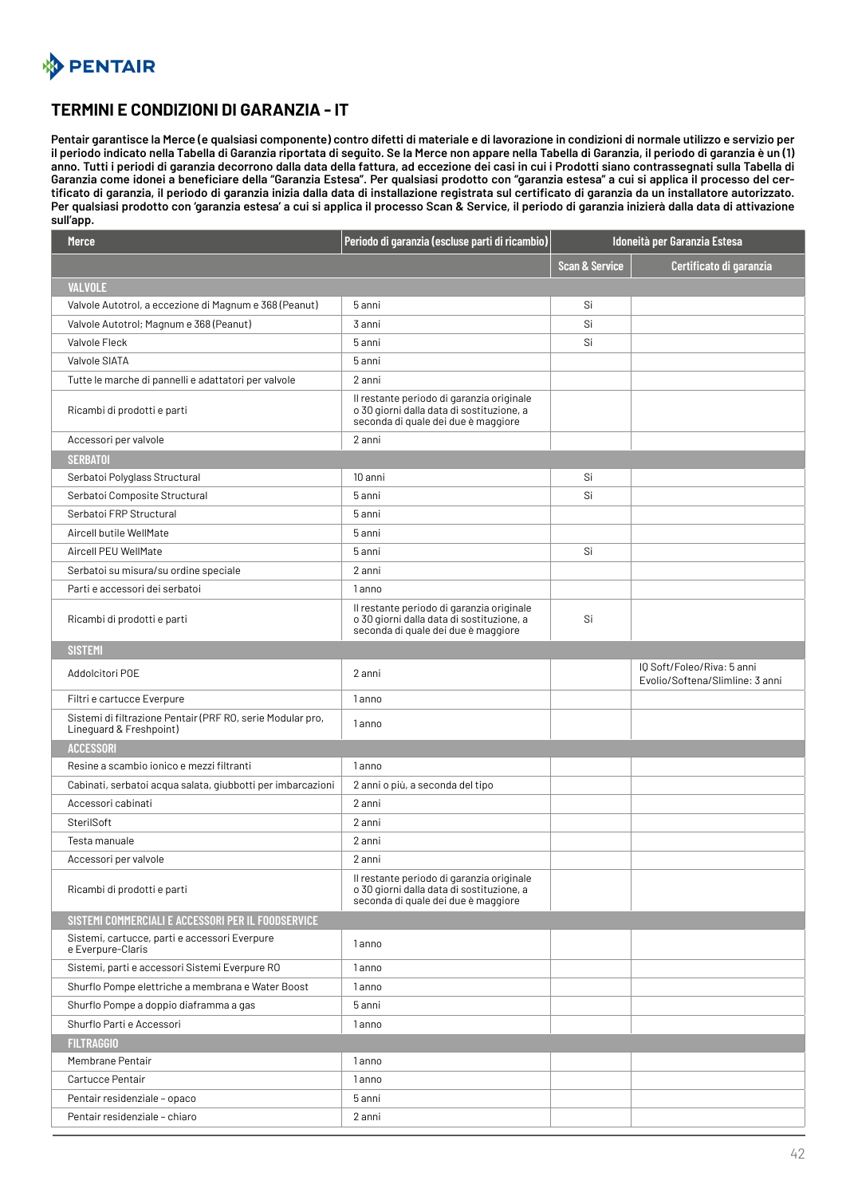## TERMINI E CONDIZIONI DI GARANZIA - IT

**Pentair garantisce la Merce (e qualsiasi componente) contro difetti di materiale e di lavorazione in condizioni di normale utilizzo e servizio per il periodo indicato nella Tabella di Garanzia riportata di seguito. Se la Merce non appare nella Tabella di Garanzia, il periodo di garanzia è un (1) anno. Tutti i periodi di garanzia decorrono dalla data della fattura, ad eccezione dei casi in cui i Prodotti siano contrassegnati sulla Tabella di Garanzia come idonei a beneficiare della "Garanzia Estesa". Per qualsiasi prodotto con "garanzia estesa" a cui si applica il processo del certificato di garanzia, il periodo di garanzia inizia dalla data di installazione registrata sul certificato di garanzia da un installatore autorizzato. Per qualsiasi prodotto con 'garanzia estesa' a cui si applica il processo Scan & Service, il periodo di garanzia inizierà dalla data di attivazione sull'app.**

| Merce | Periodo di garanzia (escluse parti di ricambio) | Idoneità per Garanzia Estesa | |
|---|---|---|---|
| | | Scan & Service | Certificato di garanzia |
| **VALVOLE** | | | |
| Valvole Autotrol, a eccezione di Magnum e 368 (Peanut) | 5 anni | Sì | |
| Valvole Autotrol; Magnum e 368 (Peanut) | 3 anni | Sì | |
| Valvole Fleck | 5 anni | Sì | |
| Valvole SIATA | 5 anni | | |
| Tutte le marche di pannelli e adattatori per valvole | 2 anni | | |
| Ricambi di prodotti e parti | Il restante periodo di garanzia originale o 30 giorni dalla data di sostituzione, a seconda di quale dei due è maggiore | | |
| Accessori per valvole | 2 anni | | |
| **SERBATOI** | | | |
| Serbatoi Polyglass Structural | 10 anni | Sì | |
| Serbatoi Composite Structural | 5 anni | Sì | |
| Serbatoi FRP Structural | 5 anni | | |
| Aircell butile WellMate | 5 anni | | |
| Aircell PEU WellMate | 5 anni | Sì | |
| Serbatoi su misura/su ordine speciale | 2 anni | | |
| Parti e accessori dei serbatoi | 1 anno | | |
| Ricambi di prodotti e parti | Il restante periodo di garanzia originale o 30 giorni dalla data di sostituzione, a seconda di quale dei due è maggiore | Sì | |
| **SISTEMI** | | | |
| Addolcitori POE | 2 anni | | IQ Soft/Foleo/Riva: 5 anni Evolio/Softena/Slimline: 3 anni |
| Filtri e cartucce Everpure | 1 anno | | |
| Sistemi di filtrazione Pentair (PRF RO, serie Modular pro, Lineguard & Freshpoint) | 1 anno | | |
| **ACCESSORI** | | | |
| Resine a scambio ionico e mezzi filtranti | 1 anno | | |
| Cabinati, serbatoi acqua salata, giubbotti per imbarcazioni | 2 anni o più, a seconda del tipo | | |
| Accessori cabinati | 2 anni | | |
| SterilSoft | 2 anni | | |
| Testa manuale | 2 anni | | |
| Accessori per valvole | 2 anni | | |
| Ricambi di prodotti e parti | Il restante periodo di garanzia originale o 30 giorni dalla data di sostituzione, a seconda di quale dei due è maggiore | | |
| **SISTEMI COMMERCIALI E ACCESSORI PER IL FOODSERVICE** | | | |
| Sistemi, cartucce, parti e accessori Everpure e Everpure-Claris | 1 anno | | |
| Sistemi, parti e accessori Sistemi Everpure RO | 1 anno | | |
| Shurflo Pompe elettriche a membrana e Water Boost | 1 anno | | |
| Shurflo Pompe a doppio diaframma a gas | 5 anni | | |
| Shurflo Parti e Accessori | 1 anno | | |
| **FILTRAGGIO** | | | |
| Membrane Pentair | 1 anno | | |
| Cartucce Pentair | 1 anno | | |
| Pentair residenziale - opaco | 5 anni | | |
| Pentair residenziale - chiaro | 2 anni | | |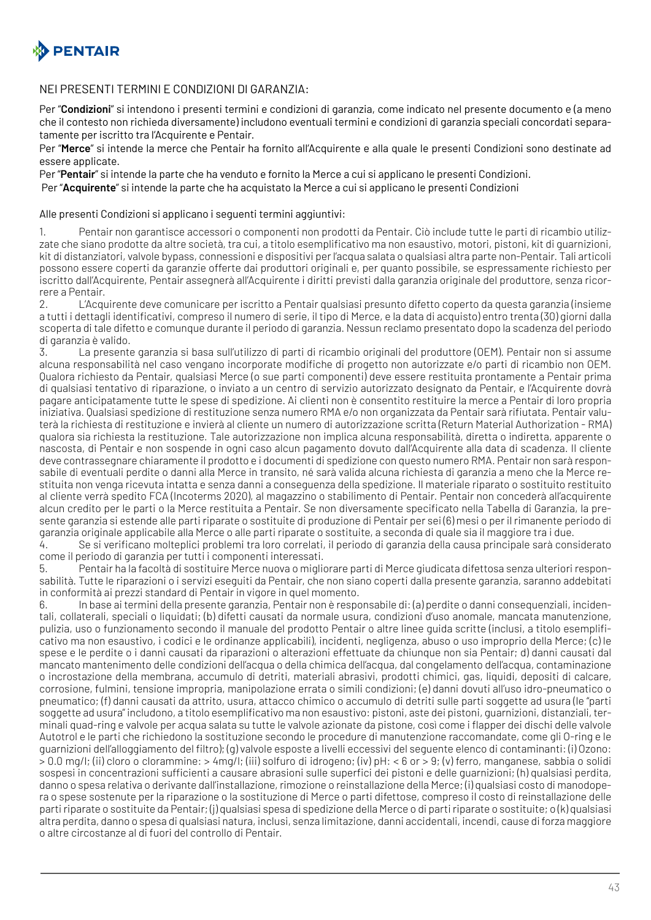NEI PRESENTI TERMINI E CONDIZIONI DI GARANZIA:

Per "**Condizioni**" si intendono i presenti termini e condizioni di garanzia, come indicato nel presente documento e (a meno che il contesto non richieda diversamente) includono eventuali termini e condizioni di garanzia speciali concordati separatamente per iscritto tra l'Acquirente e Pentair.
Per "**Merce**" si intende la merce che Pentair ha fornito all'Acquirente e alla quale le presenti Condizioni sono destinate ad essere applicate.
Per "**Pentair**" si intende la parte che ha venduto e fornito la Merce a cui si applicano le presenti Condizioni.
Per "**Acquirente**" si intende la parte che ha acquistato la Merce a cui si applicano le presenti Condizioni

Alle presenti Condizioni si applicano i seguenti termini aggiuntivi:

1. Pentair non garantisce accessori o componenti non prodotti da Pentair. Ciò include tutte le parti di ricambio utilizzate che siano prodotte da altre società, tra cui, a titolo esemplificativo ma non esaustivo, motori, pistoni, kit di guarnizioni, kit di distanziatori, valvole bypass, connessioni e dispositivi per l'acqua salata o qualsiasi altra parte non-Pentair. Tali articoli possono essere coperti da garanzie offerte dai produttori originali e, per quanto possibile, se espressamente richiesto per iscritto dall'Acquirente, Pentair assegnerà all'Acquirente i diritti previsti dalla garanzia originale del produttore, senza ricorrere a Pentair.
2. L'Acquirente deve comunicare per iscritto a Pentair qualsiasi presunto difetto coperto da questa garanzia (insieme a tutti i dettagli identificativi, compreso il numero di serie, il tipo di Merce, e la data di acquisto) entro trenta (30) giorni dalla scoperta di tale difetto e comunque durante il periodo di garanzia. Nessun reclamo presentato dopo la scadenza del periodo di garanzia è valido.
3. La presente garanzia si basa sull'utilizzo di parti di ricambio originali del produttore (OEM). Pentair non si assume alcuna responsabilità nel caso vengano incorporate modifiche di progetto non autorizzate e/o parti di ricambio non OEM. Qualora richiesto da Pentair, qualsiasi Merce (o sue parti componenti) deve essere restituita prontamente a Pentair prima di qualsiasi tentativo di riparazione, o inviato a un centro di servizio autorizzato designato da Pentair, e l'Acquirente dovrà pagare anticipatamente tutte le spese di spedizione. Ai clienti non è consentito restituire la merce a Pentair di loro propria iniziativa. Qualsiasi spedizione di restituzione senza numero RMA e/o non organizzata da Pentair sarà rifiutata. Pentair valuterà la richiesta di restituzione e invierà al cliente un numero di autorizzazione scritta (Return Material Authorization - RMA) qualora sia richiesta la restituzione. Tale autorizzazione non implica alcuna responsabilità, diretta o indiretta, apparente o nascosta, di Pentair e non sospende in ogni caso alcun pagamento dovuto dall'Acquirente alla data di scadenza. Il cliente deve contrassegnare chiaramente il prodotto e i documenti di spedizione con questo numero RMA. Pentair non sarà responsabile di eventuali perdite o danni alla Merce in transito, né sarà valida alcuna richiesta di garanzia a meno che la Merce restituita non venga ricevuta intatta e senza danni a conseguenza della spedizione. Il materiale riparato o sostituito restituito al cliente verrà spedito FCA (Incoterms 2020), al magazzino o stabilimento di Pentair. Pentair non concederà all'acquirente alcun credito per le parti o la Merce restituita a Pentair. Se non diversamente specificato nella Tabella di Garanzia, la presente garanzia si estende alle parti riparate o sostituite di produzione di Pentair per sei (6) mesi o per il rimanente periodo di garanzia originale applicabile alla Merce o alle parti riparate o sostituite, a seconda di quale sia il maggiore tra i due.
4. Se si verificano molteplici problemi tra loro correlati, il periodo di garanzia della causa principale sarà considerato come il periodo di garanzia per tutti i componenti interessati.
5. Pentair ha la facoltà di sostituire Merce nuova o migliorare parti di Merce giudicata difettosa senza ulteriori responsabilità. Tutte le riparazioni o i servizi eseguiti da Pentair, che non siano coperti dalla presente garanzia, saranno addebitati in conformità ai prezzi standard di Pentair in vigore in quel momento.
6. In base ai termini della presente garanzia, Pentair non è responsabile di: (a) perdite o danni consequenziali, incidentali, collaterali, speciali o liquidati; (b) difetti causati da normale usura, condizioni d'uso anomale, mancata manutenzione, pulizia, uso o funzionamento secondo il manuale del prodotto Pentair o altre linee guida scritte (inclusi, a titolo esemplificativo ma non esaustivo, i codici e le ordinanze applicabili), incidenti, negligenza, abuso o uso improprio della Merce; (c) le spese e le perdite o i danni causati da riparazioni o alterazioni effettuate da chiunque non sia Pentair; d) danni causati dal mancato mantenimento delle condizioni dell'acqua o della chimica dell'acqua, dal congelamento dell'acqua, contaminazione o incrostazione della membrana, accumulo di detriti, materiali abrasivi, prodotti chimici, gas, liquidi, depositi di calcare, corrosione, fulmini, tensione impropria, manipolazione errata o simili condizioni; (e) danni dovuti all'uso idro-pneumatico o pneumatico; (f) danni causati da attrito, usura, attacco chimico o accumulo di detriti sulle parti soggette ad usura (le "parti soggette ad usura" includono, a titolo esemplificativo ma non esaustivo: pistoni, aste dei pistoni, guarnizioni, distanziali, terminali quad-ring e valvole per acqua salata su tutte le valvole azionate da pistone, così come i flapper dei dischi delle valvole Autotrol e le parti che richiedono la sostituzione secondo le procedure di manutenzione raccomandate, come gli O-ring e le guarnizioni dell'alloggiamento del filtro); (g) valvole esposte a livelli eccessivi del seguente elenco di contaminanti: (i) Ozono: > 0.0 mg/l; (ii) cloro o clorammine: > 4mg/l; (iii) solfuro di idrogeno; (iv) pH: < 6 or > 9; (v) ferro, manganese, sabbia o solidi sospesi in concentrazioni sufficienti a causare abrasioni sulle superfici dei pistoni e delle guarnizioni; (h) qualsiasi perdita, danno o spesa relativa o derivante dall'installazione, rimozione o reinstallazione della Merce; (i) qualsiasi costo di manodopera o spese sostenute per la riparazione o la sostituzione di Merce o parti difettose, compreso il costo di reinstallazione delle parti riparate o sostituite da Pentair; (j) qualsiasi spesa di spedizione della Merce o di parti riparate o sostituite; o (k) qualsiasi altra perdita, danno o spesa di qualsiasi natura, inclusi, senza limitazione, danni accidentali, incendi, cause di forza maggiore o altre circostanze al di fuori del controllo di Pentair.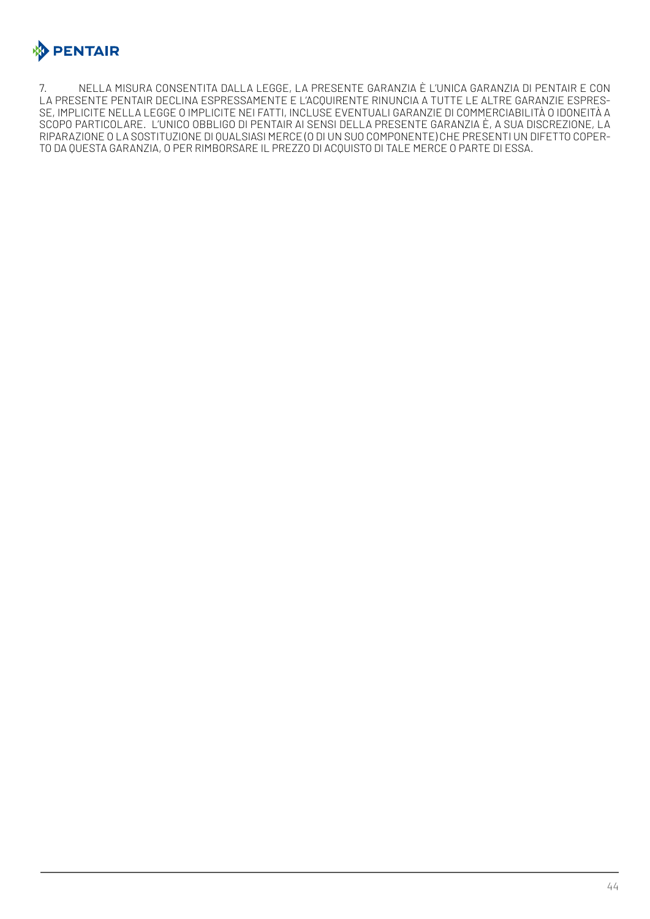7. NELLA MISURA CONSENTITA DALLA LEGGE, LA PRESENTE GARANZIA È L'UNICA GARANZIA DI PENTAIR E CON LA PRESENTE PENTAIR DECLINA ESPRESSAMENTE E L'ACQUIRENTE RINUNCIA A TUTTE LE ALTRE GARANZIE ESPRESSE, IMPLICITE NELLA LEGGE O IMPLICITE NEI FATTI, INCLUSE EVENTUALI GARANZIE DI COMMERCIABILITÀ O IDONEITÀ A SCOPO PARTICOLARE. L'UNICO OBBLIGO DI PENTAIR AI SENSI DELLA PRESENTE GARANZIA È, A SUA DISCREZIONE, LA RIPARAZIONE O LA SOSTITUZIONE DI QUALSIASI MERCE (O DI UN SUO COMPONENTE) CHE PRESENTI UN DIFETTO COPERTO DA QUESTA GARANZIA, O PER RIMBORSARE IL PREZZO DI ACQUISTO DI TALE MERCE O PARTE DI ESSA.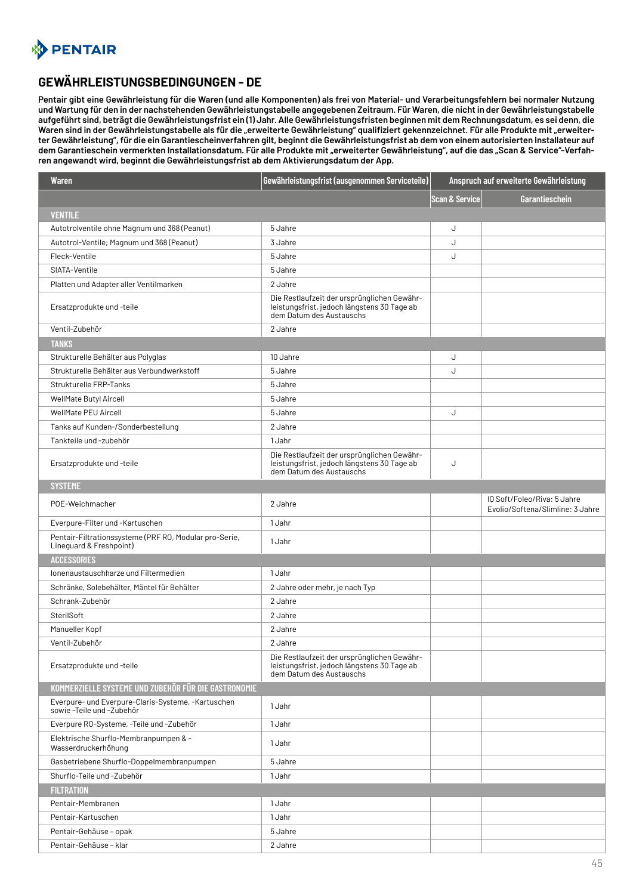## GEWÄHRLEISTUNGSBEDINGUNGEN - DE

**Pentair gibt eine Gewährleistung für die Waren (und alle Komponenten) als frei von Material- und Verarbeitungsfehlern bei normaler Nutzung und Wartung für den in der nachstehenden Gewährleistungstabelle angegebenen Zeitraum. Für Waren, die nicht in der Gewährleistungstabelle aufgeführt sind, beträgt die Gewährleistungsfrist ein (1) Jahr. Alle Gewährleistungsfristen beginnen mit dem Rechnungsdatum, es sei denn, die Waren sind in der Gewährleistungstabelle als für die „erweiterte Gewährleistung" qualifiziert gekennzeichnet. Für alle Produkte mit „erweiterter Gewährleistung", für die ein Garantiescheinverfahren gilt, beginnt die Gewährleistungsfrist ab dem von einem autorisierten Installateur auf dem Garantieschein vermerkten Installationsdatum. Für alle Produkte mit „erweiterter Gewährleistung", auf die das „Scan & Service"-Verfahren angewandt wird, beginnt die Gewährleistungsfrist ab dem Aktivierungsdatum der App.**

| Waren | Gewährleistungsfrist (ausgenommen Serviceteile) | Anspruch auf erweiterte Gewährleistung | |
|---|---|---|---|
| | | Scan & Service | Garantieschein |
| **VENTILE** | | | |
| Autotrolventile ohne Magnum und 368 (Peanut) | 5 Jahre | J | |
| Autotrol-Ventile; Magnum und 368 (Peanut) | 3 Jahre | J | |
| Fleck-Ventile | 5 Jahre | J | |
| SIATA-Ventile | 5 Jahre | | |
| Platten und Adapter aller Ventilmarken | 2 Jahre | | |
| Ersatzprodukte und -teile | Die Restlaufzeit der ursprünglichen Gewährleistungsfrist, jedoch längstens 30 Tage ab dem Datum des Austauschs | | |
| Ventil-Zubehör | 2 Jahre | | |
| **TANKS** | | | |
| Strukturelle Behälter aus Polyglas | 10 Jahre | J | |
| Strukturelle Behälter aus Verbundwerkstoff | 5 Jahre | J | |
| Strukturelle FRP-Tanks | 5 Jahre | | |
| WellMate Butyl Aircell | 5 Jahre | | |
| WellMate PEU Aircell | 5 Jahre | J | |
| Tanks auf Kunden-/Sonderbestellung | 2 Jahre | | |
| Tankteile und -zubehör | 1 Jahr | | |
| Ersatzprodukte und -teile | Die Restlaufzeit der ursprünglichen Gewährleistungsfrist, jedoch längstens 30 Tage ab dem Datum des Austauschs | J | |
| **SYSTEME** | | | |
| POE-Weichmacher | 2 Jahre | | IQ Soft/Foleo/Riva: 5 Jahre<br>Evolio/Softena/Slimline: 3 Jahre |
| Everpure-Filter und -Kartuschen | 1 Jahr | | |
| Pentair-Filtrationssysteme (PRF RO, Modular pro-Serie, Lineguard & Freshpoint) | 1 Jahr | | |
| **ACCESSORIES** | | | |
| Ionenaustauschharze und Filtermedien | 1 Jahr | | |
| Schränke, Solebehälter, Mäntel für Behälter | 2 Jahre oder mehr, je nach Typ | | |
| Schrank-Zubehör | 2 Jahre | | |
| SterilSoft | 2 Jahre | | |
| Manueller Kopf | 2 Jahre | | |
| Ventil-Zubehör | 2 Jahre | | |
| Ersatzprodukte und -teile | Die Restlaufzeit der ursprünglichen Gewährleistungsfrist, jedoch längstens 30 Tage ab dem Datum des Austauschs | | |
| **KOMMERZIELLE SYSTEME UND ZUBEHÖR FÜR DIE GASTRONOMIE** | | | |
| Everpure- und Everpure-Claris-Systeme, -Kartuschen sowie -Teile und -Zubehör | 1 Jahr | | |
| Everpure RO-Systeme, -Teile und -Zubehör | 1 Jahr | | |
| Elektrische Shurflo-Membranpumpen & -Wasserdruckerhöhung | 1 Jahr | | |
| Gasbetriebene Shurflo-Doppelmembranpumpen | 5 Jahre | | |
| Shurflo-Teile und -Zubehör | 1 Jahr | | |
| **FILTRATION** | | | |
| Pentair-Membranen | 1 Jahr | | |
| Pentair-Kartuschen | 1 Jahr | | |
| Pentair-Gehäuse – opak | 5 Jahre | | |
| Pentair-Gehäuse – klar | 2 Jahre | | |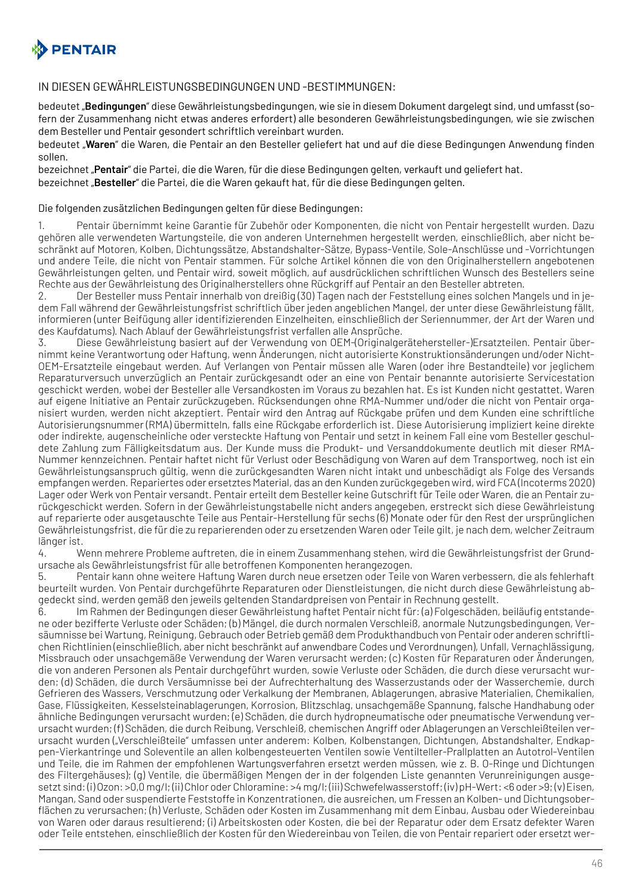IN DIESEN GEWÄHRLEISTUNGSBEDINGUNGEN UND -BESTIMMUNGEN:

bedeutet „**Bedingungen**" diese Gewährleistungsbedingungen, wie sie in diesem Dokument dargelegt sind, und umfasst (sofern der Zusammenhang nicht etwas anderes erfordert) alle besonderen Gewährleistungsbedingungen, wie sie zwischen dem Besteller und Pentair gesondert schriftlich vereinbart wurden.
bedeutet „**Waren**" die Waren, die Pentair an den Besteller geliefert hat und auf die diese Bedingungen Anwendung finden sollen.
bezeichnet „**Pentair**" die Partei, die die Waren, für die diese Bedingungen gelten, verkauft und geliefert hat.
bezeichnet „**Besteller**" die Partei, die die Waren gekauft hat, für die diese Bedingungen gelten.

Die folgenden zusätzlichen Bedingungen gelten für diese Bedingungen:

1. Pentair übernimmt keine Garantie für Zubehör oder Komponenten, die nicht von Pentair hergestellt wurden. Dazu gehören alle verwendeten Wartungsteile, die von anderen Unternehmen hergestellt werden, einschließlich, aber nicht beschränkt auf Motoren, Kolben, Dichtungssätze, Abstandshalter-Sätze, Bypass-Ventile, Sole-Anschlüsse und -Vorrichtungen und andere Teile, die nicht von Pentair stammen. Für solche Artikel können die von den Originalherstellern angebotenen Gewährleistungen gelten, und Pentair wird, soweit möglich, auf ausdrücklichen schriftlichen Wunsch des Bestellers seine Rechte aus der Gewährleistung des Originalherstellers ohne Rückgriff auf Pentair an den Besteller abtreten.
2. Der Besteller muss Pentair innerhalb von dreißig (30) Tagen nach der Feststellung eines solchen Mangels und in jedem Fall während der Gewährleistungsfrist schriftlich über jeden angeblichen Mangel, der unter diese Gewährleistung fällt, informieren (unter Beifügung aller identifizierenden Einzelheiten, einschließlich der Seriennummer, der Art der Waren und des Kaufdatums). Nach Ablauf der Gewährleistungsfrist verfallen alle Ansprüche.
3. Diese Gewährleistung basiert auf der Verwendung von OEM-(Originalgerätehersteller-)Ersatzteilen. Pentair übernimmt keine Verantwortung oder Haftung, wenn Änderungen, nicht autorisierte Konstruktionsänderungen und/oder Nicht-OEM-Ersatzteile eingebaut werden. Auf Verlangen von Pentair müssen alle Waren (oder ihre Bestandteile) vor jeglichem Reparaturversuch unverzüglich an Pentair zurückgesandt oder an eine von Pentair benannte autorisierte Servicestation geschickt werden, wobei der Besteller alle Versandkosten im Voraus zu bezahlen hat. Es ist Kunden nicht gestattet, Waren auf eigene Initiative an Pentair zurückzugeben. Rücksendungen ohne RMA-Nummer und/oder die nicht von Pentair organisiert wurden, werden nicht akzeptiert. Pentair wird den Antrag auf Rückgabe prüfen und dem Kunden eine schriftliche Autorisierungsnummer (RMA) übermitteln, falls eine Rückgabe erforderlich ist. Diese Autorisierung impliziert keine direkte oder indirekte, augenscheinliche oder versteckte Haftung von Pentair und setzt in keinem Fall eine vom Besteller geschuldete Zahlung zum Fälligkeitsdatum aus. Der Kunde muss die Produkt- und Versanddokumente deutlich mit dieser RMA-Nummer kennzeichnen. Pentair haftet nicht für Verlust oder Beschädigung von Waren auf dem Transportweg, noch ist ein Gewährleistungsanspruch gültig, wenn die zurückgesandten Waren nicht intakt und unbeschädigt als Folge des Versands empfangen werden. Repariertes oder ersetztes Material, das an den Kunden zurückgegeben wird, wird FCA (Incoterms 2020) Lager oder Werk von Pentair versandt. Pentair erteilt dem Besteller keine Gutschrift für Teile oder Waren, die an Pentair zurückgeschickt werden. Sofern in der Gewährleistungstabelle nicht anders angegeben, erstreckt sich diese Gewährleistung auf reparierte oder ausgetauschte Teile aus Pentair-Herstellung für sechs (6) Monate oder für den Rest der ursprünglichen Gewährleistungsfrist, die für die zu reparierenden oder zu ersetzenden Waren oder Teile gilt, je nach dem, welcher Zeitraum länger ist.
4. Wenn mehrere Probleme auftreten, die in einem Zusammenhang stehen, wird die Gewährleistungsfrist der Grundursache als Gewährleistungsfrist für alle betroffenen Komponenten herangezogen.
5. Pentair kann ohne weitere Haftung Waren durch neue ersetzen oder Teile von Waren verbessern, die als fehlerhaft beurteilt wurden. Von Pentair durchgeführte Reparaturen oder Dienstleistungen, die nicht durch diese Gewährleistung abgedeckt sind, werden gemäß den jeweils geltenden Standardpreisen von Pentair in Rechnung gestellt.
6. Im Rahmen der Bedingungen dieser Gewährleistung haftet Pentair nicht für: (a) Folgeschäden, beiläufig entstandene oder bezifferte Verluste oder Schäden; (b) Mängel, die durch normalen Verschleiß, anormale Nutzungsbedingungen, Versäumnisse bei Wartung, Reinigung, Gebrauch oder Betrieb gemäß dem Produkthandbuch von Pentair oder anderen schriftlichen Richtlinien (einschließlich, aber nicht beschränkt auf anwendbare Codes und Verordnungen), Unfall, Vernachlässigung, Missbrauch oder unsachgemäße Verwendung der Waren verursacht werden; (c) Kosten für Reparaturen oder Änderungen, die von anderen Personen als Pentair durchgeführt wurden, sowie Verluste oder Schäden, die durch diese verursacht wurden; (d) Schäden, die durch Versäumnisse bei der Aufrechterhaltung des Wasserzustands oder der Wasserchemie, durch Gefrieren des Wassers, Verschmutzung oder Verkalkung der Membranen, Ablagerungen, abrasive Materialien, Chemikalien, Gase, Flüssigkeiten, Kesselsteinablagerungen, Korrosion, Blitzschlag, unsachgemäße Spannung, falsche Handhabung oder ähnliche Bedingungen verursacht wurden; (e) Schäden, die durch hydropneumatische oder pneumatische Verwendung verursacht wurden; (f) Schäden, die durch Reibung, Verschleiß, chemischen Angriff oder Ablagerungen an Verschleißteilen verursacht wurden („Verschleißteile" umfassen unter anderem: Kolben, Kolbenstangen, Dichtungen, Abstandshalter, Endkappen-Vierkantringe und Soleventile an allen kolbengesteuerten Ventilen sowie Ventilteller-Prallplatten an Autotrol-Ventilen und Teile, die im Rahmen der empfohlenen Wartungsverfahren ersetzt werden müssen, wie z. B. O-Ringe und Dichtungen des Filtergehäuses); (g) Ventile, die übermäßigen Mengen der in der folgenden Liste genannten Verunreinigungen ausgesetzt sind: (i) Ozon: >0,0 mg/l; (ii) Chlor oder Chloramine: >4 mg/l; (iii) Schwefelwasserstoff; (iv) pH-Wert: <6 oder >9; (v) Eisen, Mangan, Sand oder suspendierte Feststoffe in Konzentrationen, die ausreichen, um Fressen an Kolben- und Dichtungsoberflächen zu verursachen; (h) Verluste, Schäden oder Kosten im Zusammenhang mit dem Einbau, Ausbau oder Wiedereinbau von Waren oder daraus resultierend; (i) Arbeitskosten oder Kosten, die bei der Reparatur oder dem Ersatz defekter Waren oder Teile entstehen, einschließlich der Kosten für den Wiedereinbau von Teilen, die von Pentair repariert oder ersetzt wer-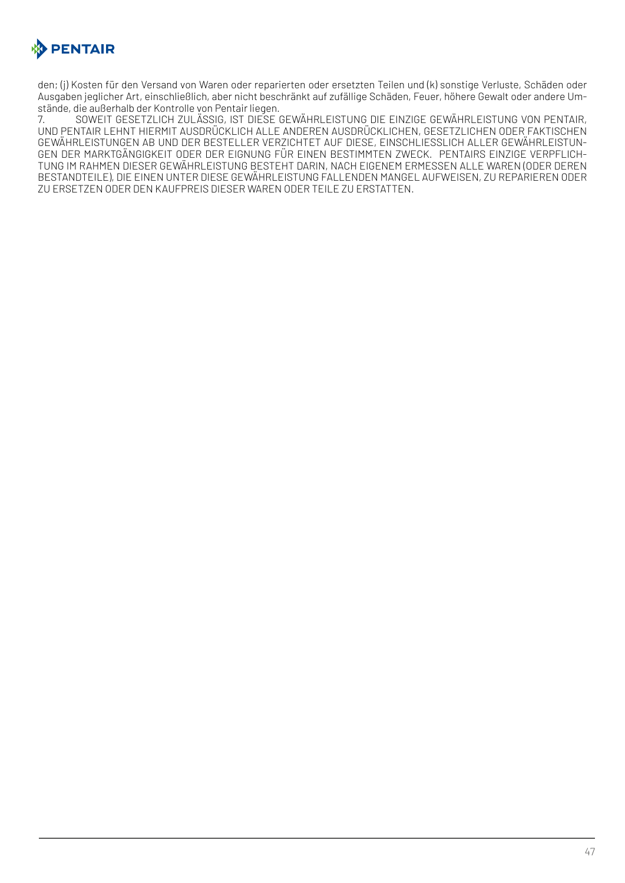den; (j) Kosten für den Versand von Waren oder reparierten oder ersetzten Teilen und (k) sonstige Verluste, Schäden oder Ausgaben jeglicher Art, einschließlich, aber nicht beschränkt auf zufällige Schäden, Feuer, höhere Gewalt oder andere Umstände, die außerhalb der Kontrolle von Pentair liegen.

7. SOWEIT GESETZLICH ZULÄSSIG, IST DIESE GEWÄHRLEISTUNG DIE EINZIGE GEWÄHRLEISTUNG VON PENTAIR, UND PENTAIR LEHNT HIERMIT AUSDRÜCKLICH ALLE ANDEREN AUSDRÜCKLICHEN, GESETZLICHEN ODER FAKTISCHEN GEWÄHRLEISTUNGEN AB UND DER BESTELLER VERZICHTET AUF DIESE, EINSCHLIESSLICH ALLER GEWÄHRLEISTUNGEN DER MARKTGÄNGIGKEIT ODER DER EIGNUNG FÜR EINEN BESTIMMTEN ZWECK. PENTAIRS EINZIGE VERPFLICHTUNG IM RAHMEN DIESER GEWÄHRLEISTUNG BESTEHT DARIN, NACH EIGENEM ERMESSEN ALLE WAREN (ODER DEREN BESTANDTEILE), DIE EINEN UNTER DIESE GEWÄHRLEISTUNG FALLENDEN MANGEL AUFWEISEN, ZU REPARIEREN ODER ZU ERSETZEN ODER DEN KAUFPREIS DIESER WAREN ODER TEILE ZU ERSTATTEN.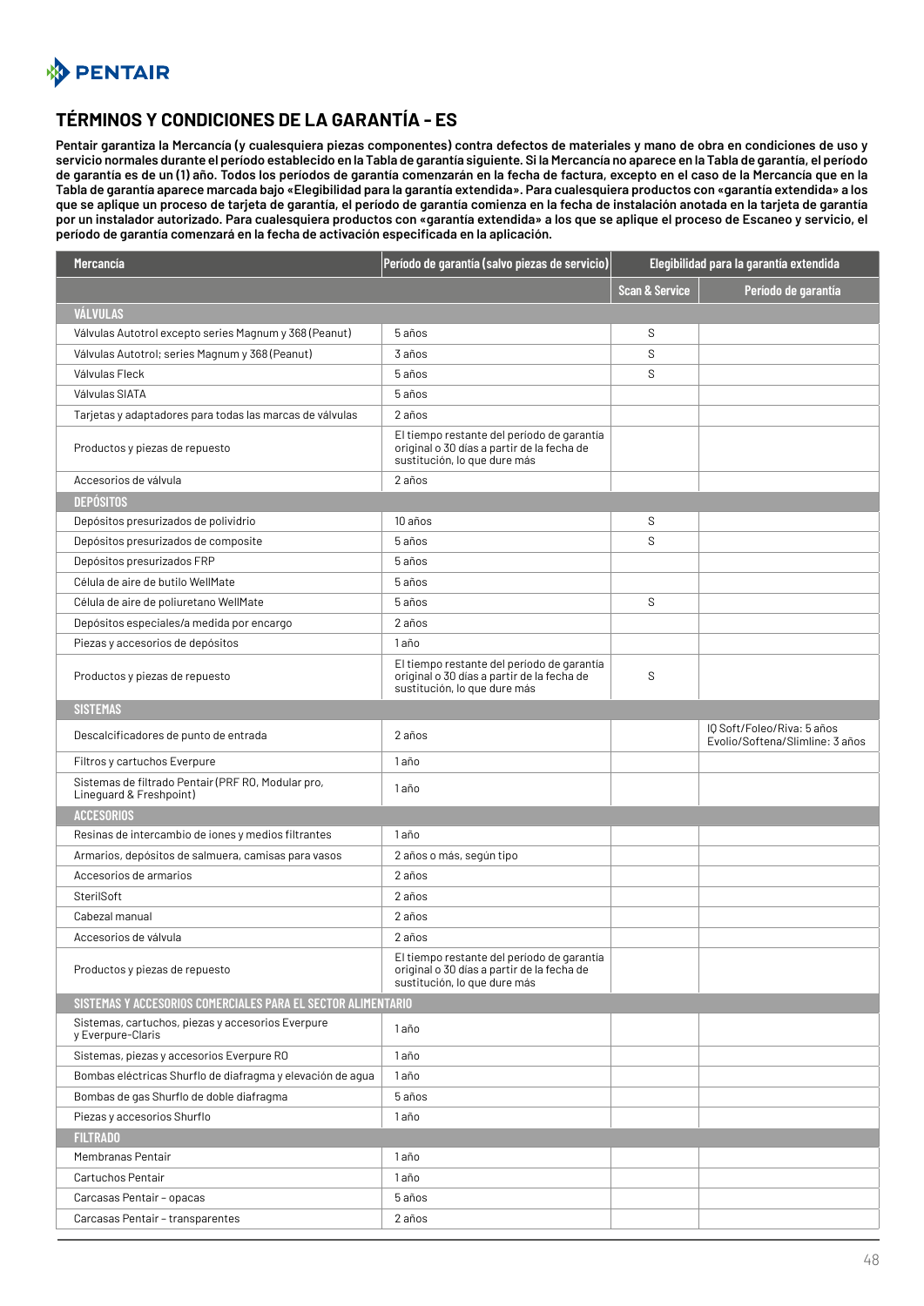## TÉRMINOS Y CONDICIONES DE LA GARANTÍA - ES

**Pentair garantiza la Mercancía (y cualesquiera piezas componentes) contra defectos de materiales y mano de obra en condiciones de uso y servicio normales durante el período establecido en la Tabla de garantía siguiente. Si la Mercancía no aparece en la Tabla de garantía, el período de garantía es de un (1) año. Todos los períodos de garantía comenzarán en la fecha de factura, excepto en el caso de la Mercancía que en la Tabla de garantía aparece marcada bajo «Elegibilidad para la garantía extendida». Para cualesquiera productos con «garantía extendida» a los que se aplique un proceso de tarjeta de garantía, el período de garantía comienza en la fecha de instalación anotada en la tarjeta de garantía por un instalador autorizado. Para cualesquiera productos con «garantía extendida» a los que se aplique el proceso de Escaneo y servicio, el período de garantía comenzará en la fecha de activación especificada en la aplicación.**

| Mercancía | Período de garantía (salvo piezas de servicio) | Elegibilidad para la garantía extendida | |
|---|---|---|---|
| | | Scan & Service | Período de garantía |
| **VÁLVULAS** | | | |
| Válvulas Autotrol excepto series Magnum y 368 (Peanut) | 5 años | S | |
| Válvulas Autotrol; series Magnum y 368 (Peanut) | 3 años | S | |
| Válvulas Fleck | 5 años | S | |
| Válvulas SIATA | 5 años | | |
| Tarjetas y adaptadores para todas las marcas de válvulas | 2 años | | |
| Productos y piezas de repuesto | El tiempo restante del período de garantía original o 30 días a partir de la fecha de sustitución, lo que dure más | | |
| Accesorios de válvula | 2 años | | |
| **DEPÓSITOS** | | | |
| Depósitos presurizados de polividrio | 10 años | S | |
| Depósitos presurizados de composite | 5 años | S | |
| Depósitos presurizados FRP | 5 años | | |
| Célula de aire de butilo WellMate | 5 años | | |
| Célula de aire de poliuretano WellMate | 5 años | S | |
| Depósitos especiales/a medida por encargo | 2 años | | |
| Piezas y accesorios de depósitos | 1 año | | |
| Productos y piezas de repuesto | El tiempo restante del período de garantía original o 30 días a partir de la fecha de sustitución, lo que dure más | S | |
| **SISTEMAS** | | | |
| Descalcificadores de punto de entrada | 2 años | | IQ Soft/Foleo/Riva: 5 años Evolio/Softena/Slimline: 3 años |
| Filtros y cartuchos Everpure | 1 año | | |
| Sistemas de filtrado Pentair (PRF RO, Modular pro, Lineguard & Freshpoint) | 1 año | | |
| **ACCESORIOS** | | | |
| Resinas de intercambio de iones y medios filtrantes | 1 año | | |
| Armarios, depósitos de salmuera, camisas para vasos | 2 años o más, según tipo | | |
| Accesorios de armarios | 2 años | | |
| SterilSoft | 2 años | | |
| Cabezal manual | 2 años | | |
| Accesorios de válvula | 2 años | | |
| Productos y piezas de repuesto | El tiempo restante del período de garantía original o 30 días a partir de la fecha de sustitución, lo que dure más | | |
| **SISTEMAS Y ACCESORIOS COMERCIALES PARA EL SECTOR ALIMENTARIO** | | | |
| Sistemas, cartuchos, piezas y accesorios Everpure y Everpure-Claris | 1 año | | |
| Sistemas, piezas y accesorios Everpure RO | 1 año | | |
| Bombas eléctricas Shurflo de diafragma y elevación de agua | 1 año | | |
| Bombas de gas Shurflo de doble diafragma | 5 años | | |
| Piezas y accesorios Shurflo | 1 año | | |
| **FILTRADO** | | | |
| Membranas Pentair | 1 año | | |
| Cartuchos Pentair | 1 año | | |
| Carcasas Pentair - opacas | 5 años | | |
| Carcasas Pentair - transparentes | 2 años | | |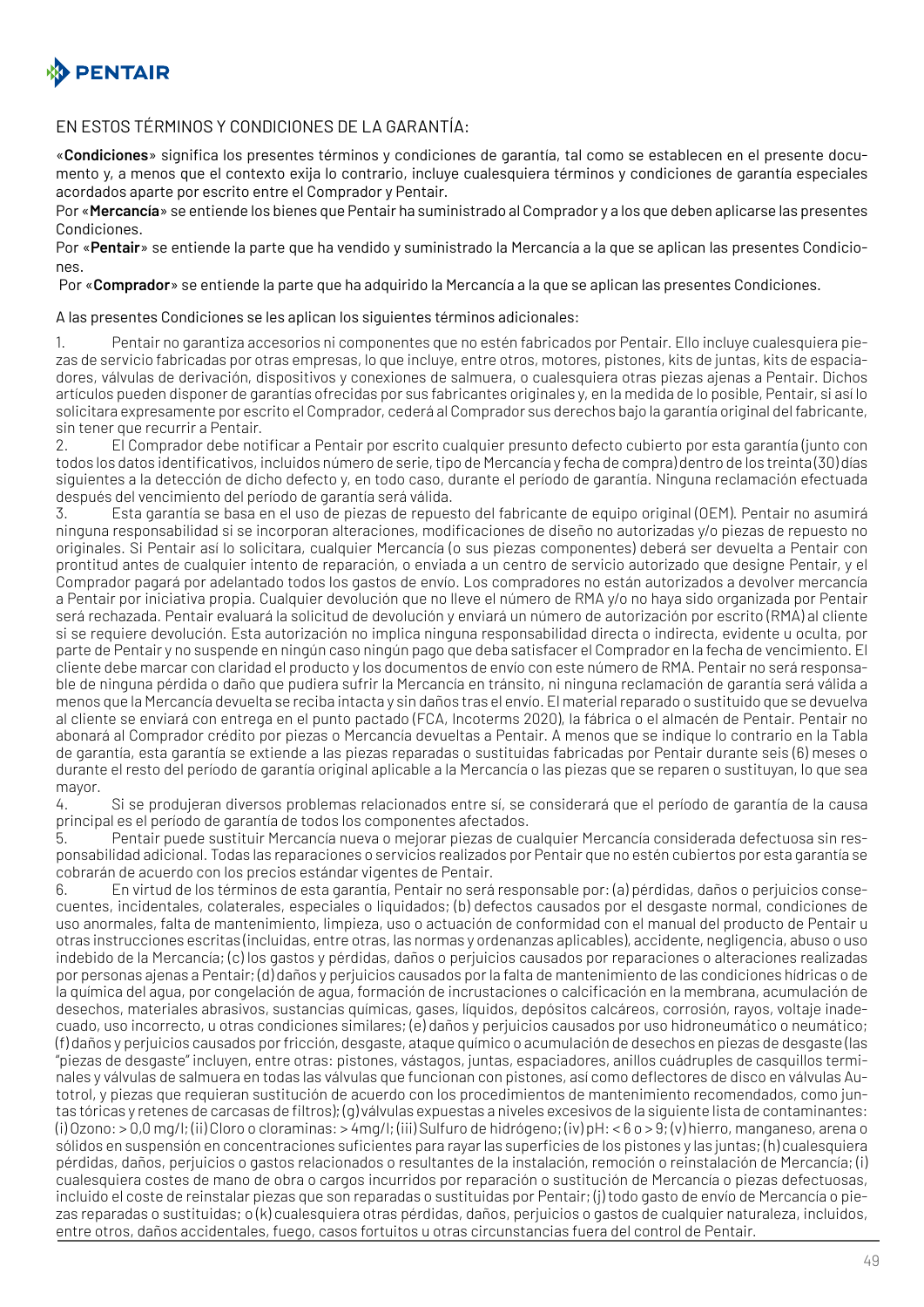## EN ESTOS TÉRMINOS Y CONDICIONES DE LA GARANTÍA:

«**Condiciones**» significa los presentes términos y condiciones de garantía, tal como se establecen en el presente documento y, a menos que el contexto exija lo contrario, incluye cualesquiera términos y condiciones de garantía especiales acordados aparte por escrito entre el Comprador y Pentair.

Por «**Mercancía**» se entiende los bienes que Pentair ha suministrado al Comprador y a los que deben aplicarse las presentes Condiciones.

Por «**Pentair**» se entiende la parte que ha vendido y suministrado la Mercancía a la que se aplican las presentes Condiciones.

Por «**Comprador**» se entiende la parte que ha adquirido la Mercancía a la que se aplican las presentes Condiciones.

A las presentes Condiciones se les aplican los siguientes términos adicionales:

1. Pentair no garantiza accesorios ni componentes que no estén fabricados por Pentair. Ello incluye cualesquiera piezas de servicio fabricadas por otras empresas, lo que incluye, entre otros, motores, pistones, kits de juntas, kits de espaciadores, válvulas de derivación, dispositivos y conexiones de salmuera, o cualesquiera otras piezas ajenas a Pentair. Dichos artículos pueden disponer de garantías ofrecidas por sus fabricantes originales y, en la medida de lo posible, Pentair, si así lo solicitara expresamente por escrito el Comprador, cederá al Comprador sus derechos bajo la garantía original del fabricante, sin tener que recurrir a Pentair.
2. El Comprador debe notificar a Pentair por escrito cualquier presunto defecto cubierto por esta garantía (junto con todos los datos identificativos, incluidos número de serie, tipo de Mercancía y fecha de compra) dentro de los treinta (30) días siguientes a la detección de dicho defecto y, en todo caso, durante el período de garantía. Ninguna reclamación efectuada después del vencimiento del período de garantía será válida.
3. Esta garantía se basa en el uso de piezas de repuesto del fabricante de equipo original (OEM). Pentair no asumirá ninguna responsabilidad si se incorporan alteraciones, modificaciones de diseño no autorizadas y/o piezas de repuesto no originales. Si Pentair así lo solicitara, cualquier Mercancía (o sus piezas componentes) deberá ser devuelta a Pentair con prontitud antes de cualquier intento de reparación, o enviada a un centro de servicio autorizado que designe Pentair, y el Comprador pagará por adelantado todos los gastos de envío. Los compradores no están autorizados a devolver mercancía a Pentair por iniciativa propia. Cualquier devolución que no lleve el número de RMA y/o no haya sido organizada por Pentair será rechazada. Pentair evaluará la solicitud de devolución y enviará un número de autorización por escrito (RMA) al cliente si se requiere devolución. Esta autorización no implica ninguna responsabilidad directa o indirecta, evidente u oculta, por parte de Pentair y no suspende en ningún caso ningún pago que deba satisfacer el Comprador en la fecha de vencimiento. El cliente debe marcar con claridad el producto y los documentos de envío con este número de RMA. Pentair no será responsable de ninguna pérdida o daño que pudiera sufrir la Mercancía en tránsito, ni ninguna reclamación de garantía será válida a menos que la Mercancía devuelta se reciba intacta y sin daños tras el envío. El material reparado o sustituido que se devuelva al cliente se enviará con entrega en el punto pactado (FCA, Incoterms 2020), la fábrica o el almacén de Pentair. Pentair no abonará al Comprador crédito por piezas o Mercancía devueltas a Pentair. A menos que se indique lo contrario en la Tabla de garantía, esta garantía se extiende a las piezas reparadas o sustituidas fabricadas por Pentair durante seis (6) meses o durante el resto del período de garantía original aplicable a la Mercancía o las piezas que se reparen o sustituyan, lo que sea mayor.
4. Si se produjeran diversos problemas relacionados entre sí, se considerará que el período de garantía de la causa principal es el período de garantía de todos los componentes afectados.
5. Pentair puede sustituir Mercancía nueva o mejorar piezas de cualquier Mercancía considerada defectuosa sin responsabilidad adicional. Todas las reparaciones o servicios realizados por Pentair que no estén cubiertos por esta garantía se cobrarán de acuerdo con los precios estándar vigentes de Pentair.
6. En virtud de los términos de esta garantía, Pentair no será responsable por: (a) pérdidas, daños o perjuicios consecuentes, incidentales, colaterales, especiales o liquidados; (b) defectos causados por el desgaste normal, condiciones de uso anormales, falta de mantenimiento, limpieza, uso o actuación de conformidad con el manual del producto de Pentair u otras instrucciones escritas (incluidas, entre otras, las normas y ordenanzas aplicables), accidente, negligencia, abuso o uso indebido de la Mercancía; (c) los gastos y pérdidas, daños o perjuicios causados por reparaciones o alteraciones realizadas por personas ajenas a Pentair; (d) daños y perjuicios causados por la falta de mantenimiento de las condiciones hídricas o de la química del agua, por congelación de agua, formación de incrustaciones o calcificación en la membrana, acumulación de desechos, materiales abrasivos, sustancias químicas, gases, líquidos, depósitos calcáreos, corrosión, rayos, voltaje inadecuado, uso incorrecto, u otras condiciones similares; (e) daños y perjuicios causados por uso hidroneumático o neumático; (f) daños y perjuicios causados por fricción, desgaste, ataque químico o acumulación de desechos en piezas de desgaste (las "piezas de desgaste" incluyen, entre otras: pistones, vástagos, juntas, espaciadores, anillos cuádruples de casquillos terminales y válvulas de salmuera en todas las válvulas que funcionan con pistones, así como deflectores de disco en válvulas Autotrol, y piezas que requieran sustitución de acuerdo con los procedimientos de mantenimiento recomendados, como juntas tóricas y retenes de carcasas de filtros); (g) válvulas expuestas a niveles excesivos de la siguiente lista de contaminantes: (i) Ozono: > 0,0 mg/l; (ii) Cloro o cloraminas: > 4mg/l; (iii) Sulfuro de hidrógeno; (iv) pH: < 6 o > 9; (v) hierro, manganeso, arena o sólidos en suspensión en concentraciones suficientes para rayar las superficies de los pistones y las juntas; (h) cualesquiera pérdidas, daños, perjuicios o gastos relacionados o resultantes de la instalación, remoción o reinstalación de Mercancía; (i) cualesquiera costes de mano de obra o cargos incurridos por reparación o sustitución de Mercancía o piezas defectuosas, incluido el coste de reinstalar piezas que son reparadas o sustituidas por Pentair; (j) todo gasto de envío de Mercancía o piezas reparadas o sustituidas; o (k) cualesquiera otras pérdidas, daños, perjuicios o gastos de cualquier naturaleza, incluidos, entre otros, daños accidentales, fuego, casos fortuitos u otras circunstancias fuera del control de Pentair.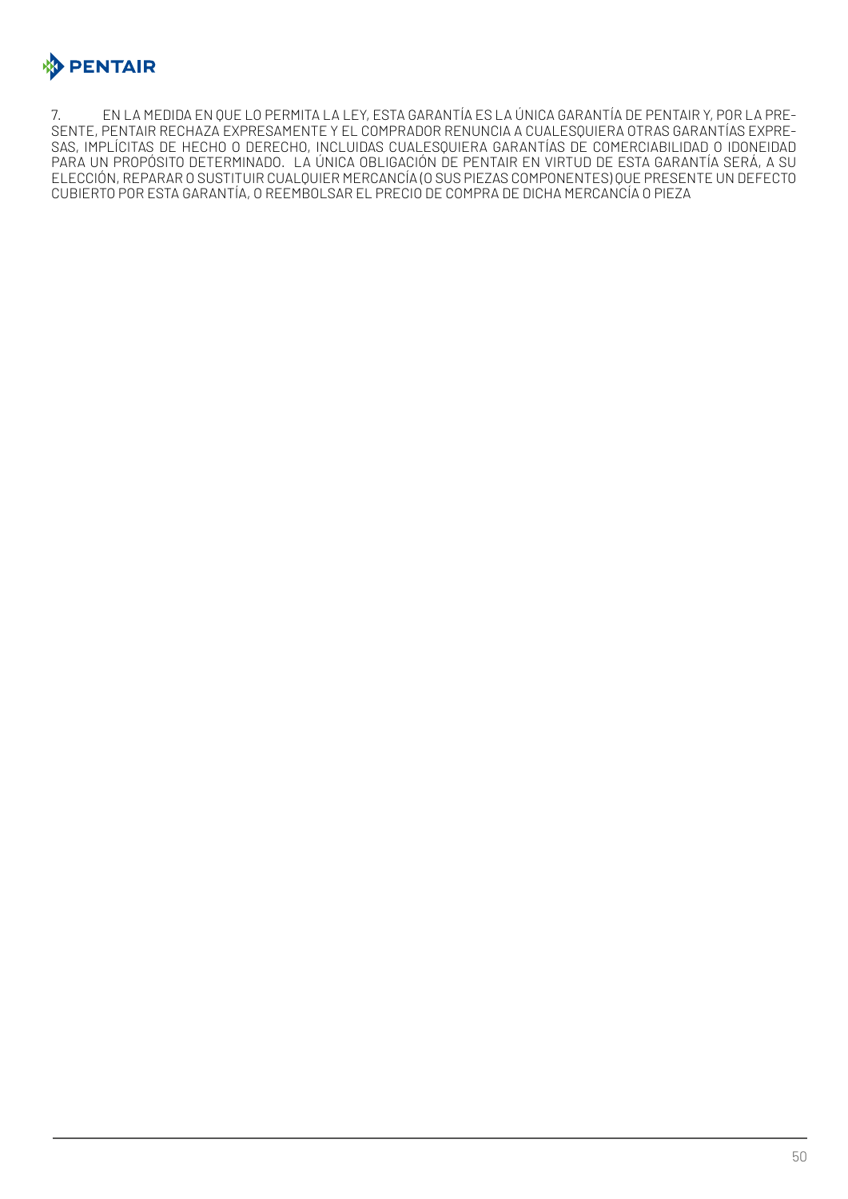7. EN LA MEDIDA EN QUE LO PERMITA LA LEY, ESTA GARANTÍA ES LA ÚNICA GARANTÍA DE PENTAIR Y, POR LA PRESENTE, PENTAIR RECHAZA EXPRESAMENTE Y EL COMPRADOR RENUNCIA A CUALESQUIERA OTRAS GARANTÍAS EXPRESAS, IMPLÍCITAS DE HECHO O DERECHO, INCLUIDAS CUALESQUIERA GARANTÍAS DE COMERCIABILIDAD O IDONEIDAD PARA UN PROPÓSITO DETERMINADO. LA ÚNICA OBLIGACIÓN DE PENTAIR EN VIRTUD DE ESTA GARANTÍA SERÁ, A SU ELECCIÓN, REPARAR O SUSTITUIR CUALQUIER MERCANCÍA (O SUS PIEZAS COMPONENTES) QUE PRESENTE UN DEFECTO CUBIERTO POR ESTA GARANTÍA, O REEMBOLSAR EL PRECIO DE COMPRA DE DICHA MERCANCÍA O PIEZA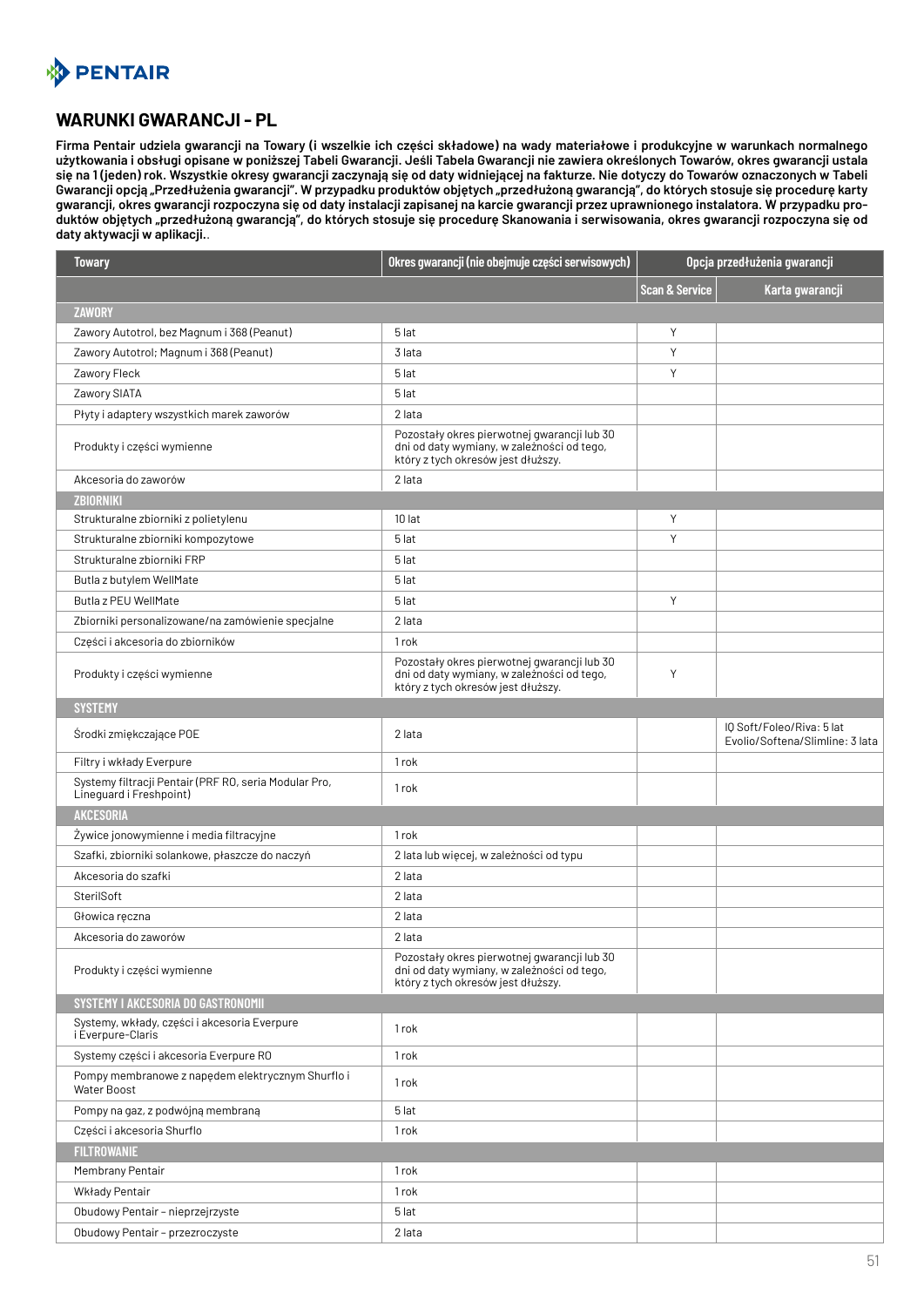## WARUNKI GWARANCJI - PL

**Firma Pentair udziela gwarancji na Towary (i wszelkie ich części składowe) na wady materiałowe i produkcyjne w warunkach normalnego użytkowania i obsługi opisane w poniższej Tabeli Gwarancji. Jeśli Tabela Gwarancji nie zawiera określonych Towarów, okres gwarancji ustala się na 1 (jeden) rok. Wszystkie okresy gwarancji zaczynają się od daty widniejącej na fakturze. Nie dotyczy do Towarów oznaczonych w Tabeli Gwarancji opcją „Przedłużenia gwarancji". W przypadku produktów objętych „przedłużoną gwarancją", do których stosuje się procedurę karty gwarancji, okres gwarancji rozpoczyna się od daty instalacji zapisanej na karcie gwarancji przez uprawnionego instalatora. W przypadku produktów objętych „przedłużoną gwarancją", do których stosuje się procedurę Skanowania i serwisowania, okres gwarancji rozpoczyna się od daty aktywacji w aplikacji.**.

| Towary | Okres gwarancji (nie obejmuje części serwisowych) | Opcja przedłużenia gwarancji | |
|---|---|---|---|
| | | Scan & Service | Karta gwarancji |
| **ZAWORY** | | | |
| Zawory Autotrol, bez Magnum i 368 (Peanut) | 5 lat | Y | |
| Zawory Autotrol; Magnum i 368 (Peanut) | 3 lata | Y | |
| Zawory Fleck | 5 lat | Y | |
| Zawory SIATA | 5 lat | | |
| Płyty i adaptery wszystkich marek zaworów | 2 lata | | |
| Produkty i części wymienne | Pozostały okres pierwotnej gwarancji lub 30 dni od daty wymiany, w zależności od tego, który z tych okresów jest dłuższy. | | |
| Akcesoria do zaworów | 2 lata | | |
| **ZBIORNIKI** | | | |
| Strukturalne zbiorniki z polietylenu | 10 lat | Y | |
| Strukturalne zbiorniki kompozytowe | 5 lat | Y | |
| Strukturalne zbiorniki FRP | 5 lat | | |
| Butla z butylem WellMate | 5 lat | | |
| Butla z PEU WellMate | 5 lat | Y | |
| Zbiorniki personalizowane/na zamówienie specjalne | 2 lata | | |
| Części i akcesoria do zbiorników | 1 rok | | |
| Produkty i części wymienne | Pozostały okres pierwotnej gwarancji lub 30 dni od daty wymiany, w zależności od tego, który z tych okresów jest dłuższy. | Y | |
| **SYSTEMY** | | | |
| Środki zmiękczające POE | 2 lata | | IQ Soft/Foleo/Riva: 5 lat<br>Evolio/Softena/Slimline: 3 lata |
| Filtry i wkłady Everpure | 1 rok | | |
| Systemy filtracji Pentair (PRF RO, seria Modular Pro, Lineguard i Freshpoint) | 1 rok | | |
| **AKCESORIA** | | | |
| Żywice jonowymienne i media filtracyjne | 1 rok | | |
| Szafki, zbiorniki solankowe, płaszcze do naczyń | 2 lata lub więcej, w zależności od typu | | |
| Akcesoria do szafki | 2 lata | | |
| SterilSoft | 2 lata | | |
| Głowica ręczna | 2 lata | | |
| Akcesoria do zaworów | 2 lata | | |
| Produkty i części wymienne | Pozostały okres pierwotnej gwarancji lub 30 dni od daty wymiany, w zależności od tego, który z tych okresów jest dłuższy. | | |
| **SYSTEMY I AKCESORIA DO GASTRONOMII** | | | |
| Systemy, wkłady, części i akcesoria Everpure i Everpure-Claris | 1 rok | | |
| Systemy części i akcesoria Everpure RO | 1 rok | | |
| Pompy membranowe z napędem elektrycznym Shurflo i Water Boost | 1 rok | | |
| Pompy na gaz, z podwójną membraną | 5 lat | | |
| Części i akcesoria Shurflo | 1 rok | | |
| **FILTROWANIE** | | | |
| Membrany Pentair | 1 rok | | |
| Wkłady Pentair | 1 rok | | |
| Obudowy Pentair – nieprzejrzyste | 5 lat | | |
| Obudowy Pentair – przezroczyste | 2 lata | | |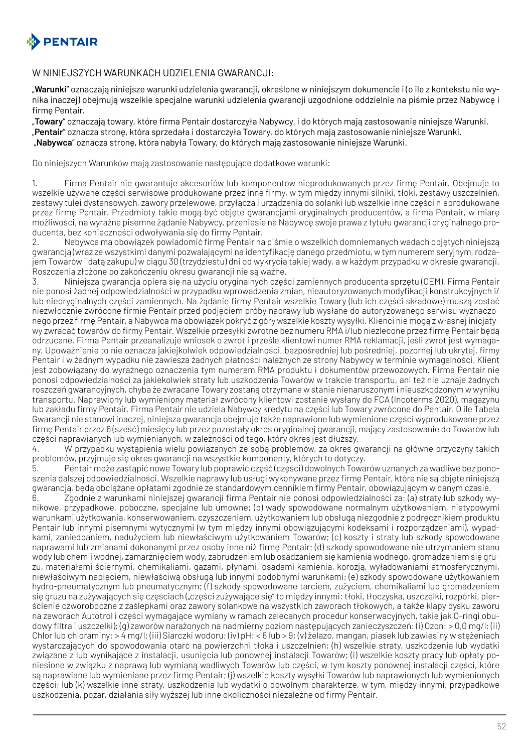W NINIEJSZYCH WARUNKACH UDZIELENIA GWARANCJI:

„**Warunki**" oznaczają niniejsze warunki udzielenia gwarancji, określone w niniejszym dokumencie i (o ile z kontekstu nie wynika inaczej) obejmują wszelkie specjalne warunki udzielenia gwarancji uzgodnione oddzielnie na piśmie przez Nabywcę i firmę Pentair.

„**Towary**" oznaczają towary, które firma Pentair dostarczyła Nabywcy, i do których mają zastosowanie niniejsze Warunki.

„**Pentair**" oznacza stronę, która sprzedała i dostarczyła Towary, do których mają zastosowanie niniejsze Warunki.

„**Nabywca**" oznacza stronę, która nabyła Towary, do których mają zastosowanie niniejsze Warunki.

Do niniejszych Warunków mają zastosowanie następujące dodatkowe warunki:

1. Firma Pentair nie gwarantuje akcesoriów lub komponentów nieprodukowanych przez firmę Pentair. Obejmuje to wszelkie używane części serwisowe produkowane przez inne firmy, w tym między innymi silniki, tłoki, zestawy uszczelnień, zestawy tulei dystansowych, zawory przelewowe, przyłącza i urządzenia do solanki lub wszelkie inne części nieprodukowane przez firmę Pentair. Przedmioty takie mogą być objęte gwarancjami oryginalnych producentów, a firma Pentair, w miarę możliwości, na wyraźne pisemne żądanie Nabywcy, przeniesie na Nabywcę swoje prawa z tytułu gwarancji oryginalnego producenta, bez konieczności odwoływania się do firmy Pentair.
2. Nabywca ma obowiązek powiadomić firmę Pentair na piśmie o wszelkich domniemanych wadach objętych niniejszą gwarancją (wraz ze wszystkimi danymi pozwalającymi na identyfikację danego przedmiotu, w tym numerem seryjnym, rodzajem Towarów i datą zakupu) w ciągu 30 (trzydziestu) dni od wykrycia takiej wady, a w każdym przypadku w okresie gwarancji. Roszczenia złożone po zakończeniu okresu gwarancji nie są ważne.
3. Niniejsza gwarancja opiera się na użyciu oryginalnych części zamiennych producenta sprzętu (OEM). Firma Pentair nie ponosi żadnej odpowiedzialności w przypadku wprowadzenia zmian, nieautoryzowanych modyfikacji konstrukcyjnych i/lub nieoryginalnych części zamiennych. Na żądanie firmy Pentair wszelkie Towary (lub ich części składowe) muszą zostać niezwłocznie zwrócone firmie Pentair przed podjęciem próby naprawy lub wysłane do autoryzowanego serwisu wyznaczonego przez firmę Pentair, a Nabywca ma obowiązek pokryć z góry wszelkie koszty wysyłki. Klienci nie mogą z własnej inicjatywy zwracać towarów do firmy Pentair. Wszelkie przesyłki zwrotne bez numeru RMA i/lub niezlecone przez firmę Pentair będą odrzucane. Firma Pentair przeanalizuje wniosek o zwrot i prześle klientowi numer RMA reklamacji, jeśli zwrot jest wymagany. Upoważnienie to nie oznacza jakiejkolwiek odpowiedzialności, bezpośredniej lub pośredniej, pozornej lub ukrytej, firmy Pentair i w żadnym wypadku nie zawiesza żadnych płatności należnych ze strony Nabywcy w terminie wymagalności. Klient jest zobowiązany do wyraźnego oznaczenia tym numerem RMA produktu i dokumentów przewozowych. Firma Pentair nie ponosi odpowiedzialności za jakiekolwiek straty lub uszkodzenia Towarów w trakcie transportu, ani też nie uzna żadnych roszczeń gwarancyjnych, chyba że zwracane Towary zostaną otrzymane w stanie nienaruszonym i nieuszkodzonym w wyniku transportu. Naprawiony lub wymieniony materiał zwrócony klientowi zostanie wysłany do FCA (Incoterms 2020), magazynu lub zakładu firmy Pentair. Firma Pentair nie udziela Nabywcy kredytu na części lub Towary zwrócone do Pentair. O ile Tabela Gwarancji nie stanowi inaczej, niniejsza gwarancja obejmuje także naprawione lub wymienione części wyprodukowane przez firmę Pentair przez 6 (sześć) miesięcy lub przez pozostały okres oryginalnej gwarancji, mający zastosowanie do Towarów lub części naprawianych lub wymienianych, w zależności od tego, który okres jest dłuższy.
4. W przypadku wystąpienia wielu powiązanych ze sobą problemów, za okres gwarancji na główne przyczyny takich problemów, przyjmuje się okres gwarancji na wszystkie komponenty, których to dotyczy.
5. Pentair może zastąpić nowe Towary lub poprawić część (części) dowolnych Towarów uznanych za wadliwe bez ponoszenia dalszej odpowiedzialności. Wszelkie naprawy lub usługi wykonywane przez firmę Pentair, które nie są objęte niniejszą gwarancją, będą obciążane opłatami zgodnie ze standardowym cennikiem firmy Pentair, obowiązującym w danym czasie.
6. Zgodnie z warunkami niniejszej gwarancji firma Pentair nie ponosi odpowiedzialności za: (a) straty lub szkody wynikowe, przypadkowe, poboczne, specjalne lub umowne; (b) wady spowodowane normalnym użytkowaniem, nietypowymi warunkami użytkowania, konserwowaniem, czyszczeniem, użytkowaniem lub obsługą niezgodnie z podręcznikiem produktu Pentair lub innymi pisemnymi wytycznymi (w tym między innymi obowiązującymi kodeksami i rozporządzeniami), wypadkami, zaniedbaniem, nadużyciem lub niewłaściwym użytkowaniem Towarów; (c) koszty i straty lub szkody spowodowane naprawami lub zmianami dokonanymi przez osoby inne niż firmę Pentair; (d) szkody spowodowane nie utrzymaniem stanu wody lub chemii wodnej, zamarznięciem wody, zabrudzeniem lub osadzaniem się kamienia wodnego, gromadzeniem się gruzu, materiałami ściernymi, chemikaliami, gazami, płynami, osadami kamienia, korozją, wyładowaniami atmosferycznymi, niewłaściwym napięciem, niewłaściwą obsługą lub innymi podobnymi warunkami; (e) szkody spowodowane użytkowaniem hydro-pneumatycznym lub pneumatycznym; (f) szkody spowodowane tarciem, zużyciem, chemikaliami lub gromadzeniem się gruzu na zużywających się częściach („części zużywające się" to między innymi: tłoki, tłoczyska, uszczelki, rozpórki, pierścienie czworoboczne z zaślepkami oraz zawory solankowe na wszystkich zaworach tłokowych, a także klapy dysku zaworu na zaworach Autotrol i części wymagające wymiany w ramach zalecanych procedur konserwacyjnych, takie jak O-ringi obudowy filtra i uszczelki); (g) zaworów narażonych na nadmierny poziom następujących zanieczyszczeń: (i) Ozon: > 0,0 mg/l; (ii) Chlor lub chloraminy: > 4 mg/l; (iii) Siarczki wodoru; (iv) pH: < 6 lub > 9; (v) żelazo, mangan, piasek lub zawiesiny w stężeniach wystarczających do spowodowania otarć na powierzchni tłoka i uszczelnień; (h) wszelkie straty, uszkodzenia lub wydatki związane z lub wynikające z instalacji, usunięcia lub ponownej instalacji Towarów; (i) wszelkie koszty pracy lub opłaty poniesione w związku z naprawą lub wymianą wadliwych Towarów lub części, w tym koszty ponownej instalacji części, które są naprawiane lub wymieniane przez firmę Pentair; (j) wszelkie koszty wysyłki Towarów lub naprawionych lub wymienionych części; lub (k) wszelkie inne straty, uszkodzenia lub wydatki o dowolnym charakterze, w tym, między innymi, przypadkowe uszkodzenia, pożar, działania siły wyższej lub inne okoliczności niezależne od firmy Pentair.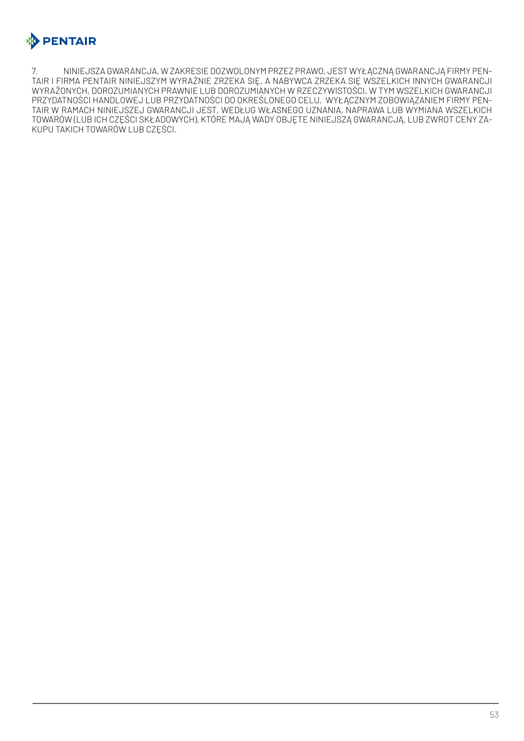7. NINIEJSZA GWARANCJA, W ZAKRESIE DOZWOLONYM PRZEZ PRAWO, JEST WYŁĄCZNĄ GWARANCJĄ FIRMY PENTAIR I FIRMA PENTAIR NINIEJSZYM WYRAŹNIE ZRZEKA SIĘ, A NABYWCA ZRZEKA SIĘ WSZELKICH INNYCH GWARANCJI WYRAŻONYCH, DOROZUMIANYCH PRAWNIE LUB DOROZUMIANYCH W RZECZYWISTOŚCI, W TYM WSZELKICH GWARANCJI PRZYDATNOŚCI HANDLOWEJ LUB PRZYDATNOŚCI DO OKREŚLONEGO CELU. WYŁĄCZNYM ZOBOWIĄZANIEM FIRMY PENTAIR W RAMACH NINIEJSZEJ GWARANCJI JEST, WEDŁUG WŁASNEGO UZNANIA, NAPRAWA LUB WYMIANA WSZELKICH TOWARÓW (LUB ICH CZĘŚCI SKŁADOWYCH), KTÓRE MAJĄ WADY OBJĘTE NINIEJSZĄ GWARANCJĄ, LUB ZWROT CENY ZAKUPU TAKICH TOWARÓW LUB CZĘŚCI.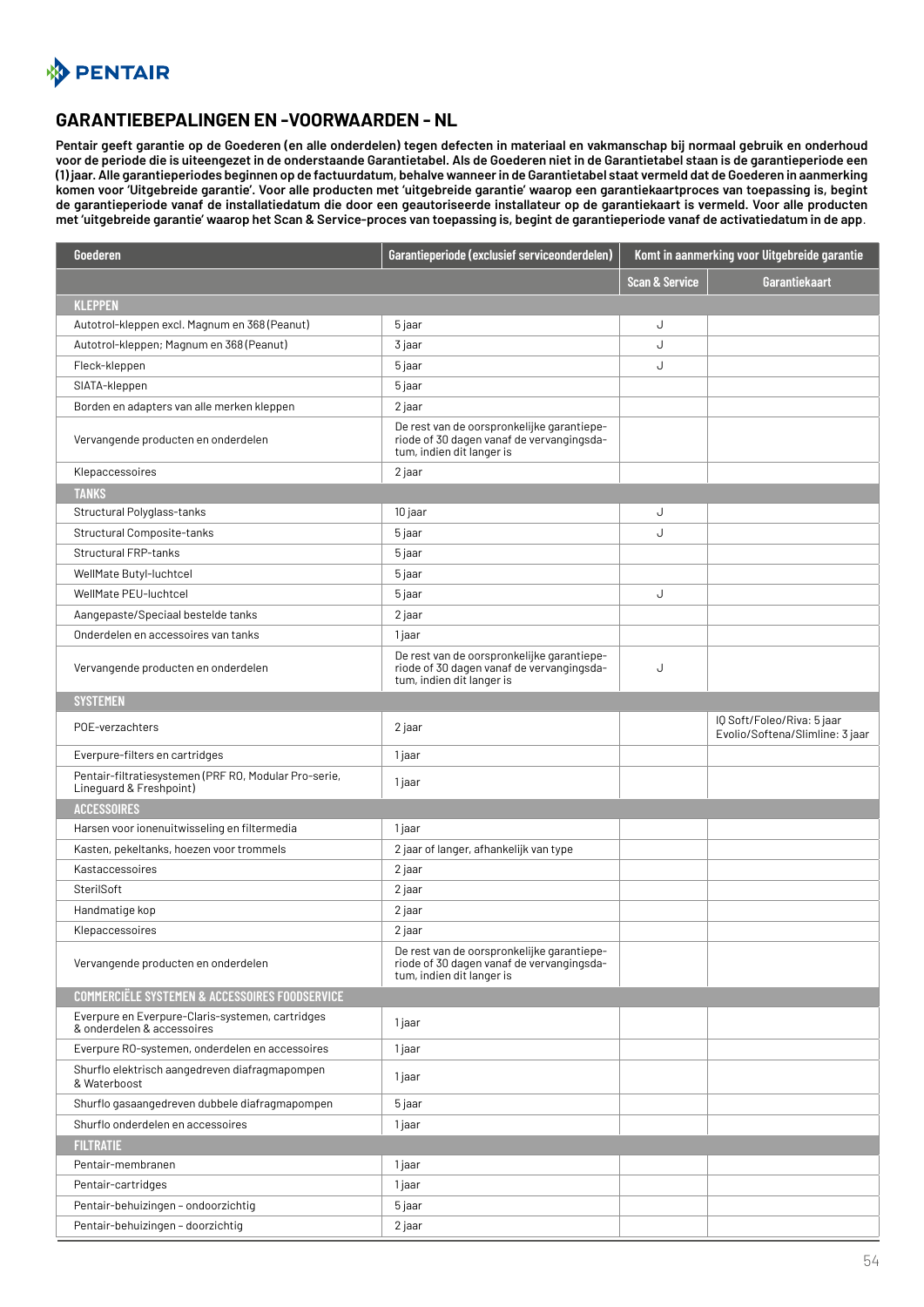## GARANTIEBEPALINGEN EN -VOORWAARDEN - NL

**Pentair geeft garantie op de Goederen (en alle onderdelen) tegen defecten in materiaal en vakmanschap bij normaal gebruik en onderhoud voor de periode die is uiteengezet in de onderstaande Garantietabel. Als de Goederen niet in de Garantietabel staan is de garantieperiode een (1) jaar. Alle garantieperiodes beginnen op de factuurdatum, behalve wanneer in de Garantietabel staat vermeld dat de Goederen in aanmerking komen voor 'Uitgebreide garantie'. Voor alle producten met 'uitgebreide garantie' waarop een garantiekaartproces van toepassing is, begint de garantieperiode vanaf de installatiedatum die door een geautoriseerde installateur op de garantiekaart is vermeld. Voor alle producten met 'uitgebreide garantie' waarop het Scan & Service-proces van toepassing is, begint de garantieperiode vanaf de activatiedatum in de app.**

| Goederen | Garantieperiode (exclusief serviceonderdelen) | Komt in aanmerking voor Uitgebreide garantie | |
|---|---|---|---|
| | | Scan & Service | Garantiekaart |
| **KLEPPEN** | | | |
| Autotrol-kleppen excl. Magnum en 368 (Peanut) | 5 jaar | J | |
| Autotrol-kleppen; Magnum en 368 (Peanut) | 3 jaar | J | |
| Fleck-kleppen | 5 jaar | J | |
| SIATA-kleppen | 5 jaar | | |
| Borden en adapters van alle merken kleppen | 2 jaar | | |
| Vervangende producten en onderdelen | De rest van de oorspronkelijke garantieperiode of 30 dagen vanaf de vervangingsdatum, indien dit langer is | | |
| Klepaccessoires | 2 jaar | | |
| **TANKS** | | | |
| Structural Polyglass-tanks | 10 jaar | J | |
| Structural Composite-tanks | 5 jaar | J | |
| Structural FRP-tanks | 5 jaar | | |
| WellMate Butyl-luchtcel | 5 jaar | | |
| WellMate PEU-luchtcel | 5 jaar | J | |
| Aangepaste/Speciaal bestelde tanks | 2 jaar | | |
| Onderdelen en accessoires van tanks | 1 jaar | | |
| Vervangende producten en onderdelen | De rest van de oorspronkelijke garantieperiode of 30 dagen vanaf de vervangingsdatum, indien dit langer is | J | |
| **SYSTEMEN** | | | |
| POE-verzachters | 2 jaar | | IQ Soft/Foleo/Riva: 5 jaar Evolio/Softena/Slimline: 3 jaar |
| Everpure-filters en cartridges | 1 jaar | | |
| Pentair-filtratiesystemen (PRF RO, Modular Pro-serie, Lineguard & Freshpoint) | 1 jaar | | |
| **ACCESSOIRES** | | | |
| Harsen voor ionenuitwisseling en filtermedia | 1 jaar | | |
| Kasten, pekeltanks, hoezen voor trommels | 2 jaar of langer, afhankelijk van type | | |
| Kastaccessoires | 2 jaar | | |
| SterilSoft | 2 jaar | | |
| Handmatige kop | 2 jaar | | |
| Klepaccessoires | 2 jaar | | |
| Vervangende producten en onderdelen | De rest van de oorspronkelijke garantieperiode of 30 dagen vanaf de vervangingsdatum, indien dit langer is | | |
| **COMMERCIËLE SYSTEMEN & ACCESSOIRES FOODSERVICE** | | | |
| Everpure en Everpure-Claris-systemen, cartridges & onderdelen & accessoires | 1 jaar | | |
| Everpure RO-systemen, onderdelen en accessoires | 1 jaar | | |
| Shurflo elektrisch aangedreven diafragmapompen & Waterboost | 1 jaar | | |
| Shurflo gasaangedreven dubbele diafragmapompen | 5 jaar | | |
| Shurflo onderdelen en accessoires | 1 jaar | | |
| **FILTRATIE** | | | |
| Pentair-membranen | 1 jaar | | |
| Pentair-cartridges | 1 jaar | | |
| Pentair-behuizingen - ondoorzichtig | 5 jaar | | |
| Pentair-behuizingen - doorzichtig | 2 jaar | | |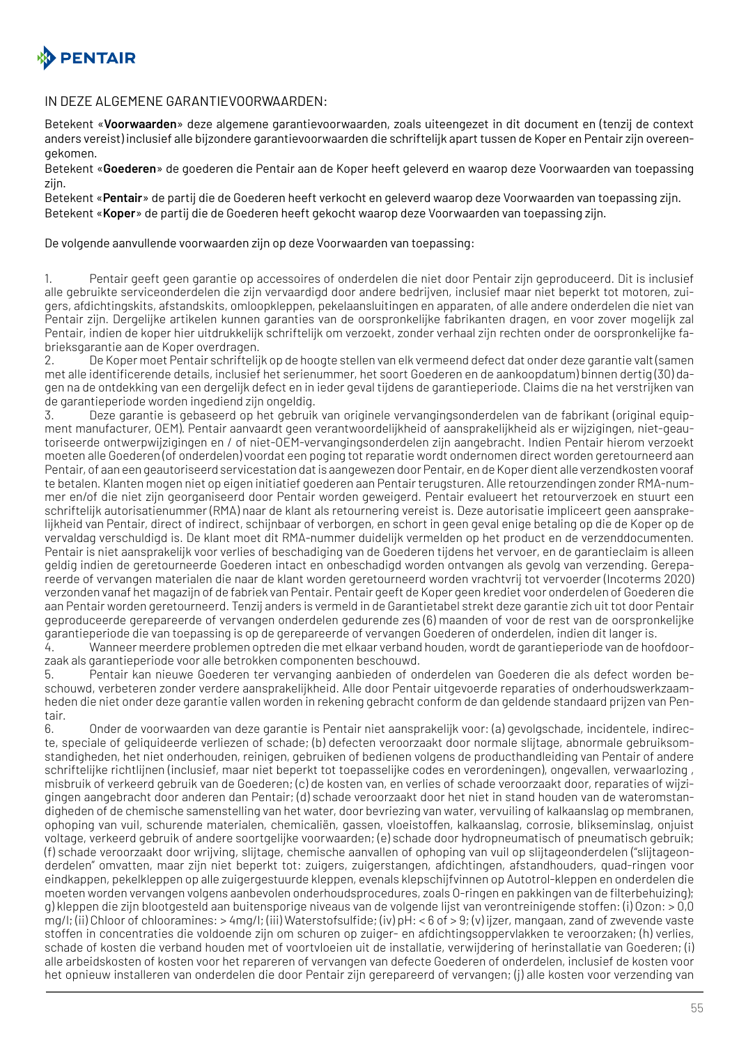IN DEZE ALGEMENE GARANTIEVOORWAARDEN:

Betekent «**Voorwaarden**» deze algemene garantievoorwaarden, zoals uiteengezet in dit document en (tenzij de context anders vereist) inclusief alle bijzondere garantievoorwaarden die schriftelijk apart tussen de Koper en Pentair zijn overeengekomen.
Betekent «**Goederen**» de goederen die Pentair aan de Koper heeft geleverd en waarop deze Voorwaarden van toepassing zijn.
Betekent «**Pentair**» de partij die de Goederen heeft verkocht en geleverd waarop deze Voorwaarden van toepassing zijn.
Betekent «**Koper**» de partij die de Goederen heeft gekocht waarop deze Voorwaarden van toepassing zijn.

De volgende aanvullende voorwaarden zijn op deze Voorwaarden van toepassing:

1. Pentair geeft geen garantie op accessoires of onderdelen die niet door Pentair zijn geproduceerd. Dit is inclusief alle gebruikte serviceonderdelen die zijn vervaardigd door andere bedrijven, inclusief maar niet beperkt tot motoren, zuigers, afdichtingskits, afstandskits, omloopkleppen, pekelaansluitingen en apparaten, of alle andere onderdelen die niet van Pentair zijn. Dergelijke artikelen kunnen garanties van de oorspronkelijke fabrikanten dragen, en voor zover mogelijk zal Pentair, indien de koper hier uitdrukkelijk schriftelijk om verzoekt, zonder verhaal zijn rechten onder de oorspronkelijke fabrieksgarantie aan de Koper overdragen.
2. De Koper moet Pentair schriftelijk op de hoogte stellen van elk vermeend defect dat onder deze garantie valt (samen met alle identificerende details, inclusief het serienummer, het soort Goederen en de aankoopdatum) binnen dertig (30) dagen na de ontdekking van een dergelijk defect en in ieder geval tijdens de garantieperiode. Claims die na het verstrijken van de garantieperiode worden ingediend zijn ongeldig.
3. Deze garantie is gebaseerd op het gebruik van originele vervangingsonderdelen van de fabrikant (original equipment manufacturer, OEM). Pentair aanvaardt geen verantwoordelijkheid of aansprakelijkheid als er wijzigingen, niet-geautoriseerde ontwerpwijzigingen en / of niet-OEM-vervangingsonderdelen zijn aangebracht. Indien Pentair hierom verzoekt moeten alle Goederen (of onderdelen) voordat een poging tot reparatie wordt ondernomen direct worden geretourneerd aan Pentair, of aan een geautoriseerd servicestation dat is aangewezen door Pentair, en de Koper dient alle verzendkosten vooraf te betalen. Klanten mogen niet op eigen initiatief goederen aan Pentair terugsturen. Alle retourzendingen zonder RMA-nummer en/of die niet zijn georganiseerd door Pentair worden geweigerd. Pentair evalueert het retourverzoek en stuurt een schriftelijk autorisatienummer (RMA) naar de klant als retournering vereist is. Deze autorisatie impliceert geen aansprakelijkheid van Pentair, direct of indirect, schijnbaar of verborgen, en schort in geen geval enige betaling op die de Koper op de vervaldag verschuldigd is. De klant moet dit RMA-nummer duidelijk vermelden op het product en de verzenddocumenten. Pentair is niet aansprakelijk voor verlies of beschadiging van de Goederen tijdens het vervoer, en de garantieclaim is alleen geldig indien de geretourneerde Goederen intact en onbeschadigd worden ontvangen als gevolg van verzending. Gerepareerde of vervangen materialen die naar de klant worden geretourneerd worden vrachtvrij tot vervoerder (Incoterms 2020) verzonden vanaf het magazijn of de fabriek van Pentair. Pentair geeft de Koper geen krediet voor onderdelen of Goederen die aan Pentair worden geretourneerd. Tenzij anders is vermeld in de Garantietabel strekt deze garantie zich uit tot door Pentair geproduceerde gerepareerde of vervangen onderdelen gedurende zes (6) maanden of voor de rest van de oorspronkelijke garantieperiode die van toepassing is op de gerepareerde of vervangen Goederen of onderdelen, indien dit langer is.
4. Wanneer meerdere problemen optreden die met elkaar verband houden, wordt de garantieperiode van de hoofdoorzaak als garantieperiode voor alle betrokken componenten beschouwd.
5. Pentair kan nieuwe Goederen ter vervanging aanbieden of onderdelen van Goederen die als defect worden beschouwd, verbeteren zonder verdere aansprakelijkheid. Alle door Pentair uitgevoerde reparaties of onderhoudswerkzaamheden die niet onder deze garantie vallen worden in rekening gebracht conform de dan geldende standaard prijzen van Pentair.
6. Onder de voorwaarden van deze garantie is Pentair niet aansprakelijk voor: (a) gevolgschade, incidentele, indirecte, speciale of geliquideerde verliezen of schade; (b) defecten veroorzaakt door normale slijtage, abnormale gebruiksomstandigheden, het niet onderhouden, reinigen, gebruiken of bedienen volgens de producthandleiding van Pentair of andere schriftelijke richtlijnen (inclusief, maar niet beperkt tot toepasselijke codes en verordeningen), ongevallen, verwaarlozing , misbruik of verkeerd gebruik van de Goederen; (c) de kosten van, en verlies of schade veroorzaakt door, reparaties of wijzigingen aangebracht door anderen dan Pentair; (d) schade veroorzaakt door het niet in stand houden van de wateromstandigheden of de chemische samenstelling van het water, door bevriezing van water, vervuiling of kalkaanslag op membranen, ophoping van vuil, schurende materialen, chemicaliën, gassen, vloeistoffen, kalkaanslag, corrosie, blikseminslag, onjuist voltage, verkeerd gebruik of andere soortgelijke voorwaarden; (e) schade door hydropneumatisch of pneumatisch gebruik; (f) schade veroorzaakt door wrijving, slijtage, chemische aanvallen of ophoping van vuil op slijtageonderdelen ("slijtageonderdelen" omvatten, maar zijn niet beperkt tot: zuigers, zuigerstangen, afdichtingen, afstandhouders, quad-ringen voor eindkappen, pekelkleppen op alle zuigergestuurde kleppen, evenals klepschijfvinnen op Autotrol-kleppen en onderdelen die moeten worden vervangen volgens aanbevolen onderhoudsprocedures, zoals O-ringen en pakkingen van de filterbehuizing); g) kleppen die zijn blootgesteld aan buitensporige niveaus van de volgende lijst van verontreinigende stoffen: (i) Ozon: > 0,0 mg/l; (ii) Chloor of chlooramines: > 4mg/l; (iii) Waterstofsulfide; (iv) pH: < 6 of > 9; (v) ijzer, mangaan, zand of zwevende vaste stoffen in concentraties die voldoende zijn om schuren op zuiger- en afdichtingsoppervlakken te veroorzaken; (h) verlies, schade of kosten die verband houden met of voortvloeien uit de installatie, verwijdering of herinstallatie van Goederen; (i) alle arbeidskosten of kosten voor het repareren of vervangen van defecte Goederen of onderdelen, inclusief de kosten voor het opnieuw installeren van onderdelen die door Pentair zijn gerepareerd of vervangen; (j) alle kosten voor verzending van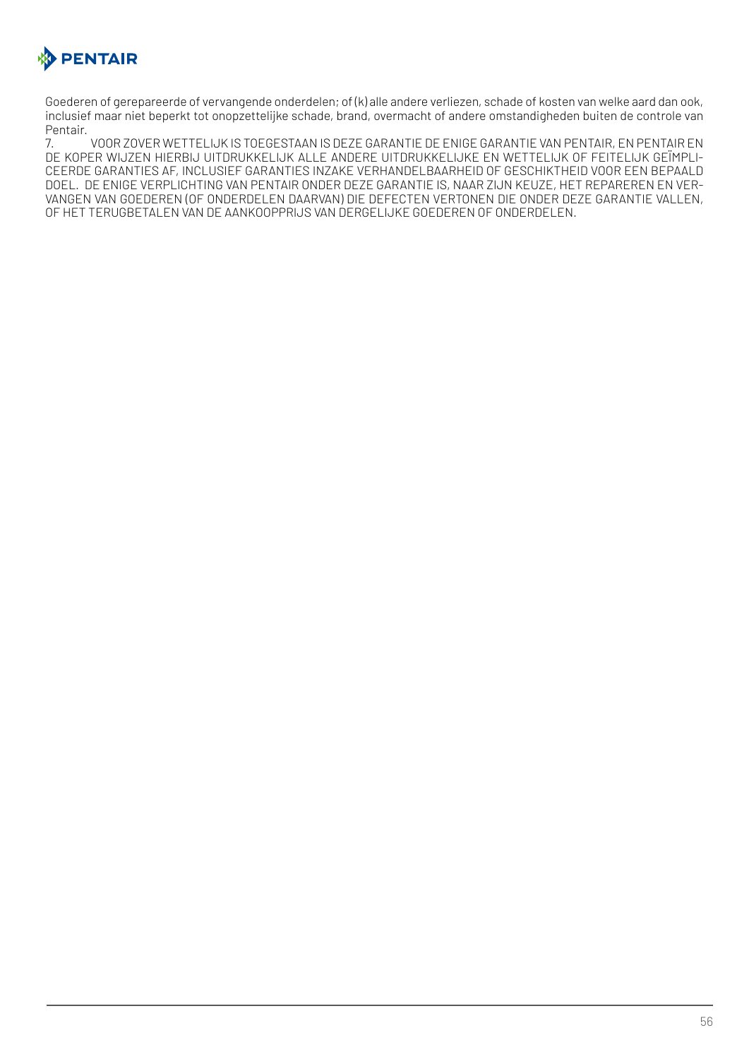Goederen of gerepareerde of vervangende onderdelen; of (k) alle andere verliezen, schade of kosten van welke aard dan ook, inclusief maar niet beperkt tot onopzettelijke schade, brand, overmacht of andere omstandigheden buiten de controle van Pentair.

7. VOOR ZOVER WETTELIJK IS TOEGESTAAN IS DEZE GARANTIE DE ENIGE GARANTIE VAN PENTAIR, EN PENTAIR EN DE KOPER WIJZEN HIERBIJ UITDRUKKELIJK ALLE ANDERE UITDRUKKELIJKE EN WETTELIJK OF FEITELIJK GEÏMPLICEERDE GARANTIES AF, INCLUSIEF GARANTIES INZAKE VERHANDELBAARHEID OF GESCHIKTHEID VOOR EEN BEPAALD DOEL. DE ENIGE VERPLICHTING VAN PENTAIR ONDER DEZE GARANTIE IS, NAAR ZIJN KEUZE, HET REPAREREN EN VERVANGEN VAN GOEDEREN (OF ONDERDELEN DAARVAN) DIE DEFECTEN VERTONEN DIE ONDER DEZE GARANTIE VALLEN, OF HET TERUGBETALEN VAN DE AANKOOPPRIJS VAN DERGELIJKE GOEDEREN OF ONDERDELEN.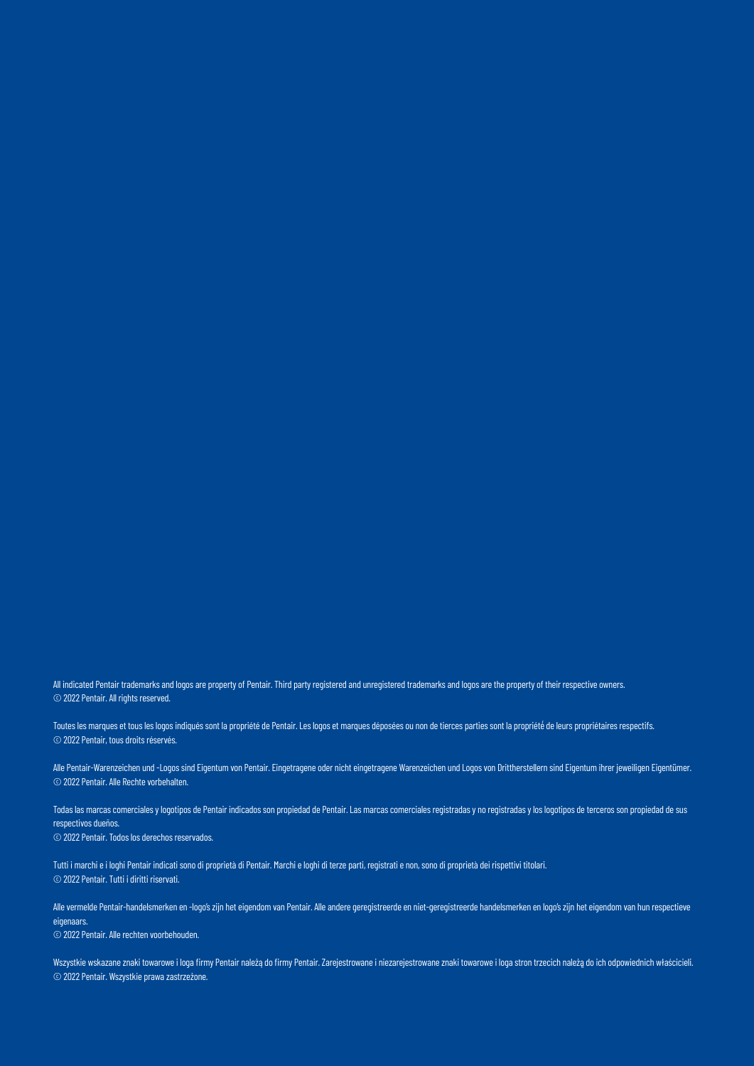All indicated Pentair trademarks and logos are property of Pentair. Third party registered and unregistered trademarks and logos are the property of their respective owners.
© 2022 Pentair. All rights reserved.

Toutes les marques et tous les logos indiqués sont la propriété de Pentair. Les logos et marques déposées ou non de tierces parties sont la propriété de leurs propriétaires respectifs.
© 2022 Pentair, tous droits réservés.

Alle Pentair-Warenzeichen und -Logos sind Eigentum von Pentair. Eingetragene oder nicht eingetragene Warenzeichen und Logos von Drittherstellern sind Eigentum ihrer jeweiligen Eigentümer.
© 2022 Pentair. Alle Rechte vorbehalten.

Todas las marcas comerciales y logotipos de Pentair indicados son propiedad de Pentair. Las marcas comerciales registradas y no registradas y los logotipos de terceros son propiedad de sus respectivos dueños.
© 2022 Pentair. Todos los derechos reservados.

Tutti i marchi e i loghi Pentair indicati sono di proprietà di Pentair. Marchi e loghi di terze parti, registrati e non, sono di proprietà dei rispettivi titolari.
© 2022 Pentair. Tutti i diritti riservati.

Alle vermelde Pentair-handelsmerken en -logo's zijn het eigendom van Pentair. Alle andere geregistreerde en niet-geregistreerde handelsmerken en logo's zijn het eigendom van hun respectieve eigenaars.
© 2022 Pentair. Alle rechten voorbehouden.

Wszystkie wskazane znaki towarowe i loga firmy Pentair należą do firmy Pentair. Zarejestrowane i niezarejestrowane znaki towarowe i loga stron trzecich należą do ich odpowiednich właścicieli.
© 2022 Pentair. Wszystkie prawa zastrzeżone.